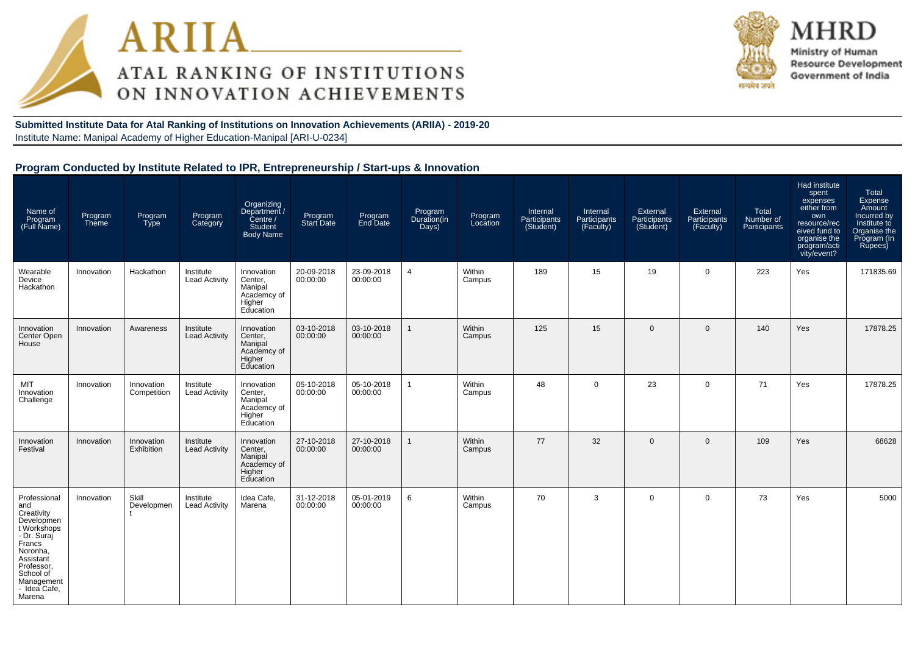# ARIIA
## ATAL RANKING OF INSTITUTIONS ON INNOVATION ACHIEVEMENTS

**MHRD**
Ministry of Human Resource Development
Government of India

**Submitted Institute Data for Atal Ranking of Institutions on Innovation Achievements (ARIIA) - 2019-20**
Institute Name: Manipal Academy of Higher Education-Manipal [ARI-U-0234]

### Program Conducted by Institute Related to IPR, Entrepreneurship / Start-ups & Innovation

| Name of Program (Full Name) | Program Theme | Program Type | Program Category | Organizing Department / Centre / Student Body Name | Program Start Date | Program End Date | Program Duration(in Days) | Program Location | Internal Participants (Student) | Internal Participants (Faculty) | External Participants (Student) | External Participants (Faculty) | Total Number of Participants | Had institute spent expenses either from own resource/received fund to organise the program/activity/event? | Total Expense Amount Incurred by Institute to Organise the Program (In Rupees) |
|---|---|---|---|---|---|---|---|---|---|---|---|---|---|---|---|
| Wearable Device Hackathon | Innovation | Hackathon | Institute Lead Activity | Innovation Center, Manipal Academy of Higher Education | 20-09-2018 00:00:00 | 23-09-2018 00:00:00 | 4 | Within Campus | 189 | 15 | 19 | 0 | 223 | Yes | 171835.69 |
| Innovation Center Open House | Innovation | Awareness | Institute Lead Activity | Innovation Center, Manipal Academy of Higher Education | 03-10-2018 00:00:00 | 03-10-2018 00:00:00 | 1 | Within Campus | 125 | 15 | 0 | 0 | 140 | Yes | 17878.25 |
| MIT Innovation Challenge | Innovation | Innovation Competition | Institute Lead Activity | Innovation Center, Manipal Academy of Higher Education | 05-10-2018 00:00:00 | 05-10-2018 00:00:00 | 1 | Within Campus | 48 | 0 | 23 | 0 | 71 | Yes | 17878.25 |
| Innovation Festival | Innovation | Innovation Exhibition | Institute Lead Activity | Innovation Center, Manipal Academy of Higher Education | 27-10-2018 00:00:00 | 27-10-2018 00:00:00 | 1 | Within Campus | 77 | 32 | 0 | 0 | 109 | Yes | 68628 |
| Professional and Creativity Development Workshops - Dr. Suraj Francs Noronha, Assistant Professor, School of Management - Idea Cafe, Marena | Innovation | Skill Development | Institute Lead Activity | Idea Cafe, Marena | 31-12-2018 00:00:00 | 05-01-2019 00:00:00 | 6 | Within Campus | 70 | 3 | 0 | 0 | 73 | Yes | 5000 |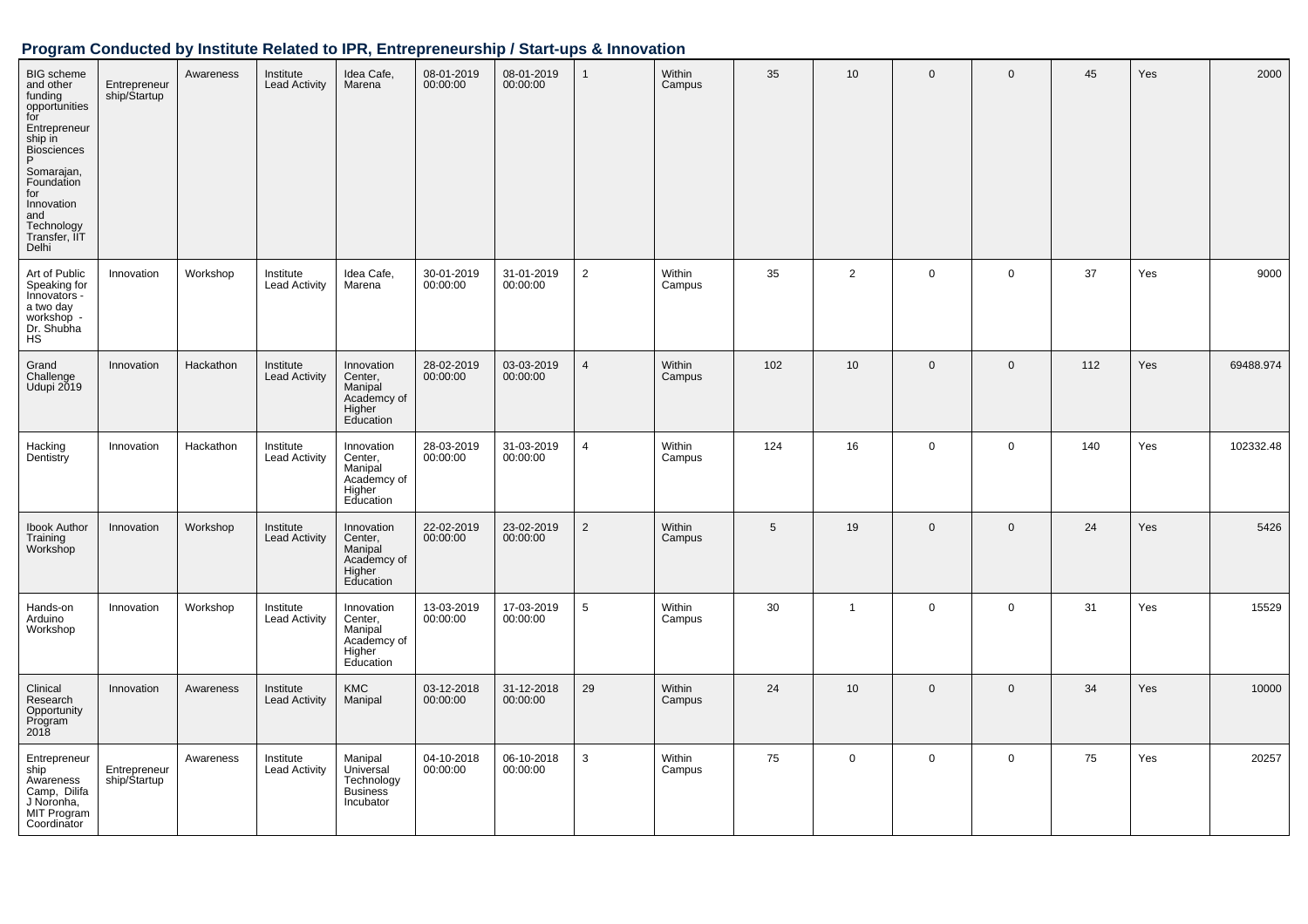## Program Conducted by Institute Related to IPR, Entrepreneurship / Start-ups & Innovation

| | | | | | | | | | | | | | | | |
|---|---|---|---|---|---|---|---|---|---|---|---|---|---|---|---|
| BIG scheme and other funding opportunities for Entrepreneurship in Biosciences P Somarajan, Foundation for Innovation and Technology Transfer, IIT Delhi | Entrepreneurship/Startup | Awareness | Institute Lead Activity | Idea Cafe, Marena | 08-01-2019 00:00:00 | 08-01-2019 00:00:00 | 1 | Within Campus | 35 | 10 | 0 | 0 | 45 | Yes | 2000 |
| Art of Public Speaking for Innovators - a two day workshop - Dr. Shubha HS | Innovation | Workshop | Institute Lead Activity | Idea Cafe, Marena | 30-01-2019 00:00:00 | 31-01-2019 00:00:00 | 2 | Within Campus | 35 | 2 | 0 | 0 | 37 | Yes | 9000 |
| Grand Challenge Udupi 2019 | Innovation | Hackathon | Institute Lead Activity | Innovation Center, Manipal Academcy of Higher Education | 28-02-2019 00:00:00 | 03-03-2019 00:00:00 | 4 | Within Campus | 102 | 10 | 0 | 0 | 112 | Yes | 69488.974 |
| Hacking Dentistry | Innovation | Hackathon | Institute Lead Activity | Innovation Center, Manipal Academcy of Higher Education | 28-03-2019 00:00:00 | 31-03-2019 00:00:00 | 4 | Within Campus | 124 | 16 | 0 | 0 | 140 | Yes | 102332.48 |
| Ibook Author Training Workshop | Innovation | Workshop | Institute Lead Activity | Innovation Center, Manipal Academcy of Higher Education | 22-02-2019 00:00:00 | 23-02-2019 00:00:00 | 2 | Within Campus | 5 | 19 | 0 | 0 | 24 | Yes | 5426 |
| Hands-on Arduino Workshop | Innovation | Workshop | Institute Lead Activity | Innovation Center, Manipal Academcy of Higher Education | 13-03-2019 00:00:00 | 17-03-2019 00:00:00 | 5 | Within Campus | 30 | 1 | 0 | 0 | 31 | Yes | 15529 |
| Clinical Research Opportunity Program 2018 | Innovation | Awareness | Institute Lead Activity | KMC Manipal | 03-12-2018 00:00:00 | 31-12-2018 00:00:00 | 29 | Within Campus | 24 | 10 | 0 | 0 | 34 | Yes | 10000 |
| Entrepreneurship Awareness Camp, Dilifa J Noronha, MIT Program Coordinator | Entrepreneurship/Startup | Awareness | Institute Lead Activity | Manipal Universal Technology Business Incubator | 04-10-2018 00:00:00 | 06-10-2018 00:00:00 | 3 | Within Campus | 75 | 0 | 0 | 0 | 75 | Yes | 20257 |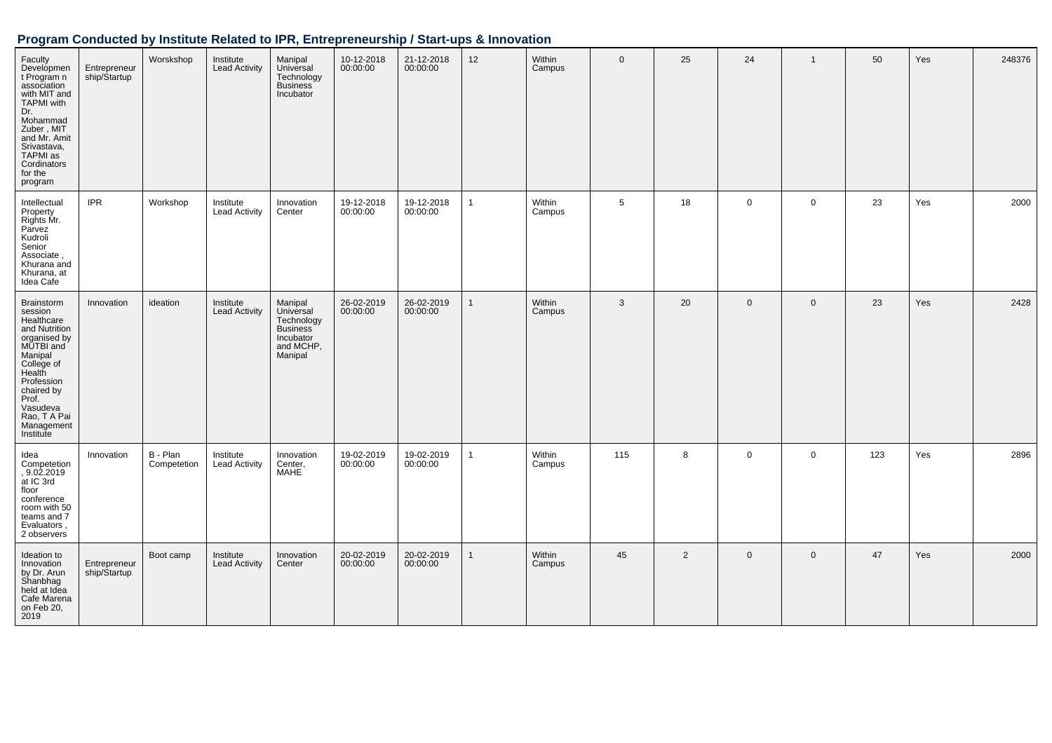## Program Conducted by Institute Related to IPR, Entrepreneurship / Start-ups & Innovation

| | | | | | | | | | | | | | | | |
|---|---|---|---|---|---|---|---|---|---|---|---|---|---|---|---|
| Faculty Development Program n association with MIT and TAPMI with Dr. Mohammad Zuber , MIT and Mr. Amit Srivastava, TAPMI as Cordinators for the program | Entrepreneurship/Startup | Worskshop | Institute Lead Activity | Manipal Universal Technology Business Incubator | 10-12-2018 00:00:00 | 21-12-2018 00:00:00 | 12 | Within Campus | 0 | 25 | 24 | 1 | 50 | Yes | 248376 |
| Intellectual Property Rights Mr. Parvez Kudroli Senior Associate , Khurana and Khurana, at Idea Cafe | IPR | Workshop | Institute Lead Activity | Innovation Center | 19-12-2018 00:00:00 | 19-12-2018 00:00:00 | 1 | Within Campus | 5 | 18 | 0 | 0 | 23 | Yes | 2000 |
| Brainstorm session Healthcare and Nutrition organised by MUTBI and Manipal College of Health Profession chaired by Prof. Vasudeva Rao, T A Pai Management Institute | Innovation | ideation | Institute Lead Activity | Manipal Universal Technology Business Incubator and MCHP, Manipal | 26-02-2019 00:00:00 | 26-02-2019 00:00:00 | 1 | Within Campus | 3 | 20 | 0 | 0 | 23 | Yes | 2428 |
| Idea Competetion , 9.02.2019 at IC 3rd floor conference room with 50 teams and 7 Evaluators , 2 observers | Innovation | B - Plan Competetion | Institute Lead Activity | Innovation Center, MAHE | 19-02-2019 00:00:00 | 19-02-2019 00:00:00 | 1 | Within Campus | 115 | 8 | 0 | 0 | 123 | Yes | 2896 |
| Ideation to Innovation by Dr. Arun Shanbhag held at Idea Cafe Marena on Feb 20, 2019 | Entrepreneurship/Startup | Boot camp | Institute Lead Activity | Innovation Center | 20-02-2019 00:00:00 | 20-02-2019 00:00:00 | 1 | Within Campus | 45 | 2 | 0 | 0 | 47 | Yes | 2000 |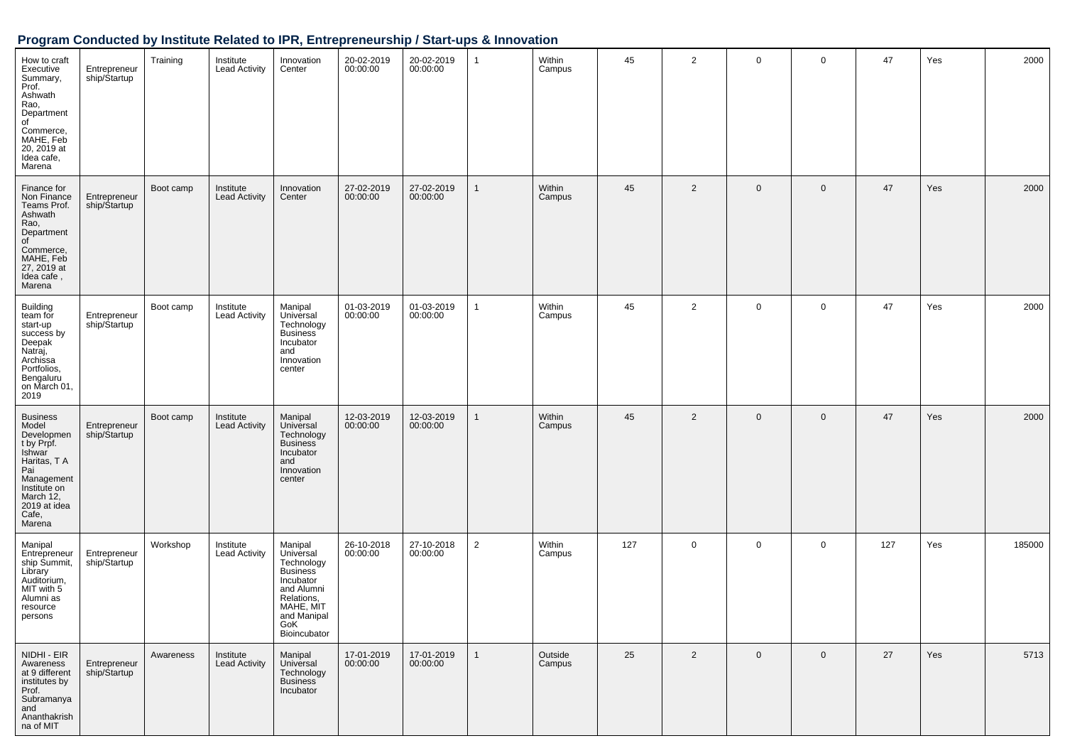## Program Conducted by Institute Related to IPR, Entrepreneurship / Start-ups & Innovation

| | | | | | | | | | | | | | | | |
|---|---|---|---|---|---|---|---|---|---|---|---|---|---|---|---|
| How to craft Executive Summary, Prof. Ashwath Rao, Department of Commerce, MAHE, Feb 20, 2019 at Idea cafe, Marena | Entrepreneurship/Startup | Training | Institute Lead Activity | Innovation Center | 20-02-2019 00:00:00 | 20-02-2019 00:00:00 | 1 | Within Campus | 45 | 2 | 0 | 0 | 47 | Yes | 2000 |
| Finance for Non Finance Teams Prof. Ashwath Rao, Department of Commerce, MAHE, Feb 27, 2019 at Idea cafe , Marena | Entrepreneurship/Startup | Boot camp | Institute Lead Activity | Innovation Center | 27-02-2019 00:00:00 | 27-02-2019 00:00:00 | 1 | Within Campus | 45 | 2 | 0 | 0 | 47 | Yes | 2000 |
| Building team for start-up success by Deepak Natraj, Archissa Portfolios, Bengaluru on March 01, 2019 | Entrepreneurship/Startup | Boot camp | Institute Lead Activity | Manipal Universal Technology Business Incubator and Innovation center | 01-03-2019 00:00:00 | 01-03-2019 00:00:00 | 1 | Within Campus | 45 | 2 | 0 | 0 | 47 | Yes | 2000 |
| Business Model Development by Prpf. Ishwar Haritas, T A Pai Management Institute on March 12, 2019 at idea Cafe, Marena | Entrepreneurship/Startup | Boot camp | Institute Lead Activity | Manipal Universal Technology Business Incubator and Innovation center | 12-03-2019 00:00:00 | 12-03-2019 00:00:00 | 1 | Within Campus | 45 | 2 | 0 | 0 | 47 | Yes | 2000 |
| Manipal Entrepreneurship Summit, Library Auditorium, MIT with 5 Alumni as resource persons | Entrepreneurship/Startup | Workshop | Institute Lead Activity | Manipal Universal Technology Business Incubator and Alumni Relations, MAHE, MIT and Manipal GoK Bioincubator | 26-10-2018 00:00:00 | 27-10-2018 00:00:00 | 2 | Within Campus | 127 | 0 | 0 | 0 | 127 | Yes | 185000 |
| NIDHI - EIR Awareness at 9 different institutes by Prof. Subramanya and Ananthakrishna of MIT | Entrepreneurship/Startup | Awareness | Institute Lead Activity | Manipal Universal Technology Business Incubator | 17-01-2019 00:00:00 | 17-01-2019 00:00:00 | 1 | Outside Campus | 25 | 2 | 0 | 0 | 27 | Yes | 5713 |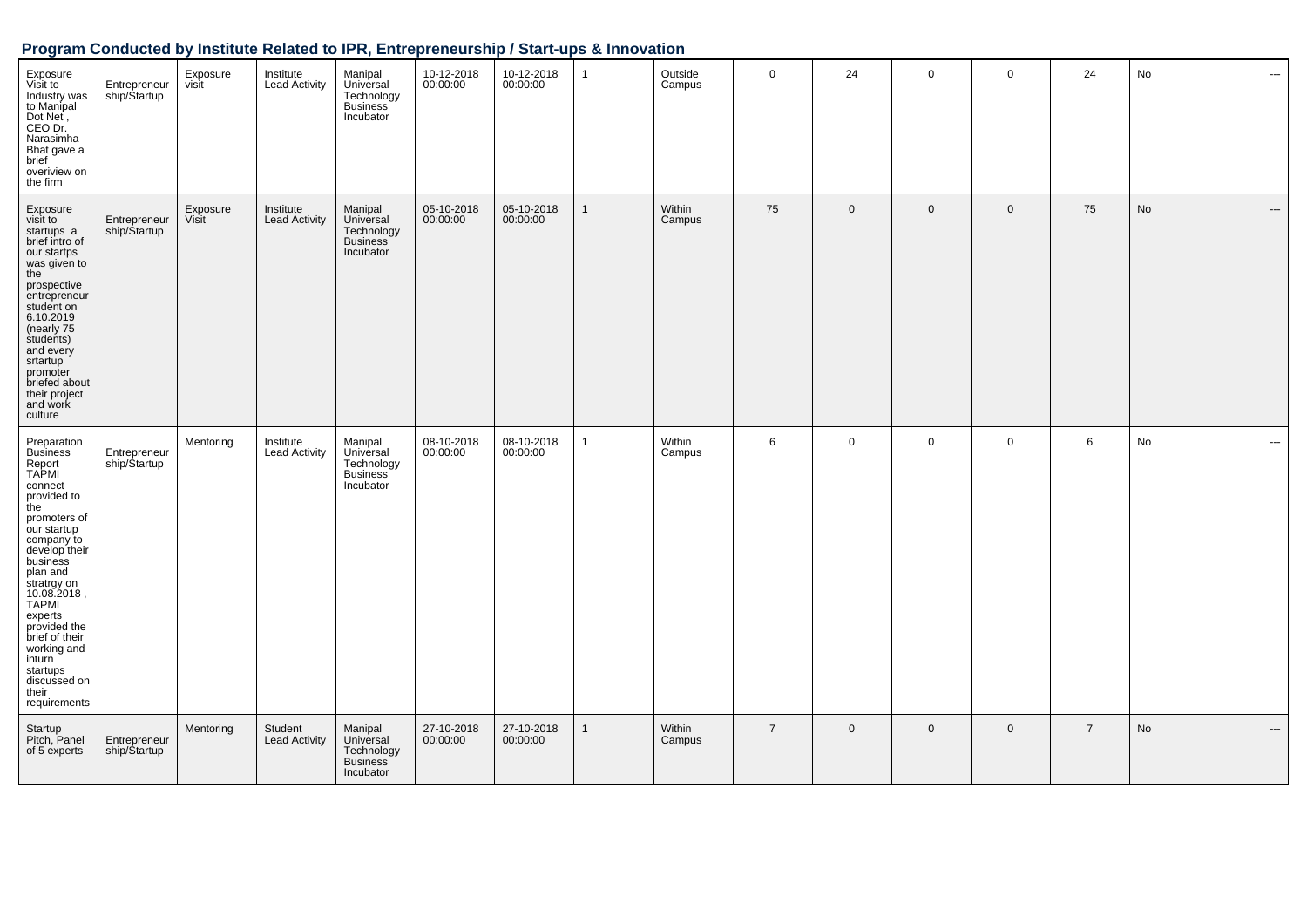## Program Conducted by Institute Related to IPR, Entrepreneurship / Start-ups & Innovation

| | | | | | | | | | | | | | | | |
|---|---|---|---|---|---|---|---|---|---|---|---|---|---|---|---|
| Exposure Visit to Industry was to Manipal Dot Net , CEO Dr. Narasimha Bhat gave a brief overiview on the firm | Entrepreneurship/Startup | Exposure visit | Institute Lead Activity | Manipal Universal Technology Business Incubator | 10-12-2018 00:00:00 | 10-12-2018 00:00:00 | 1 | Outside Campus | 0 | 24 | 0 | 0 | 24 | No | --- |
| Exposure visit to startups a brief intro of our startps was given to the prospective entrepreneur student on 6.10.2019 (nearly 75 students) and every srtartup promoter briefed about their project and work culture | Entrepreneurship/Startup | Exposure Visit | Institute Lead Activity | Manipal Universal Technology Business Incubator | 05-10-2018 00:00:00 | 05-10-2018 00:00:00 | 1 | Within Campus | 75 | 0 | 0 | 0 | 75 | No | --- |
| Preparation Business Report TAPMI connect provided to the promoters of our startup company to develop their business plan and stratrgy on 10.08.2018 , TAPMI experts provided the brief of their working and inturn startups discussed on their requirements | Entrepreneurship/Startup | Mentoring | Institute Lead Activity | Manipal Universal Technology Business Incubator | 08-10-2018 00:00:00 | 08-10-2018 00:00:00 | 1 | Within Campus | 6 | 0 | 0 | 0 | 6 | No | --- |
| Startup Pitch, Panel of 5 experts | Entrepreneurship/Startup | Mentoring | Student Lead Activity | Manipal Universal Technology Business Incubator | 27-10-2018 00:00:00 | 27-10-2018 00:00:00 | 1 | Within Campus | 7 | 0 | 0 | 0 | 7 | No | --- |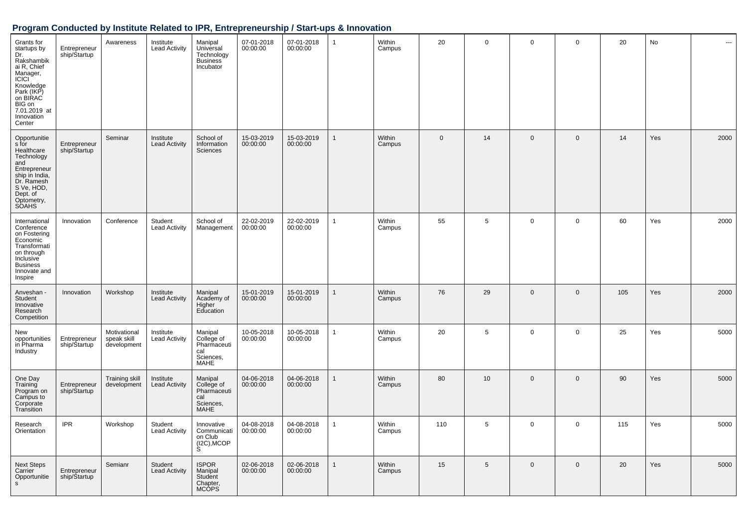## Program Conducted by Institute Related to IPR, Entrepreneurship / Start-ups & Innovation

| | | | | | | | | | | | | | | | |
|---|---|---|---|---|---|---|---|---|---|---|---|---|---|---|---|
| Grants for startups by Dr. Rakshambikai R, Chief Manager, ICICI Knowledge Park (IKP) on BIRAC BIG on 7.01.2019 at Innovation Center | Entrepreneurship/Startup | Awareness | Institute Lead Activity | Manipal Universal Technology Business Incubator | 07-01-2018 00:00:00 | 07-01-2018 00:00:00 | 1 | Within Campus | 20 | 0 | 0 | 0 | 20 | No | --- |
| Opportunities for Healthcare Technology and Entrepreneurship in India, Dr. Ramesh S Ve, HOD, Dept. of Optometry, SOAHS | Entrepreneurship/Startup | Seminar | Institute Lead Activity | School of Information Sciences | 15-03-2019 00:00:00 | 15-03-2019 00:00:00 | 1 | Within Campus | 0 | 14 | 0 | 0 | 14 | Yes | 2000 |
| International Conference on Fostering Economic Transformation through Inclusive Business Innovate and Inspire | Innovation | Conference | Student Lead Activity | School of Management | 22-02-2019 00:00:00 | 22-02-2019 00:00:00 | 1 | Within Campus | 55 | 5 | 0 | 0 | 60 | Yes | 2000 |
| Anveshan - Student Innovative Research Competition | Innovation | Workshop | Institute Lead Activity | Manipal Academy of Higher Education | 15-01-2019 00:00:00 | 15-01-2019 00:00:00 | 1 | Within Campus | 76 | 29 | 0 | 0 | 105 | Yes | 2000 |
| New opportunities in Pharma Industry | Entrepreneurship/Startup | Motivational speak skill development | Institute Lead Activity | Manipal College of Pharmaceutical Sciences, MAHE | 10-05-2018 00:00:00 | 10-05-2018 00:00:00 | 1 | Within Campus | 20 | 5 | 0 | 0 | 25 | Yes | 5000 |
| One Day Training Program on Campus to Corporate Transition | Entrepreneurship/Startup | Training skill development | Institute Lead Activity | Manipal College of Pharmaceutical Sciences, MAHE | 04-06-2018 00:00:00 | 04-06-2018 00:00:00 | 1 | Within Campus | 80 | 10 | 0 | 0 | 90 | Yes | 5000 |
| Research Orientation | IPR | Workshop | Student Lead Activity | Innovative Communication Club (I2C),MCOPS | 04-08-2018 00:00:00 | 04-08-2018 00:00:00 | 1 | Within Campus | 110 | 5 | 0 | 0 | 115 | Yes | 5000 |
| Next Steps Carrier Opportunities | Entrepreneurship/Startup | Semianr | Student Lead Activity | ISPOR Manipal Student Chapter, MCOPS | 02-06-2018 00:00:00 | 02-06-2018 00:00:00 | 1 | Within Campus | 15 | 5 | 0 | 0 | 20 | Yes | 5000 |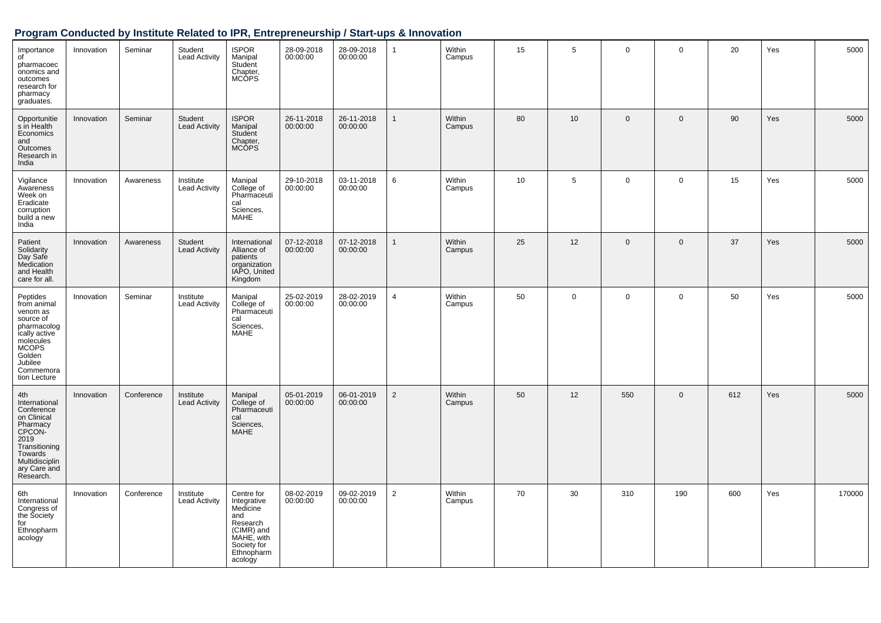## Program Conducted by Institute Related to IPR, Entrepreneurship / Start-ups & Innovation

| | | | | | | | | | | | | | | | |
|---|---|---|---|---|---|---|---|---|---|---|---|---|---|---|---|
| Importance of pharmacoeconomics and outcomes research for pharmacy graduates. | Innovation | Seminar | Student Lead Activity | ISPOR Manipal Student Chapter, MCOPS | 28-09-2018 00:00:00 | 28-09-2018 00:00:00 | 1 | Within Campus | 15 | 5 | 0 | 0 | 20 | Yes | 5000 |
| Opportunities in Health Economics and Outcomes Research in India | Innovation | Seminar | Student Lead Activity | ISPOR Manipal Student Chapter, MCOPS | 26-11-2018 00:00:00 | 26-11-2018 00:00:00 | 1 | Within Campus | 80 | 10 | 0 | 0 | 90 | Yes | 5000 |
| Vigilance Awareness Week on Eradicate corruption build a new India | Innovation | Awareness | Institute Lead Activity | Manipal College of Pharmaceutical Sciences, MAHE | 29-10-2018 00:00:00 | 03-11-2018 00:00:00 | 6 | Within Campus | 10 | 5 | 0 | 0 | 15 | Yes | 5000 |
| Patient Solidarity Day Safe Medication and Health care for all. | Innovation | Awareness | Student Lead Activity | International Alliance of patients organization IAPO, United Kingdom | 07-12-2018 00:00:00 | 07-12-2018 00:00:00 | 1 | Within Campus | 25 | 12 | 0 | 0 | 37 | Yes | 5000 |
| Peptides from animal venom as source of pharmacologically active molecules MCOPS Golden Jubilee Commemoration Lecture | Innovation | Seminar | Institute Lead Activity | Manipal College of Pharmaceutical Sciences, MAHE | 25-02-2019 00:00:00 | 28-02-2019 00:00:00 | 4 | Within Campus | 50 | 0 | 0 | 0 | 50 | Yes | 5000 |
| 4th International Conference on Clinical Pharmacy CPCON-2019 Transitioning Towards Multidisciplinary Care and Research. | Innovation | Conference | Institute Lead Activity | Manipal College of Pharmaceutical Sciences, MAHE | 05-01-2019 00:00:00 | 06-01-2019 00:00:00 | 2 | Within Campus | 50 | 12 | 550 | 0 | 612 | Yes | 5000 |
| 6th International Congress of the Society for Ethnopharmacology | Innovation | Conference | Institute Lead Activity | Centre for Integrative Medicine and Research (CIMR) and MAHE, with Society for Ethnopharmacology | 08-02-2019 00:00:00 | 09-02-2019 00:00:00 | 2 | Within Campus | 70 | 30 | 310 | 190 | 600 | Yes | 170000 |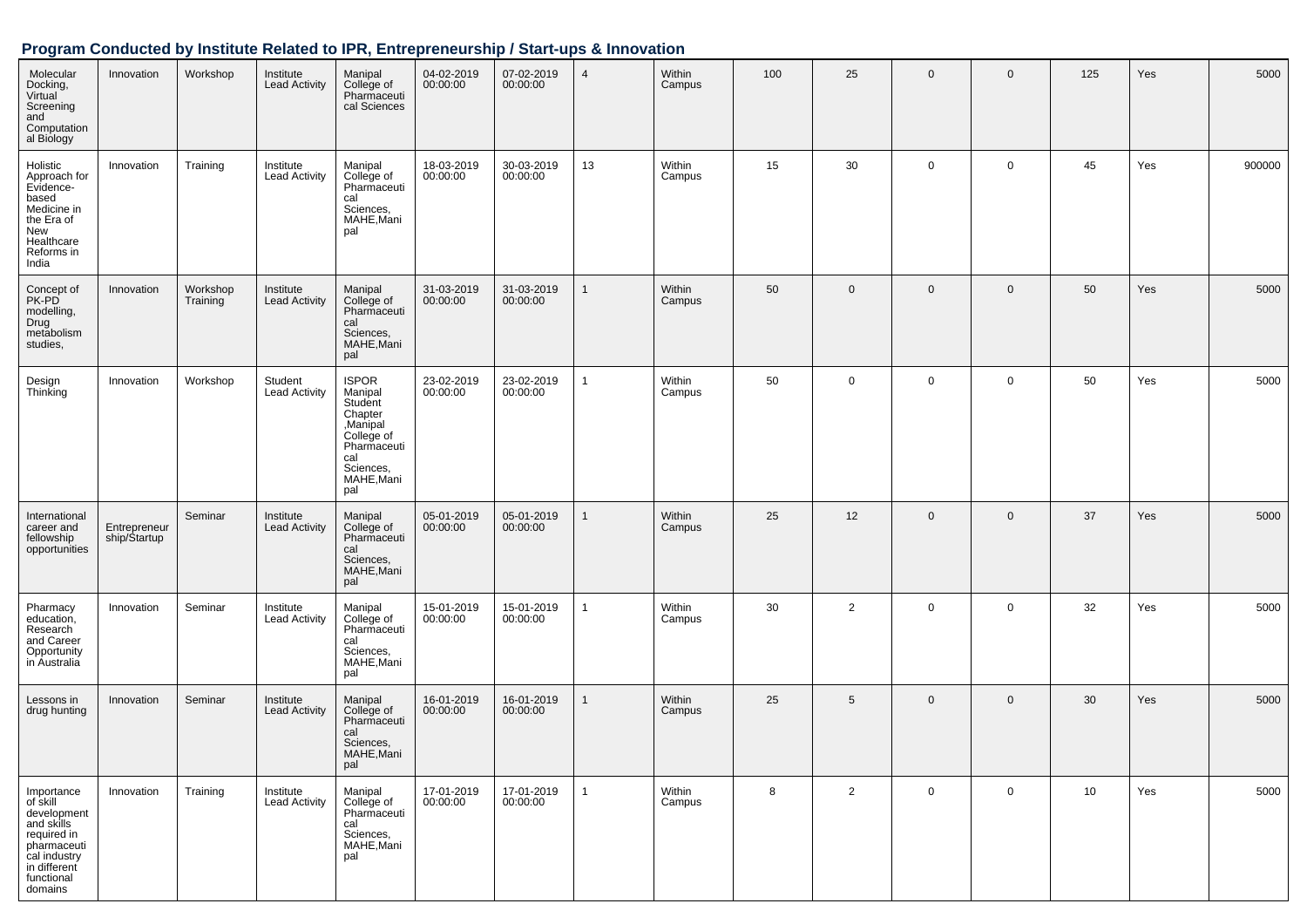## Program Conducted by Institute Related to IPR, Entrepreneurship / Start-ups & Innovation

| | | | | | | | | | | | | | | | |
|---|---|---|---|---|---|---|---|---|---|---|---|---|---|---|---|
| Molecular Docking, Virtual Screening and Computational Biology | Innovation | Workshop | Institute Lead Activity | Manipal College of Pharmaceutical Sciences | 04-02-2019 00:00:00 | 07-02-2019 00:00:00 | 4 | Within Campus | 100 | 25 | 0 | 0 | 125 | Yes | 5000 |
| Holistic Approach for Evidence-based Medicine in the Era of New Healthcare Reforms in India | Innovation | Training | Institute Lead Activity | Manipal College of Pharmaceutical Sciences, MAHE,Manipal | 18-03-2019 00:00:00 | 30-03-2019 00:00:00 | 13 | Within Campus | 15 | 30 | 0 | 0 | 45 | Yes | 900000 |
| Concept of PK-PD modelling, Drug metabolism studies, | Innovation | Workshop Training | Institute Lead Activity | Manipal College of Pharmaceutical Sciences, MAHE,Manipal | 31-03-2019 00:00:00 | 31-03-2019 00:00:00 | 1 | Within Campus | 50 | 0 | 0 | 0 | 50 | Yes | 5000 |
| Design Thinking | Innovation | Workshop | Student Lead Activity | ISPOR Manipal Student Chapter ,Manipal College of Pharmaceutical Sciences, MAHE,Manipal | 23-02-2019 00:00:00 | 23-02-2019 00:00:00 | 1 | Within Campus | 50 | 0 | 0 | 0 | 50 | Yes | 5000 |
| International career and fellowship opportunities | Entrepreneurship/Startup | Seminar | Institute Lead Activity | Manipal College of Pharmaceutical Sciences, MAHE,Manipal | 05-01-2019 00:00:00 | 05-01-2019 00:00:00 | 1 | Within Campus | 25 | 12 | 0 | 0 | 37 | Yes | 5000 |
| Pharmacy education, Research and Career Opportunity in Australia | Innovation | Seminar | Institute Lead Activity | Manipal College of Pharmaceutical Sciences, MAHE,Manipal | 15-01-2019 00:00:00 | 15-01-2019 00:00:00 | 1 | Within Campus | 30 | 2 | 0 | 0 | 32 | Yes | 5000 |
| Lessons in drug hunting | Innovation | Seminar | Institute Lead Activity | Manipal College of Pharmaceutical Sciences, MAHE,Manipal | 16-01-2019 00:00:00 | 16-01-2019 00:00:00 | 1 | Within Campus | 25 | 5 | 0 | 0 | 30 | Yes | 5000 |
| Importance of skill development and skills required in pharmaceutical industry in different functional domains | Innovation | Training | Institute Lead Activity | Manipal College of Pharmaceutical Sciences, MAHE,Manipal | 17-01-2019 00:00:00 | 17-01-2019 00:00:00 | 1 | Within Campus | 8 | 2 | 0 | 0 | 10 | Yes | 5000 |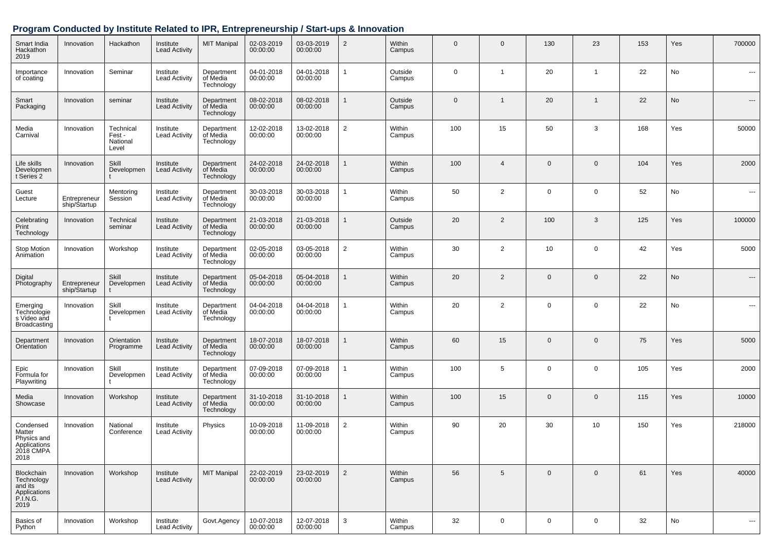## Program Conducted by Institute Related to IPR, Entrepreneurship / Start-ups & Innovation

| | | | | | | | | | | | | | | | |
|---|---|---|---|---|---|---|---|---|---|---|---|---|---|---|---|
| Smart India Hackathon 2019 | Innovation | Hackathon | Institute Lead Activity | MIT Manipal | 02-03-2019 00:00:00 | 03-03-2019 00:00:00 | 2 | Within Campus | 0 | 0 | 130 | 23 | 153 | Yes | 700000 |
| Importance of coating | Innovation | Seminar | Institute Lead Activity | Department of Media Technology | 04-01-2018 00:00:00 | 04-01-2018 00:00:00 | 1 | Outside Campus | 0 | 1 | 20 | 1 | 22 | No | --- |
| Smart Packaging | Innovation | seminar | Institute Lead Activity | Department of Media Technology | 08-02-2018 00:00:00 | 08-02-2018 00:00:00 | 1 | Outside Campus | 0 | 1 | 20 | 1 | 22 | No | --- |
| Media Carnival | Innovation | Technical Fest - National Level | Institute Lead Activity | Department of Media Technology | 12-02-2018 00:00:00 | 13-02-2018 00:00:00 | 2 | Within Campus | 100 | 15 | 50 | 3 | 168 | Yes | 50000 |
| Life skills Development Series 2 | Innovation | Skill Development | Institute Lead Activity | Department of Media Technology | 24-02-2018 00:00:00 | 24-02-2018 00:00:00 | 1 | Within Campus | 100 | 4 | 0 | 0 | 104 | Yes | 2000 |
| Guest Lecture | Entrepreneurship/Startup | Mentoring Session | Institute Lead Activity | Department of Media Technology | 30-03-2018 00:00:00 | 30-03-2018 00:00:00 | 1 | Within Campus | 50 | 2 | 0 | 0 | 52 | No | --- |
| Celebrating Print Technology | Innovation | Technical seminar | Institute Lead Activity | Department of Media Technology | 21-03-2018 00:00:00 | 21-03-2018 00:00:00 | 1 | Outside Campus | 20 | 2 | 100 | 3 | 125 | Yes | 100000 |
| Stop Motion Animation | Innovation | Workshop | Institute Lead Activity | Department of Media Technology | 02-05-2018 00:00:00 | 03-05-2018 00:00:00 | 2 | Within Campus | 30 | 2 | 10 | 0 | 42 | Yes | 5000 |
| Digital Photography | Entrepreneurship/Startup | Skill Development | Institute Lead Activity | Department of Media Technology | 05-04-2018 00:00:00 | 05-04-2018 00:00:00 | 1 | Within Campus | 20 | 2 | 0 | 0 | 22 | No | --- |
| Emerging Technologies Video and Broadcasting | Innovation | Skill Development | Institute Lead Activity | Department of Media Technology | 04-04-2018 00:00:00 | 04-04-2018 00:00:00 | 1 | Within Campus | 20 | 2 | 0 | 0 | 22 | No | --- |
| Department Orientation | Innovation | Orientation Programme | Institute Lead Activity | Department of Media Technology | 18-07-2018 00:00:00 | 18-07-2018 00:00:00 | 1 | Within Campus | 60 | 15 | 0 | 0 | 75 | Yes | 5000 |
| Epic Formula for Playwriting | Innovation | Skill Development | Institute Lead Activity | Department of Media Technology | 07-09-2018 00:00:00 | 07-09-2018 00:00:00 | 1 | Within Campus | 100 | 5 | 0 | 0 | 105 | Yes | 2000 |
| Media Showcase | Innovation | Workshop | Institute Lead Activity | Department of Media Technology | 31-10-2018 00:00:00 | 31-10-2018 00:00:00 | 1 | Within Campus | 100 | 15 | 0 | 0 | 115 | Yes | 10000 |
| Condensed Matter Physics and Applications 2018 CMPA 2018 | Innovation | National Conference | Institute Lead Activity | Physics | 10-09-2018 00:00:00 | 11-09-2018 00:00:00 | 2 | Within Campus | 90 | 20 | 30 | 10 | 150 | Yes | 218000 |
| Blockchain Technology and its Applications P.I.N.G. 2019 | Innovation | Workshop | Institute Lead Activity | MIT Manipal | 22-02-2019 00:00:00 | 23-02-2019 00:00:00 | 2 | Within Campus | 56 | 5 | 0 | 0 | 61 | Yes | 40000 |
| Basics of Python | Innovation | Workshop | Institute Lead Activity | Govt.Agency | 10-07-2018 00:00:00 | 12-07-2018 00:00:00 | 3 | Within Campus | 32 | 0 | 0 | 0 | 32 | No | --- |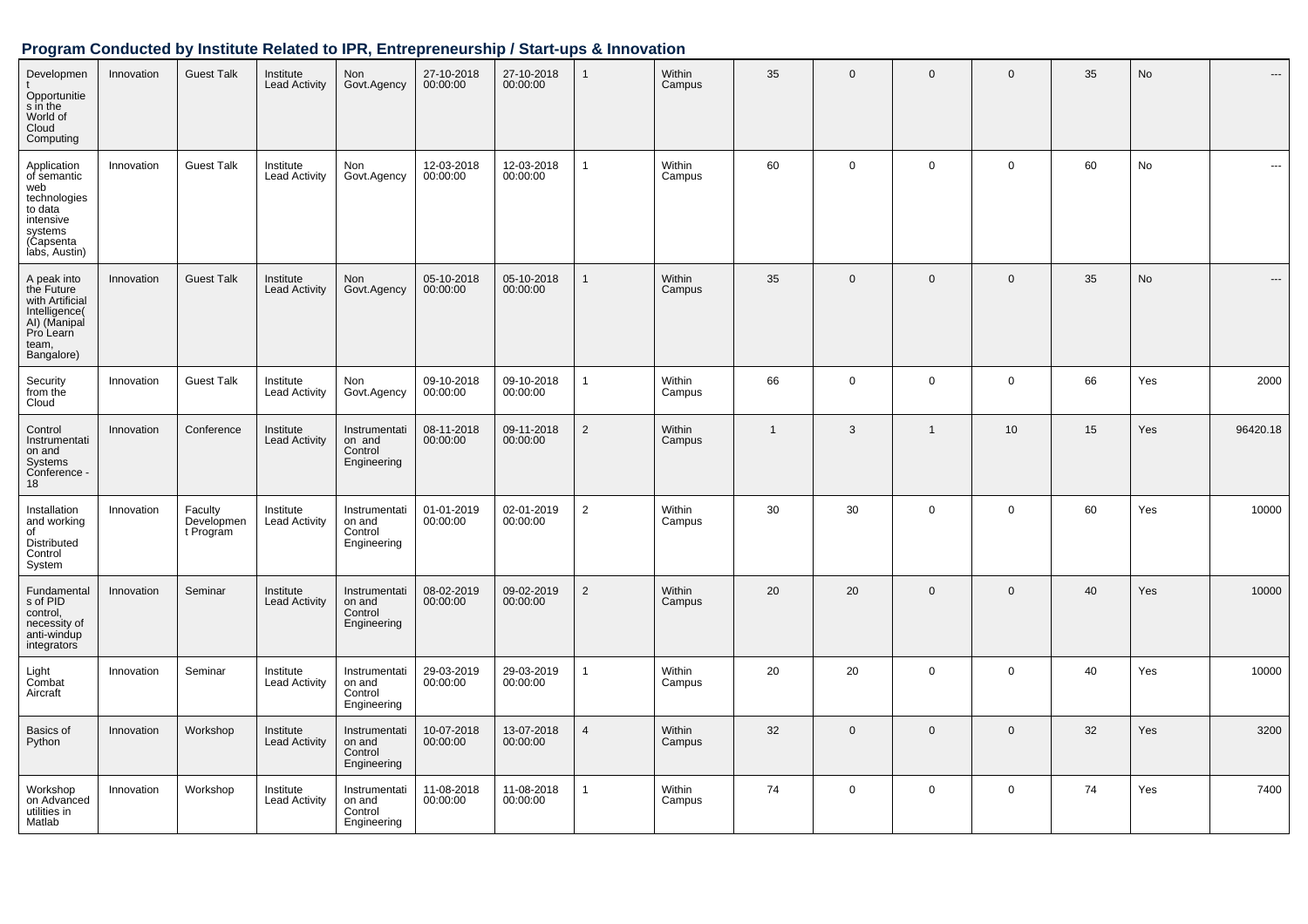## Program Conducted by Institute Related to IPR, Entrepreneurship / Start-ups & Innovation

| | | | | | | | | | | | | | | | |
|---|---|---|---|---|---|---|---|---|---|---|---|---|---|---|---|
| Development Opportunities in the World of Cloud Computing | Innovation | Guest Talk | Institute Lead Activity | Non Govt.Agency | 27-10-2018 00:00:00 | 27-10-2018 00:00:00 | 1 | Within Campus | 35 | 0 | 0 | 0 | 35 | No | --- |
| Application of semantic web technologies to data intensive systems (Capsenta labs, Austin) | Innovation | Guest Talk | Institute Lead Activity | Non Govt.Agency | 12-03-2018 00:00:00 | 12-03-2018 00:00:00 | 1 | Within Campus | 60 | 0 | 0 | 0 | 60 | No | --- |
| A peak into the Future with Artificial Intelligence( AI) (Manipal Pro Learn team, Bangalore) | Innovation | Guest Talk | Institute Lead Activity | Non Govt.Agency | 05-10-2018 00:00:00 | 05-10-2018 00:00:00 | 1 | Within Campus | 35 | 0 | 0 | 0 | 35 | No | --- |
| Security from the Cloud | Innovation | Guest Talk | Institute Lead Activity | Non Govt.Agency | 09-10-2018 00:00:00 | 09-10-2018 00:00:00 | 1 | Within Campus | 66 | 0 | 0 | 0 | 66 | Yes | 2000 |
| Control Instrumentation and Systems Conference - 18 | Innovation | Conference | Institute Lead Activity | Instrumentation and Control Engineering | 08-11-2018 00:00:00 | 09-11-2018 00:00:00 | 2 | Within Campus | 1 | 3 | 1 | 10 | 15 | Yes | 96420.18 |
| Installation and working of Distributed Control System | Innovation | Faculty Development Program | Institute Lead Activity | Instrumentation and Control Engineering | 01-01-2019 00:00:00 | 02-01-2019 00:00:00 | 2 | Within Campus | 30 | 30 | 0 | 0 | 60 | Yes | 10000 |
| Fundamentals of PID control, necessity of anti-windup integrators | Innovation | Seminar | Institute Lead Activity | Instrumentation and Control Engineering | 08-02-2019 00:00:00 | 09-02-2019 00:00:00 | 2 | Within Campus | 20 | 20 | 0 | 0 | 40 | Yes | 10000 |
| Light Combat Aircraft | Innovation | Seminar | Institute Lead Activity | Instrumentation and Control Engineering | 29-03-2019 00:00:00 | 29-03-2019 00:00:00 | 1 | Within Campus | 20 | 20 | 0 | 0 | 40 | Yes | 10000 |
| Basics of Python | Innovation | Workshop | Institute Lead Activity | Instrumentation and Control Engineering | 10-07-2018 00:00:00 | 13-07-2018 00:00:00 | 4 | Within Campus | 32 | 0 | 0 | 0 | 32 | Yes | 3200 |
| Workshop on Advanced utilities in Matlab | Innovation | Workshop | Institute Lead Activity | Instrumentation and Control Engineering | 11-08-2018 00:00:00 | 11-08-2018 00:00:00 | 1 | Within Campus | 74 | 0 | 0 | 0 | 74 | Yes | 7400 |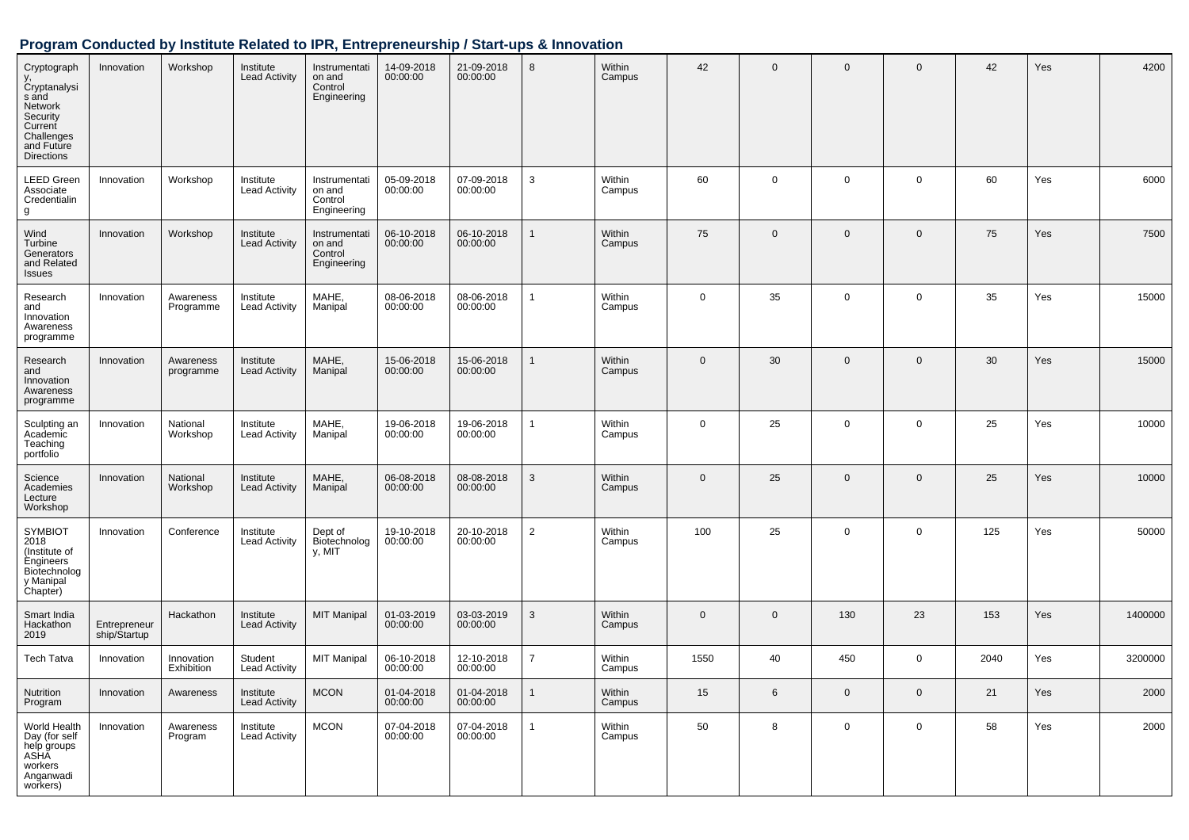## Program Conducted by Institute Related to IPR, Entrepreneurship / Start-ups & Innovation

| | | | | | | | | | | | | | | | |
|---|---|---|---|---|---|---|---|---|---|---|---|---|---|---|---|
| Cryptography, Cryptanalysis and Network Security Current Challenges and Future Directions | Innovation | Workshop | Institute Lead Activity | Instrumentation and Control Engineering | 14-09-2018 00:00:00 | 21-09-2018 00:00:00 | 8 | Within Campus | 42 | 0 | 0 | 0 | 42 | Yes | 4200 |
| LEED Green Associate Credentialing | Innovation | Workshop | Institute Lead Activity | Instrumentation and Control Engineering | 05-09-2018 00:00:00 | 07-09-2018 00:00:00 | 3 | Within Campus | 60 | 0 | 0 | 0 | 60 | Yes | 6000 |
| Wind Turbine Generators and Related Issues | Innovation | Workshop | Institute Lead Activity | Instrumentation and Control Engineering | 06-10-2018 00:00:00 | 06-10-2018 00:00:00 | 1 | Within Campus | 75 | 0 | 0 | 0 | 75 | Yes | 7500 |
| Research and Innovation Awareness programme | Innovation | Awareness Programme | Institute Lead Activity | MAHE, Manipal | 08-06-2018 00:00:00 | 08-06-2018 00:00:00 | 1 | Within Campus | 0 | 35 | 0 | 0 | 35 | Yes | 15000 |
| Research and Innovation Awareness programme | Innovation | Awareness programme | Institute Lead Activity | MAHE, Manipal | 15-06-2018 00:00:00 | 15-06-2018 00:00:00 | 1 | Within Campus | 0 | 30 | 0 | 0 | 30 | Yes | 15000 |
| Sculpting an Academic Teaching portfolio | Innovation | National Workshop | Institute Lead Activity | MAHE, Manipal | 19-06-2018 00:00:00 | 19-06-2018 00:00:00 | 1 | Within Campus | 0 | 25 | 0 | 0 | 25 | Yes | 10000 |
| Science Academies Lecture Workshop | Innovation | National Workshop | Institute Lead Activity | MAHE, Manipal | 06-08-2018 00:00:00 | 08-08-2018 00:00:00 | 3 | Within Campus | 0 | 25 | 0 | 0 | 25 | Yes | 10000 |
| SYMBIOT 2018 (Institute of Engineers Biotechnology Manipal Chapter) | Innovation | Conference | Institute Lead Activity | Dept of Biotechnology, MIT | 19-10-2018 00:00:00 | 20-10-2018 00:00:00 | 2 | Within Campus | 100 | 25 | 0 | 0 | 125 | Yes | 50000 |
| Smart India Hackathon 2019 | Entrepreneurship/Startup | Hackathon | Institute Lead Activity | MIT Manipal | 01-03-2019 00:00:00 | 03-03-2019 00:00:00 | 3 | Within Campus | 0 | 0 | 130 | 23 | 153 | Yes | 1400000 |
| Tech Tatva | Innovation | Innovation Exhibition | Student Lead Activity | MIT Manipal | 06-10-2018 00:00:00 | 12-10-2018 00:00:00 | 7 | Within Campus | 1550 | 40 | 450 | 0 | 2040 | Yes | 3200000 |
| Nutrition Program | Innovation | Awareness | Institute Lead Activity | MCON | 01-04-2018 00:00:00 | 01-04-2018 00:00:00 | 1 | Within Campus | 15 | 6 | 0 | 0 | 21 | Yes | 2000 |
| World Health Day (for self help groups ASHA workers Anganwadi workers) | Innovation | Awareness Program | Institute Lead Activity | MCON | 07-04-2018 00:00:00 | 07-04-2018 00:00:00 | 1 | Within Campus | 50 | 8 | 0 | 0 | 58 | Yes | 2000 |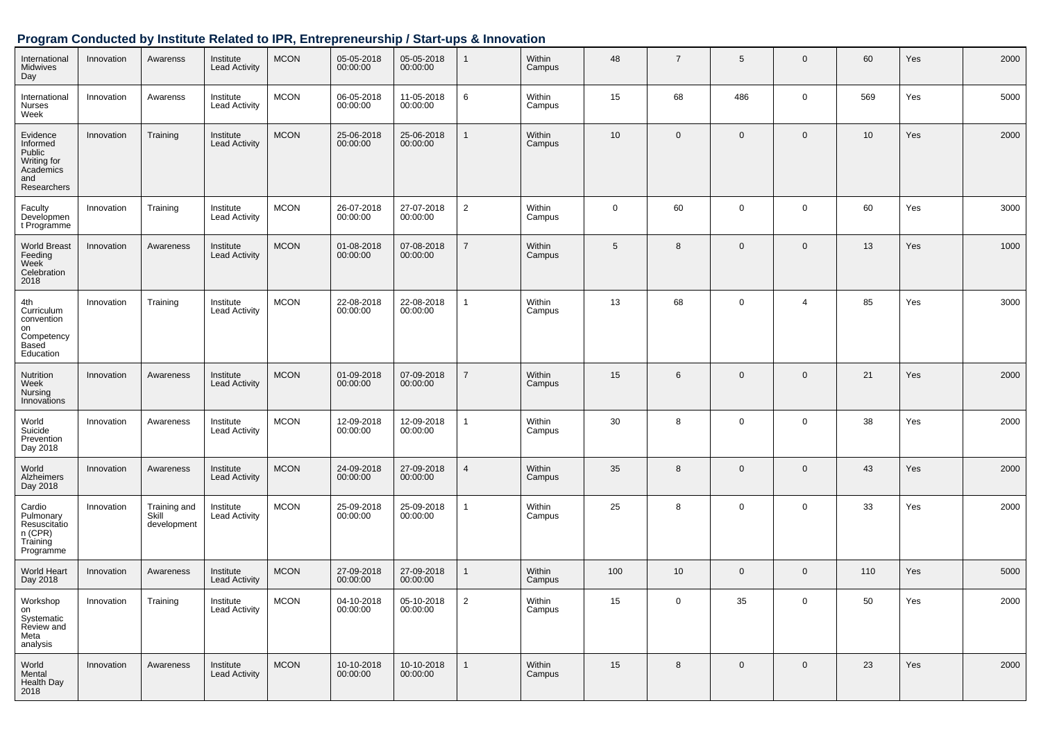## Program Conducted by Institute Related to IPR, Entrepreneurship / Start-ups & Innovation

| | | | | | | | | | | | | | | | |
|---|---|---|---|---|---|---|---|---|---|---|---|---|---|---|---|
| International Midwives Day | Innovation | Awarenss | Institute Lead Activity | MCON | 05-05-2018 00:00:00 | 05-05-2018 00:00:00 | 1 | Within Campus | 48 | 7 | 5 | 0 | 60 | Yes | 2000 |
| International Nurses Week | Innovation | Awarenss | Institute Lead Activity | MCON | 06-05-2018 00:00:00 | 11-05-2018 00:00:00 | 6 | Within Campus | 15 | 68 | 486 | 0 | 569 | Yes | 5000 |
| Evidence Informed Public Writing for Academics and Researchers | Innovation | Training | Institute Lead Activity | MCON | 25-06-2018 00:00:00 | 25-06-2018 00:00:00 | 1 | Within Campus | 10 | 0 | 0 | 0 | 10 | Yes | 2000 |
| Faculty Development Programme | Innovation | Training | Institute Lead Activity | MCON | 26-07-2018 00:00:00 | 27-07-2018 00:00:00 | 2 | Within Campus | 0 | 60 | 0 | 0 | 60 | Yes | 3000 |
| World Breast Feeding Week Celebration 2018 | Innovation | Awareness | Institute Lead Activity | MCON | 01-08-2018 00:00:00 | 07-08-2018 00:00:00 | 7 | Within Campus | 5 | 8 | 0 | 0 | 13 | Yes | 1000 |
| 4th Curriculum convention on Competency Based Education | Innovation | Training | Institute Lead Activity | MCON | 22-08-2018 00:00:00 | 22-08-2018 00:00:00 | 1 | Within Campus | 13 | 68 | 0 | 4 | 85 | Yes | 3000 |
| Nutrition Week Nursing Innovations | Innovation | Awareness | Institute Lead Activity | MCON | 01-09-2018 00:00:00 | 07-09-2018 00:00:00 | 7 | Within Campus | 15 | 6 | 0 | 0 | 21 | Yes | 2000 |
| World Suicide Prevention Day 2018 | Innovation | Awareness | Institute Lead Activity | MCON | 12-09-2018 00:00:00 | 12-09-2018 00:00:00 | 1 | Within Campus | 30 | 8 | 0 | 0 | 38 | Yes | 2000 |
| World Alzheimers Day 2018 | Innovation | Awareness | Institute Lead Activity | MCON | 24-09-2018 00:00:00 | 27-09-2018 00:00:00 | 4 | Within Campus | 35 | 8 | 0 | 0 | 43 | Yes | 2000 |
| Cardio Pulmonary Resuscitation (CPR) Training Programme | Innovation | Training and Skill development | Institute Lead Activity | MCON | 25-09-2018 00:00:00 | 25-09-2018 00:00:00 | 1 | Within Campus | 25 | 8 | 0 | 0 | 33 | Yes | 2000 |
| World Heart Day 2018 | Innovation | Awareness | Institute Lead Activity | MCON | 27-09-2018 00:00:00 | 27-09-2018 00:00:00 | 1 | Within Campus | 100 | 10 | 0 | 0 | 110 | Yes | 5000 |
| Workshop on Systematic Review and Meta analysis | Innovation | Training | Institute Lead Activity | MCON | 04-10-2018 00:00:00 | 05-10-2018 00:00:00 | 2 | Within Campus | 15 | 0 | 35 | 0 | 50 | Yes | 2000 |
| World Mental Health Day 2018 | Innovation | Awareness | Institute Lead Activity | MCON | 10-10-2018 00:00:00 | 10-10-2018 00:00:00 | 1 | Within Campus | 15 | 8 | 0 | 0 | 23 | Yes | 2000 |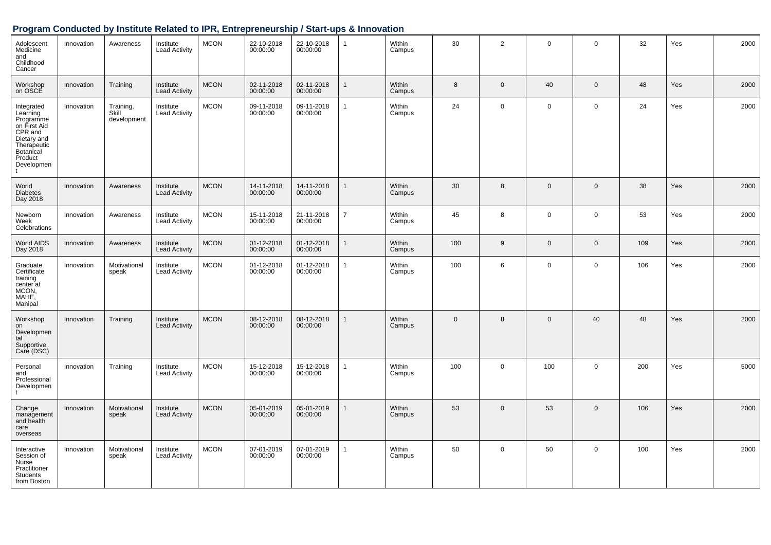## Program Conducted by Institute Related to IPR, Entrepreneurship / Start-ups & Innovation

| | | | | | | | | | | | | | | | |
|---|---|---|---|---|---|---|---|---|---|---|---|---|---|---|---|
| Adolescent Medicine and Childhood Cancer | Innovation | Awareness | Institute Lead Activity | MCON | 22-10-2018 00:00:00 | 22-10-2018 00:00:00 | 1 | Within Campus | 30 | 2 | 0 | 0 | 32 | Yes | 2000 |
| Workshop on OSCE | Innovation | Training | Institute Lead Activity | MCON | 02-11-2018 00:00:00 | 02-11-2018 00:00:00 | 1 | Within Campus | 8 | 0 | 40 | 0 | 48 | Yes | 2000 |
| Integrated Learning Programme on First Aid CPR and Dietary and Therapeutic Botanical Product Development | Innovation | Training, Skill development | Institute Lead Activity | MCON | 09-11-2018 00:00:00 | 09-11-2018 00:00:00 | 1 | Within Campus | 24 | 0 | 0 | 0 | 24 | Yes | 2000 |
| World Diabetes Day 2018 | Innovation | Awareness | Institute Lead Activity | MCON | 14-11-2018 00:00:00 | 14-11-2018 00:00:00 | 1 | Within Campus | 30 | 8 | 0 | 0 | 38 | Yes | 2000 |
| Newborn Week Celebrations | Innovation | Awareness | Institute Lead Activity | MCON | 15-11-2018 00:00:00 | 21-11-2018 00:00:00 | 7 | Within Campus | 45 | 8 | 0 | 0 | 53 | Yes | 2000 |
| World AIDS Day 2018 | Innovation | Awareness | Institute Lead Activity | MCON | 01-12-2018 00:00:00 | 01-12-2018 00:00:00 | 1 | Within Campus | 100 | 9 | 0 | 0 | 109 | Yes | 2000 |
| Graduate Certificate training center at MCON, MAHE, Manipal | Innovation | Motivational speak | Institute Lead Activity | MCON | 01-12-2018 00:00:00 | 01-12-2018 00:00:00 | 1 | Within Campus | 100 | 6 | 0 | 0 | 106 | Yes | 2000 |
| Workshop on Developmental Supportive Care (DSC) | Innovation | Training | Institute Lead Activity | MCON | 08-12-2018 00:00:00 | 08-12-2018 00:00:00 | 1 | Within Campus | 0 | 8 | 0 | 40 | 48 | Yes | 2000 |
| Personal and Professional Development | Innovation | Training | Institute Lead Activity | MCON | 15-12-2018 00:00:00 | 15-12-2018 00:00:00 | 1 | Within Campus | 100 | 0 | 100 | 0 | 200 | Yes | 5000 |
| Change management and health care overseas | Innovation | Motivational speak | Institute Lead Activity | MCON | 05-01-2019 00:00:00 | 05-01-2019 00:00:00 | 1 | Within Campus | 53 | 0 | 53 | 0 | 106 | Yes | 2000 |
| Interactive Session of Nurse Practitioner Students from Boston | Innovation | Motivational speak | Institute Lead Activity | MCON | 07-01-2019 00:00:00 | 07-01-2019 00:00:00 | 1 | Within Campus | 50 | 0 | 50 | 0 | 100 | Yes | 2000 |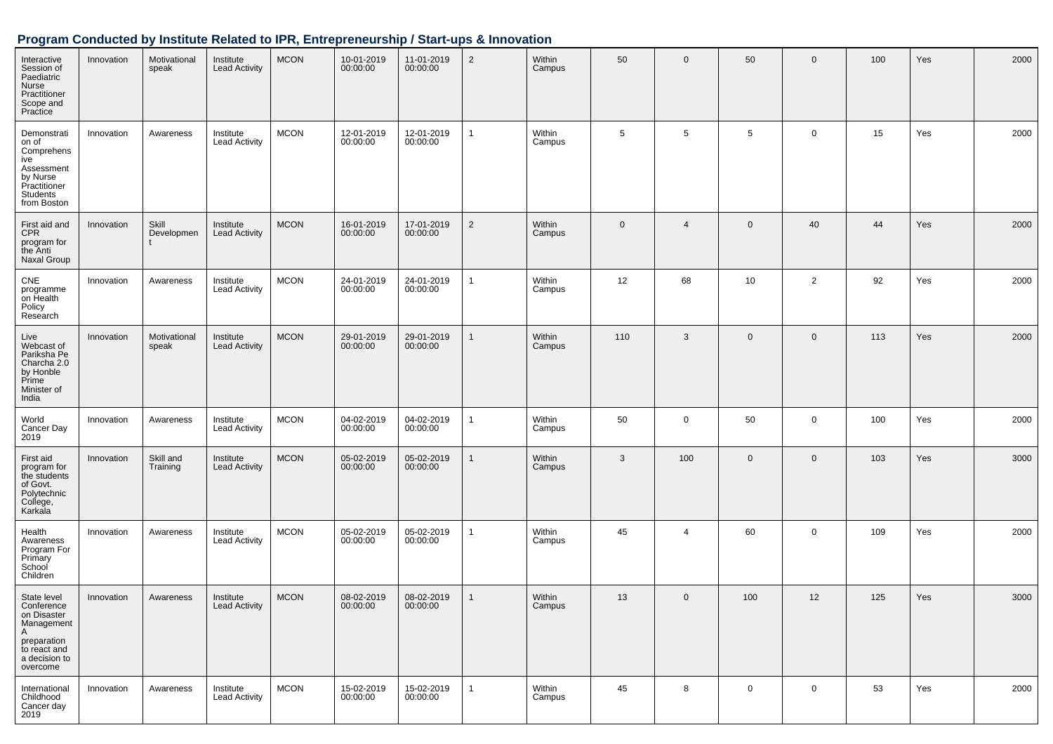## Program Conducted by Institute Related to IPR, Entrepreneurship / Start-ups & Innovation

| | | | | | | | | | | | | | | | |
|---|---|---|---|---|---|---|---|---|---|---|---|---|---|---|---|
| Interactive Session of Paediatric Nurse Practitioner Scope and Practice | Innovation | Motivational speak | Institute Lead Activity | MCON | 10-01-2019 00:00:00 | 11-01-2019 00:00:00 | 2 | Within Campus | 50 | 0 | 50 | 0 | 100 | Yes | 2000 |
| Demonstration of Comprehensive Assessment by Nurse Practitioner Students from Boston | Innovation | Awareness | Institute Lead Activity | MCON | 12-01-2019 00:00:00 | 12-01-2019 00:00:00 | 1 | Within Campus | 5 | 5 | 5 | 0 | 15 | Yes | 2000 |
| First aid and CPR program for the Anti Naxal Group | Innovation | Skill Development | Institute Lead Activity | MCON | 16-01-2019 00:00:00 | 17-01-2019 00:00:00 | 2 | Within Campus | 0 | 4 | 0 | 40 | 44 | Yes | 2000 |
| CNE programme on Health Policy Research | Innovation | Awareness | Institute Lead Activity | MCON | 24-01-2019 00:00:00 | 24-01-2019 00:00:00 | 1 | Within Campus | 12 | 68 | 10 | 2 | 92 | Yes | 2000 |
| Live Webcast of Pariksha Pe Charcha 2.0 by Honble Prime Minister of India | Innovation | Motivational speak | Institute Lead Activity | MCON | 29-01-2019 00:00:00 | 29-01-2019 00:00:00 | 1 | Within Campus | 110 | 3 | 0 | 0 | 113 | Yes | 2000 |
| World Cancer Day 2019 | Innovation | Awareness | Institute Lead Activity | MCON | 04-02-2019 00:00:00 | 04-02-2019 00:00:00 | 1 | Within Campus | 50 | 0 | 50 | 0 | 100 | Yes | 2000 |
| First aid program for the students of Govt. Polytechnic College, Karkala | Innovation | Skill and Training | Institute Lead Activity | MCON | 05-02-2019 00:00:00 | 05-02-2019 00:00:00 | 1 | Within Campus | 3 | 100 | 0 | 0 | 103 | Yes | 3000 |
| Health Awareness Program For Primary School Children | Innovation | Awareness | Institute Lead Activity | MCON | 05-02-2019 00:00:00 | 05-02-2019 00:00:00 | 1 | Within Campus | 45 | 4 | 60 | 0 | 109 | Yes | 2000 |
| State level Conference on Disaster Management A preparation to react and a decision to overcome | Innovation | Awareness | Institute Lead Activity | MCON | 08-02-2019 00:00:00 | 08-02-2019 00:00:00 | 1 | Within Campus | 13 | 0 | 100 | 12 | 125 | Yes | 3000 |
| International Childhood Cancer day 2019 | Innovation | Awareness | Institute Lead Activity | MCON | 15-02-2019 00:00:00 | 15-02-2019 00:00:00 | 1 | Within Campus | 45 | 8 | 0 | 0 | 53 | Yes | 2000 |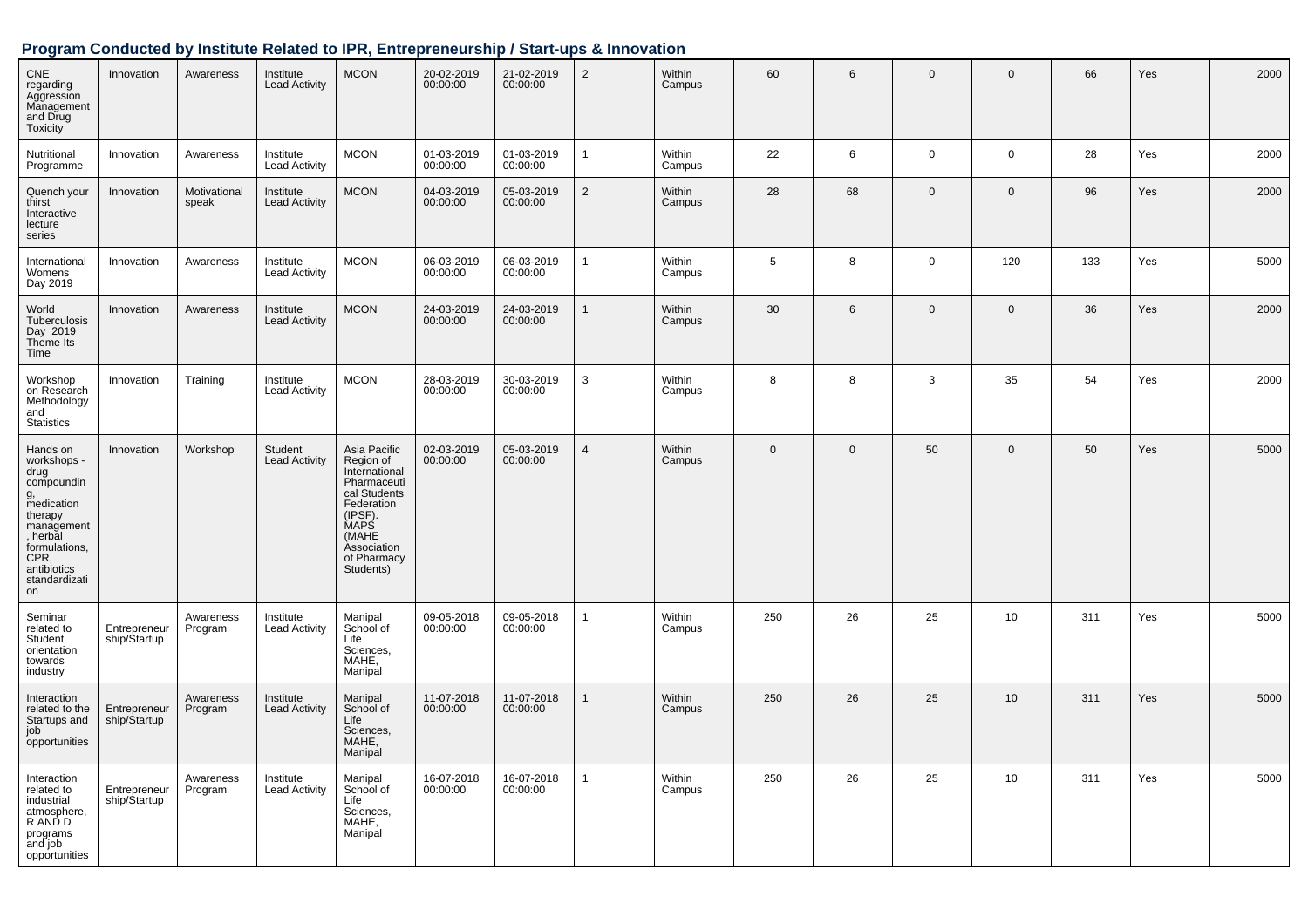## Program Conducted by Institute Related to IPR, Entrepreneurship / Start-ups & Innovation

| | | | | | | | | | | | | | | | |
|---|---|---|---|---|---|---|---|---|---|---|---|---|---|---|---|
| CNE regarding Aggression Management and Drug Toxicity | Innovation | Awareness | Institute Lead Activity | MCON | 20-02-2019 00:00:00 | 21-02-2019 00:00:00 | 2 | Within Campus | 60 | 6 | 0 | 0 | 66 | Yes | 2000 |
| Nutritional Programme | Innovation | Awareness | Institute Lead Activity | MCON | 01-03-2019 00:00:00 | 01-03-2019 00:00:00 | 1 | Within Campus | 22 | 6 | 0 | 0 | 28 | Yes | 2000 |
| Quench your thirst Interactive lecture series | Innovation | Motivational speak | Institute Lead Activity | MCON | 04-03-2019 00:00:00 | 05-03-2019 00:00:00 | 2 | Within Campus | 28 | 68 | 0 | 0 | 96 | Yes | 2000 |
| International Womens Day 2019 | Innovation | Awareness | Institute Lead Activity | MCON | 06-03-2019 00:00:00 | 06-03-2019 00:00:00 | 1 | Within Campus | 5 | 8 | 0 | 120 | 133 | Yes | 5000 |
| World Tuberculosis Day 2019 Theme Its Time | Innovation | Awareness | Institute Lead Activity | MCON | 24-03-2019 00:00:00 | 24-03-2019 00:00:00 | 1 | Within Campus | 30 | 6 | 0 | 0 | 36 | Yes | 2000 |
| Workshop on Research Methodology and Statistics | Innovation | Training | Institute Lead Activity | MCON | 28-03-2019 00:00:00 | 30-03-2019 00:00:00 | 3 | Within Campus | 8 | 8 | 3 | 35 | 54 | Yes | 2000 |
| Hands on workshops - drug compounding, medication therapy management, herbal formulations, CPR, antibiotics standardization | Innovation | Workshop | Student Lead Activity | Asia Pacific Region of International Pharmaceutical Students Federation (IPSF). MAPS (MAHE Association of Pharmacy Students) | 02-03-2019 00:00:00 | 05-03-2019 00:00:00 | 4 | Within Campus | 0 | 0 | 50 | 0 | 50 | Yes | 5000 |
| Seminar related to Student orientation towards industry | Entrepreneurship/Startup | Awareness Program | Institute Lead Activity | Manipal School of Life Sciences, MAHE, Manipal | 09-05-2018 00:00:00 | 09-05-2018 00:00:00 | 1 | Within Campus | 250 | 26 | 25 | 10 | 311 | Yes | 5000 |
| Interaction related to the Startups and job opportunities | Entrepreneurship/Startup | Awareness Program | Institute Lead Activity | Manipal School of Life Sciences, MAHE, Manipal | 11-07-2018 00:00:00 | 11-07-2018 00:00:00 | 1 | Within Campus | 250 | 26 | 25 | 10 | 311 | Yes | 5000 |
| Interaction related to industrial atmosphere, R AND D programs and job opportunities | Entrepreneurship/Startup | Awareness Program | Institute Lead Activity | Manipal School of Life Sciences, MAHE, Manipal | 16-07-2018 00:00:00 | 16-07-2018 00:00:00 | 1 | Within Campus | 250 | 26 | 25 | 10 | 311 | Yes | 5000 |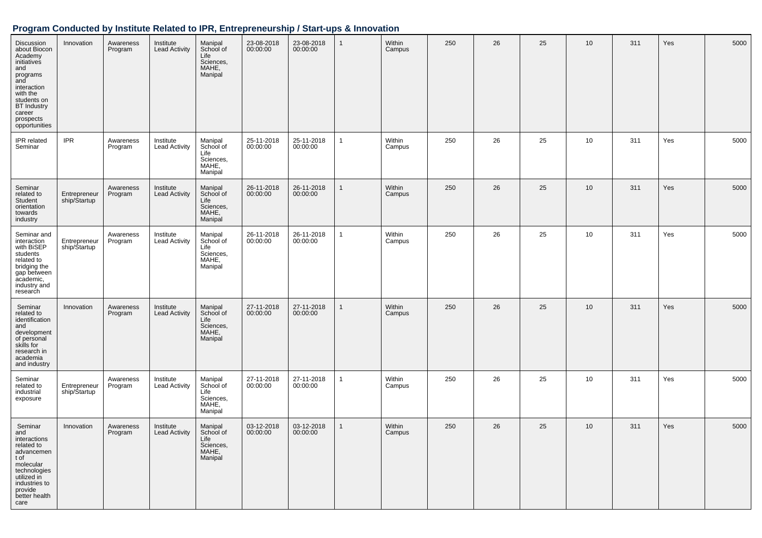## Program Conducted by Institute Related to IPR, Entrepreneurship / Start-ups & Innovation

| | | | | | | | | | | | | | | | |
|---|---|---|---|---|---|---|---|---|---|---|---|---|---|---|---|
| Discussion about Biocon Academy initiatives and programs and interaction with the students on BT Industry career prospects opportunities | Innovation | Awareness Program | Institute Lead Activity | Manipal School of Life Sciences, MAHE, Manipal | 23-08-2018 00:00:00 | 23-08-2018 00:00:00 | 1 | Within Campus | 250 | 26 | 25 | 10 | 311 | Yes | 5000 |
| IPR related Seminar | IPR | Awareness Program | Institute Lead Activity | Manipal School of Life Sciences, MAHE, Manipal | 25-11-2018 00:00:00 | 25-11-2018 00:00:00 | 1 | Within Campus | 250 | 26 | 25 | 10 | 311 | Yes | 5000 |
| Seminar related to Student orientation towards industry | Entrepreneurship/Startup | Awareness Program | Institute Lead Activity | Manipal School of Life Sciences, MAHE, Manipal | 26-11-2018 00:00:00 | 26-11-2018 00:00:00 | 1 | Within Campus | 250 | 26 | 25 | 10 | 311 | Yes | 5000 |
| Seminar and interaction with BiSEP students related to bridging the gap between academic, industry and research | Entrepreneurship/Startup | Awareness Program | Institute Lead Activity | Manipal School of Life Sciences, MAHE, Manipal | 26-11-2018 00:00:00 | 26-11-2018 00:00:00 | 1 | Within Campus | 250 | 26 | 25 | 10 | 311 | Yes | 5000 |
| Seminar related to identification and development of personal skills for research in academia and industry | Innovation | Awareness Program | Institute Lead Activity | Manipal School of Life Sciences, MAHE, Manipal | 27-11-2018 00:00:00 | 27-11-2018 00:00:00 | 1 | Within Campus | 250 | 26 | 25 | 10 | 311 | Yes | 5000 |
| Seminar related to industrial exposure | Entrepreneurship/Startup | Awareness Program | Institute Lead Activity | Manipal School of Life Sciences, MAHE, Manipal | 27-11-2018 00:00:00 | 27-11-2018 00:00:00 | 1 | Within Campus | 250 | 26 | 25 | 10 | 311 | Yes | 5000 |
| Seminar and interactions related to advancement of molecular technologies utilized in industries to provide better health care | Innovation | Awareness Program | Institute Lead Activity | Manipal School of Life Sciences, MAHE, Manipal | 03-12-2018 00:00:00 | 03-12-2018 00:00:00 | 1 | Within Campus | 250 | 26 | 25 | 10 | 311 | Yes | 5000 |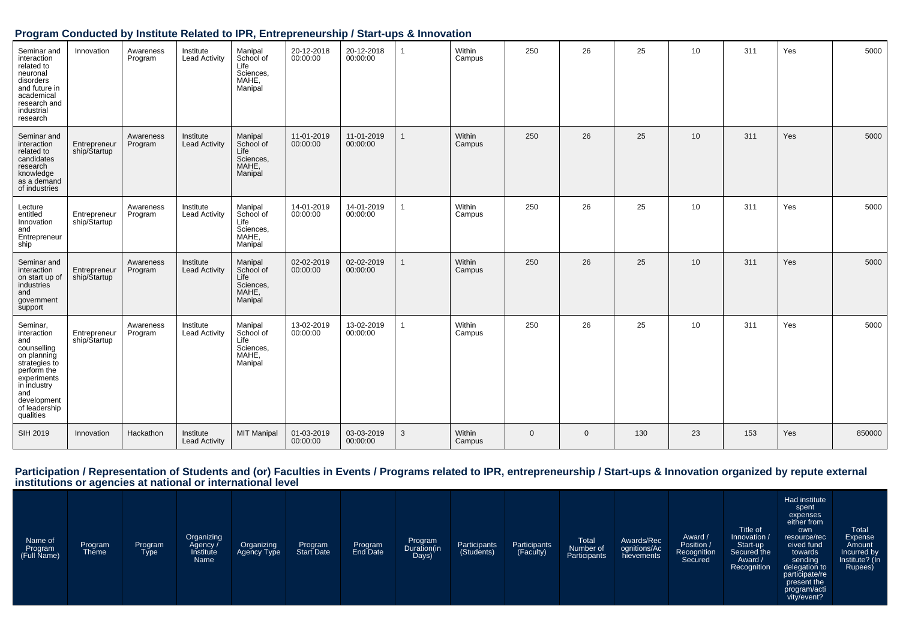## Program Conducted by Institute Related to IPR, Entrepreneurship / Start-ups & Innovation

| | | | | | | | | | | | | | | | |
|---|---|---|---|---|---|---|---|---|---|---|---|---|---|---|---|
| Seminar and interaction related to neuronal disorders and future in academical research and industrial research | Innovation | Awareness Program | Institute Lead Activity | Manipal School of Life Sciences, MAHE, Manipal | 20-12-2018 00:00:00 | 20-12-2018 00:00:00 | 1 | Within Campus | 250 | 26 | 25 | 10 | 311 | Yes | 5000 |
| Seminar and interaction related to candidates research knowledge as a demand of industries | Entrepreneurship/Startup | Awareness Program | Institute Lead Activity | Manipal School of Life Sciences, MAHE, Manipal | 11-01-2019 00:00:00 | 11-01-2019 00:00:00 | 1 | Within Campus | 250 | 26 | 25 | 10 | 311 | Yes | 5000 |
| Lecture entitled Innovation and Entrepreneurship | Entrepreneurship/Startup | Awareness Program | Institute Lead Activity | Manipal School of Life Sciences, MAHE, Manipal | 14-01-2019 00:00:00 | 14-01-2019 00:00:00 | 1 | Within Campus | 250 | 26 | 25 | 10 | 311 | Yes | 5000 |
| Seminar and interaction on start up of industries and government support | Entrepreneurship/Startup | Awareness Program | Institute Lead Activity | Manipal School of Life Sciences, MAHE, Manipal | 02-02-2019 00:00:00 | 02-02-2019 00:00:00 | 1 | Within Campus | 250 | 26 | 25 | 10 | 311 | Yes | 5000 |
| Seminar, interaction and counselling on planning strategies to perform the experiments in industry and development of leadership qualities | Entrepreneurship/Startup | Awareness Program | Institute Lead Activity | Manipal School of Life Sciences, MAHE, Manipal | 13-02-2019 00:00:00 | 13-02-2019 00:00:00 | 1 | Within Campus | 250 | 26 | 25 | 10 | 311 | Yes | 5000 |
| SIH 2019 | Innovation | Hackathon | Institute Lead Activity | MIT Manipal | 01-03-2019 00:00:00 | 03-03-2019 00:00:00 | 3 | Within Campus | 0 | 0 | 130 | 23 | 153 | Yes | 850000 |

## Participation / Representation of Students and (or) Faculties in Events / Programs related to IPR, entrepreneurship / Start-ups & Innovation organized by repute external institutions or agencies at national or international level

| Name of Program (Full Name) | Program Theme | Program Type | Organizing Agency / Institute Name | Organizing Agency Type | Program Start Date | Program End Date | Program Duration(in Days) | Participants (Students) | Participants (Faculty) | Total Number of Participants | Awards/Recognitions/Achievements | Award / Position / Recognition Secured | Title of Innovation / Start-up Secured the Award / Recognition | Had institute spent expenses either from own resource/received fund towards sending delegation to participate/represent the program/activity/event? | Total Expense Amount Incurred by Institute? (In Rupees) |
|---|---|---|---|---|---|---|---|---|---|---|---|---|---|---|---|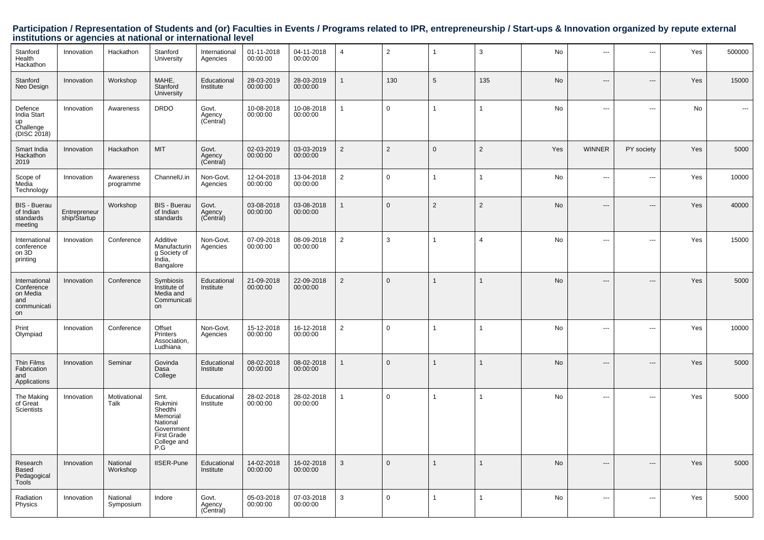## Participation / Representation of Students and (or) Faculties in Events / Programs related to IPR, entrepreneurship / Start-ups & Innovation organized by repute external institutions or agencies at national or international level

| | | | | | | | | | | | | | | | |
|---|---|---|---|---|---|---|---|---|---|---|---|---|---|---|---|
| Stanford Health Hackathon | Innovation | Hackathon | Stanford University | International Agencies | 01-11-2018 00:00:00 | 04-11-2018 00:00:00 | 4 | 2 | 1 | 3 | No | --- | --- | Yes | 500000 |
| Stanford Neo Design | Innovation | Workshop | MAHE, Stanford University | Educational Institute | 28-03-2019 00:00:00 | 28-03-2019 00:00:00 | 1 | 130 | 5 | 135 | No | --- | --- | Yes | 15000 |
| Defence India Start up Challenge (DISC 2018) | Innovation | Awareness | DRDO | Govt. Agency (Central) | 10-08-2018 00:00:00 | 10-08-2018 00:00:00 | 1 | 0 | 1 | 1 | No | --- | --- | No | --- |
| Smart India Hackathon 2019 | Innovation | Hackathon | MIT | Govt. Agency (Central) | 02-03-2019 00:00:00 | 03-03-2019 00:00:00 | 2 | 2 | 0 | 2 | Yes | WINNER | PY society | Yes | 5000 |
| Scope of Media Technology | Innovation | Awareness programme | ChannelU.in | Non-Govt. Agencies | 12-04-2018 00:00:00 | 13-04-2018 00:00:00 | 2 | 0 | 1 | 1 | No | --- | --- | Yes | 10000 |
| BIS - Buerau of Indian standards meeting | Entrepreneurship/Startup | Workshop | BIS - Buerau of Indian standards | Govt. Agency (Central) | 03-08-2018 00:00:00 | 03-08-2018 00:00:00 | 1 | 0 | 2 | 2 | No | --- | --- | Yes | 40000 |
| International conference on 3D printing | Innovation | Conference | Additive Manufacturing Society of India, Bangalore | Non-Govt. Agencies | 07-09-2018 00:00:00 | 08-09-2018 00:00:00 | 2 | 3 | 1 | 4 | No | --- | --- | Yes | 15000 |
| International Conference on Media and communication | Innovation | Conference | Symbiosis Institute of Media and Communication | Educational Institute | 21-09-2018 00:00:00 | 22-09-2018 00:00:00 | 2 | 0 | 1 | 1 | No | --- | --- | Yes | 5000 |
| Print Olympiad | Innovation | Conference | Offset Printers Association, Ludhiana | Non-Govt. Agencies | 15-12-2018 00:00:00 | 16-12-2018 00:00:00 | 2 | 0 | 1 | 1 | No | --- | --- | Yes | 10000 |
| Thin Films Fabrication and Applications | Innovation | Seminar | Govinda Dasa College | Educational Institute | 08-02-2018 00:00:00 | 08-02-2018 00:00:00 | 1 | 0 | 1 | 1 | No | --- | --- | Yes | 5000 |
| The Making of Great Scientists | Innovation | Motivational Talk | Smt. Rukmini Shedthi Memorial National Government First Grade College and P.G | Educational Institute | 28-02-2018 00:00:00 | 28-02-2018 00:00:00 | 1 | 0 | 1 | 1 | No | --- | --- | Yes | 5000 |
| Research Based Pedagogical Tools | Innovation | National Workshop | IISER-Pune | Educational Institute | 14-02-2018 00:00:00 | 16-02-2018 00:00:00 | 3 | 0 | 1 | 1 | No | --- | --- | Yes | 5000 |
| Radiation Physics | Innovation | National Symposium | Indore | Govt. Agency (Central) | 05-03-2018 00:00:00 | 07-03-2018 00:00:00 | 3 | 0 | 1 | 1 | No | --- | --- | Yes | 5000 |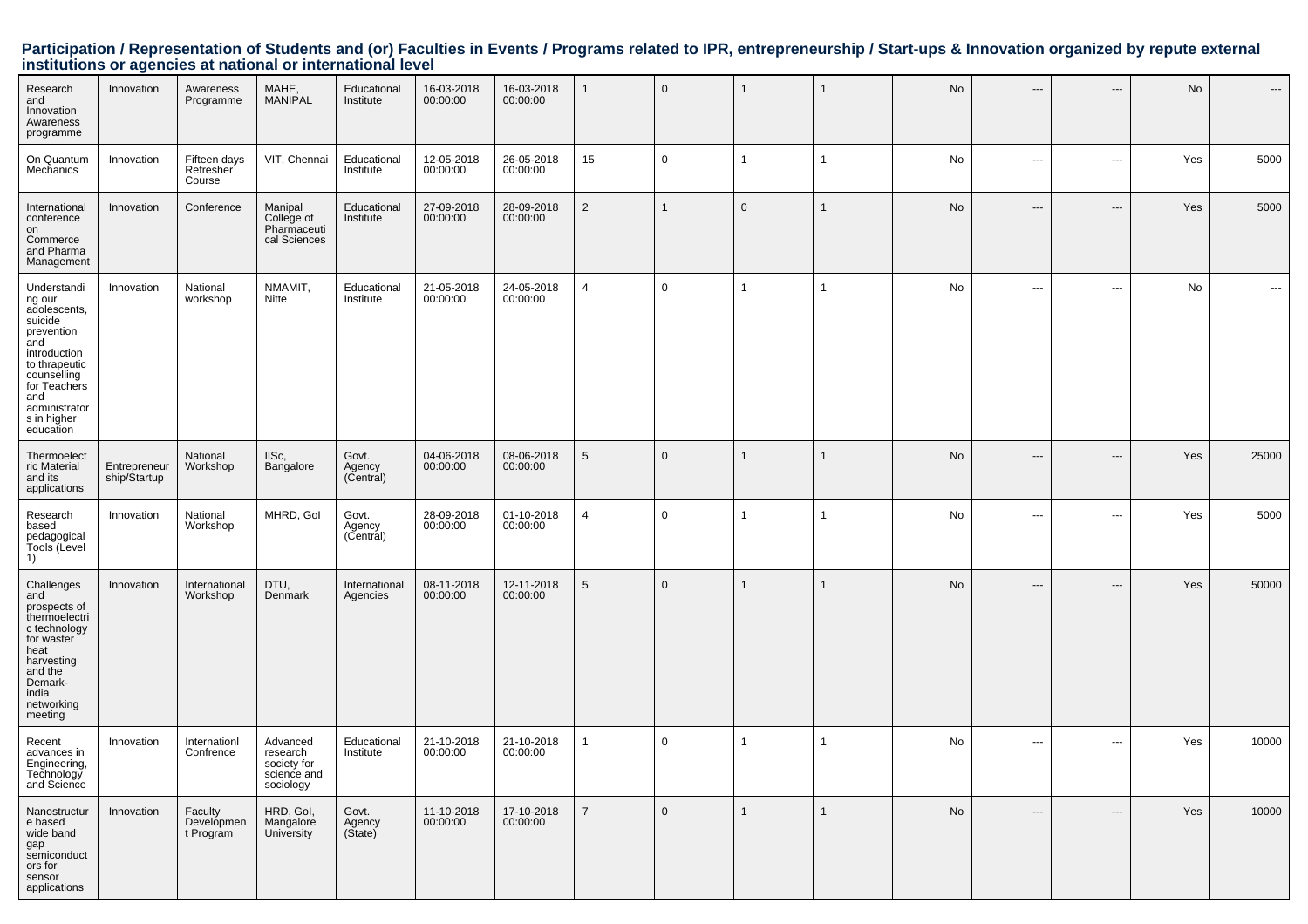## Participation / Representation of Students and (or) Faculties in Events / Programs related to IPR, entrepreneurship / Start-ups & Innovation organized by repute external institutions or agencies at national or international level

| | | | | | | | | | | | | | | |
|---|---|---|---|---|---|---|---|---|---|---|---|---|---|---|
| Research and Innovation Awareness programme | Innovation | Awareness Programme | MAHE, MANIPAL | Educational Institute | 16-03-2018 00:00:00 | 16-03-2018 00:00:00 | 1 | 0 | 1 | 1 | No | --- | --- | No | --- |
| On Quantum Mechanics | Innovation | Fifteen days Refresher Course | VIT, Chennai | Educational Institute | 12-05-2018 00:00:00 | 26-05-2018 00:00:00 | 15 | 0 | 1 | 1 | No | --- | --- | Yes | 5000 |
| International conference on Commerce and Pharma Management | Innovation | Conference | Manipal College of Pharmaceutical Sciences | Educational Institute | 27-09-2018 00:00:00 | 28-09-2018 00:00:00 | 2 | 1 | 0 | 1 | No | --- | --- | Yes | 5000 |
| Understanding our adolescents, suicide prevention and introduction to thrapeutic counselling for Teachers and administrators in higher education | Innovation | National workshop | NMAMIT, Nitte | Educational Institute | 21-05-2018 00:00:00 | 24-05-2018 00:00:00 | 4 | 0 | 1 | 1 | No | --- | --- | No | --- |
| Thermoelectric Material and its applications | Entrepreneurship/Startup | National Workshop | IISc, Bangalore | Govt. Agency (Central) | 04-06-2018 00:00:00 | 08-06-2018 00:00:00 | 5 | 0 | 1 | 1 | No | --- | --- | Yes | 25000 |
| Research based pedagogical Tools (Level 1) | Innovation | National Workshop | MHRD, GoI | Govt. Agency (Central) | 28-09-2018 00:00:00 | 01-10-2018 00:00:00 | 4 | 0 | 1 | 1 | No | --- | --- | Yes | 5000 |
| Challenges and prospects of thermoelectric technology for waster heat harvesting and the Demark-india networking meeting | Innovation | International Workshop | DTU, Denmark | International Agencies | 08-11-2018 00:00:00 | 12-11-2018 00:00:00 | 5 | 0 | 1 | 1 | No | --- | --- | Yes | 50000 |
| Recent advances in Engineering, Technology and Science | Innovation | Internationl Confrence | Advanced research society for science and sociology | Educational Institute | 21-10-2018 00:00:00 | 21-10-2018 00:00:00 | 1 | 0 | 1 | 1 | No | --- | --- | Yes | 10000 |
| Nanostructure based wide band gap semiconductors for sensor applications | Innovation | Faculty Development Program | HRD, GoI, Mangalore University | Govt. Agency (State) | 11-10-2018 00:00:00 | 17-10-2018 00:00:00 | 7 | 0 | 1 | 1 | No | --- | --- | Yes | 10000 |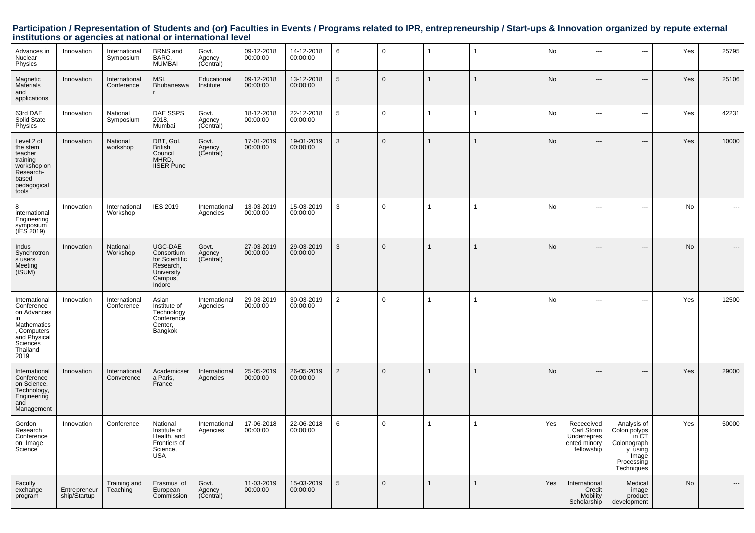## Participation / Representation of Students and (or) Faculties in Events / Programs related to IPR, entrepreneurship / Start-ups & Innovation organized by repute external institutions or agencies at national or international level

| | | | | | | | | | | | | | | | |
|---|---|---|---|---|---|---|---|---|---|---|---|---|---|---|---|
| Advances in Nuclear Physics | Innovation | International Symposium | BRNS and BARC, MUMBAI | Govt. Agency (Central) | 09-12-2018 00:00:00 | 14-12-2018 00:00:00 | 6 | 0 | 1 | 1 | No | --- | --- | Yes | 25795 |
| Magnetic Materials and applications | Innovation | International Conference | MSI, Bhubaneswar | Educational Institute | 09-12-2018 00:00:00 | 13-12-2018 00:00:00 | 5 | 0 | 1 | 1 | No | --- | --- | Yes | 25106 |
| 63rd DAE Solid State Physics | Innovation | National Symposium | DAE SSPS 2018, Mumbai | Govt. Agency (Central) | 18-12-2018 00:00:00 | 22-12-2018 00:00:00 | 5 | 0 | 1 | 1 | No | --- | --- | Yes | 42231 |
| Level 2 of the stem teacher training workshop on Research-based pedagogical tools | Innovation | National workshop | DBT, GoI, British Council MHRD, IISER Pune | Govt. Agency (Central) | 17-01-2019 00:00:00 | 19-01-2019 00:00:00 | 3 | 0 | 1 | 1 | No | --- | --- | Yes | 10000 |
| 8 international Engineering symposium (IES 2019) | Innovation | International Workshop | IES 2019 | International Agencies | 13-03-2019 00:00:00 | 15-03-2019 00:00:00 | 3 | 0 | 1 | 1 | No | --- | --- | No | --- |
| Indus Synchrotrons users Meeting (ISUM) | Innovation | National Workshop | UGC-DAE Consortium for Scientific Research, University Campus, Indore | Govt. Agency (Central) | 27-03-2019 00:00:00 | 29-03-2019 00:00:00 | 3 | 0 | 1 | 1 | No | --- | --- | No | --- |
| International Conference on Advances in Mathematics, Computers and Physical Sciences Thailand 2019 | Innovation | International Conference | Asian Institute of Technology Conference Center, Bangkok | International Agencies | 29-03-2019 00:00:00 | 30-03-2019 00:00:00 | 2 | 0 | 1 | 1 | No | --- | --- | Yes | 12500 |
| International Conference on Science, Technology, Engineering and Management | Innovation | International Converence | Academicser a Paris, France | International Agencies | 25-05-2019 00:00:00 | 26-05-2019 00:00:00 | 2 | 0 | 1 | 1 | No | --- | --- | Yes | 29000 |
| Gordon Research Conference on Image Science | Innovation | Conference | National Institute of Health, and Frontiers of Science, USA | International Agencies | 17-06-2018 00:00:00 | 22-06-2018 00:00:00 | 6 | 0 | 1 | 1 | Yes | Receceived Carl Storm Underrepresented minory fellowship | Analysis of Colon polyps in CT Colonography using Image Processing Techniques | Yes | 50000 |
| Faculty exchange program | Entrepreneurship/Startup | Training and Teaching | Erasmus of European Commission | Govt. Agency (Central) | 11-03-2019 00:00:00 | 15-03-2019 00:00:00 | 5 | 0 | 1 | 1 | Yes | International Credit Mobility Scholarship | Medical image product development | No | --- |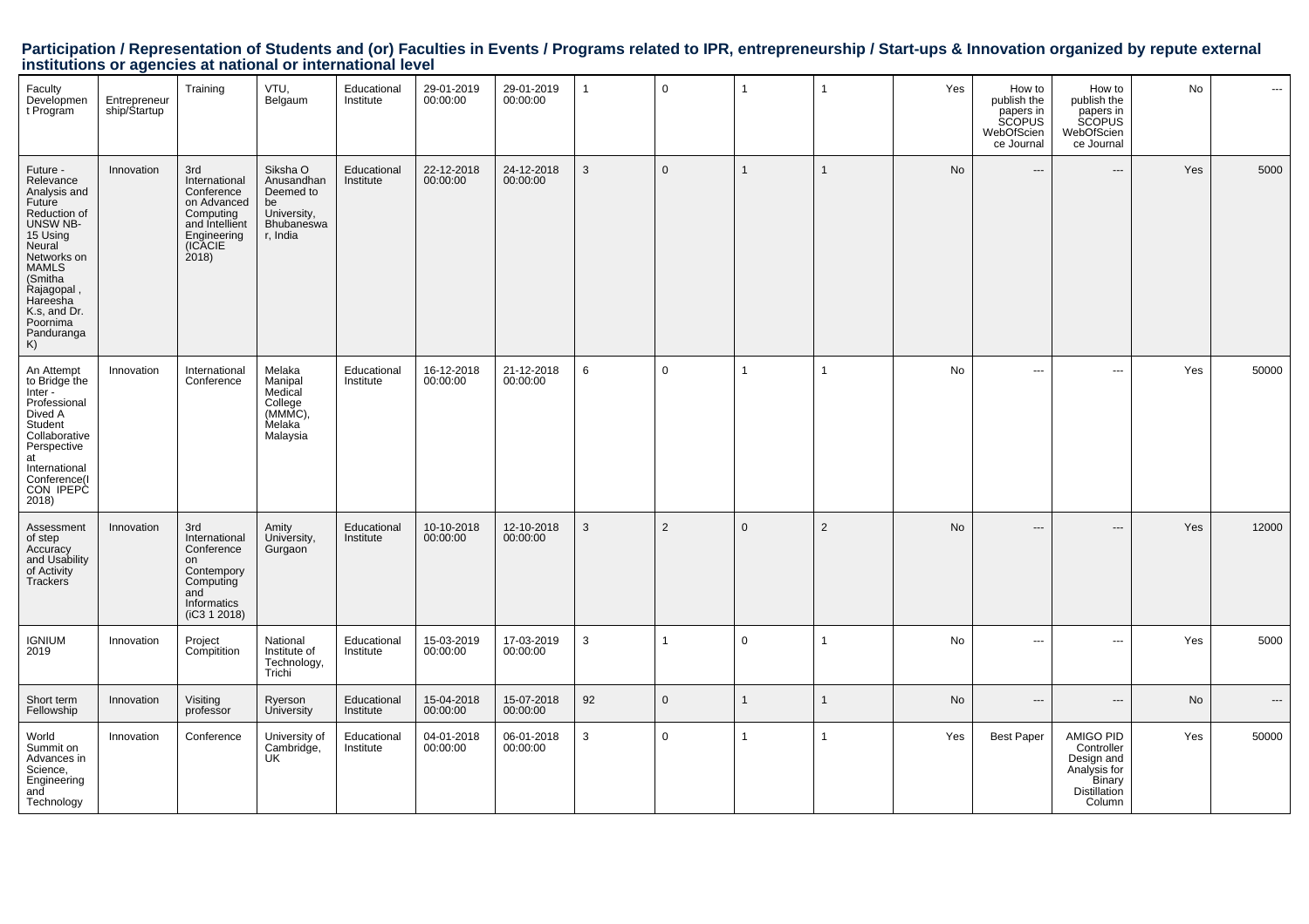## Participation / Representation of Students and (or) Faculties in Events / Programs related to IPR, entrepreneurship / Start-ups & Innovation organized by repute external institutions or agencies at national or international level

| | | | | | | | | | | | | | | | |
|---|---|---|---|---|---|---|---|---|---|---|---|---|---|---|---|
| Faculty Development Program | Entrepreneurship/Startup | Training | VTU, Belgaum | Educational Institute | 29-01-2019 00:00:00 | 29-01-2019 00:00:00 | 1 | 0 | 1 | 1 | Yes | How to publish the papers in SCOPUS WebOfScience Journal | How to publish the papers in SCOPUS WebOfScience Journal | No | --- |
| Future - Relevance Analysis and Future Reduction of UNSW NB-15 Using Neural Networks on MAMLS (Smitha Rajagopal , Hareesha K.s, and Dr. Poornima Panduranga K) | Innovation | 3rd International Conference on Advanced Computing and Intellient Engineering (ICACIE 2018) | Siksha O Anusandhan Deemed to be University, Bhubaneswar, India | Educational Institute | 22-12-2018 00:00:00 | 24-12-2018 00:00:00 | 3 | 0 | 1 | 1 | No | --- | --- | Yes | 5000 |
| An Attempt to Bridge the Inter - Professional Dived A Student Collaborative Perspective at International Conference(ICON IPEPC 2018) | Innovation | International Conference | Melaka Manipal Medical College (MMMC), Melaka Malaysia | Educational Institute | 16-12-2018 00:00:00 | 21-12-2018 00:00:00 | 6 | 0 | 1 | 1 | No | --- | --- | Yes | 50000 |
| Assessment of step Accuracy and Usability of Activity Trackers | Innovation | 3rd International Conference on Contempory Computing and Informatics (iC3 1 2018) | Amity University, Gurgaon | Educational Institute | 10-10-2018 00:00:00 | 12-10-2018 00:00:00 | 3 | 2 | 0 | 2 | No | --- | --- | Yes | 12000 |
| IGNIUM 2019 | Innovation | Project Compitition | National Institute of Technology, Trichi | Educational Institute | 15-03-2019 00:00:00 | 17-03-2019 00:00:00 | 3 | 1 | 0 | 1 | No | --- | --- | Yes | 5000 |
| Short term Fellowship | Innovation | Visiting professor | Ryerson University | Educational Institute | 15-04-2018 00:00:00 | 15-07-2018 00:00:00 | 92 | 0 | 1 | 1 | No | --- | --- | No | --- |
| World Summit on Advances in Science, Engineering and Technology | Innovation | Conference | University of Cambridge, UK | Educational Institute | 04-01-2018 00:00:00 | 06-01-2018 00:00:00 | 3 | 0 | 1 | 1 | Yes | Best Paper | AMIGO PID Controller Design and Analysis for Binary Distillation Column | Yes | 50000 |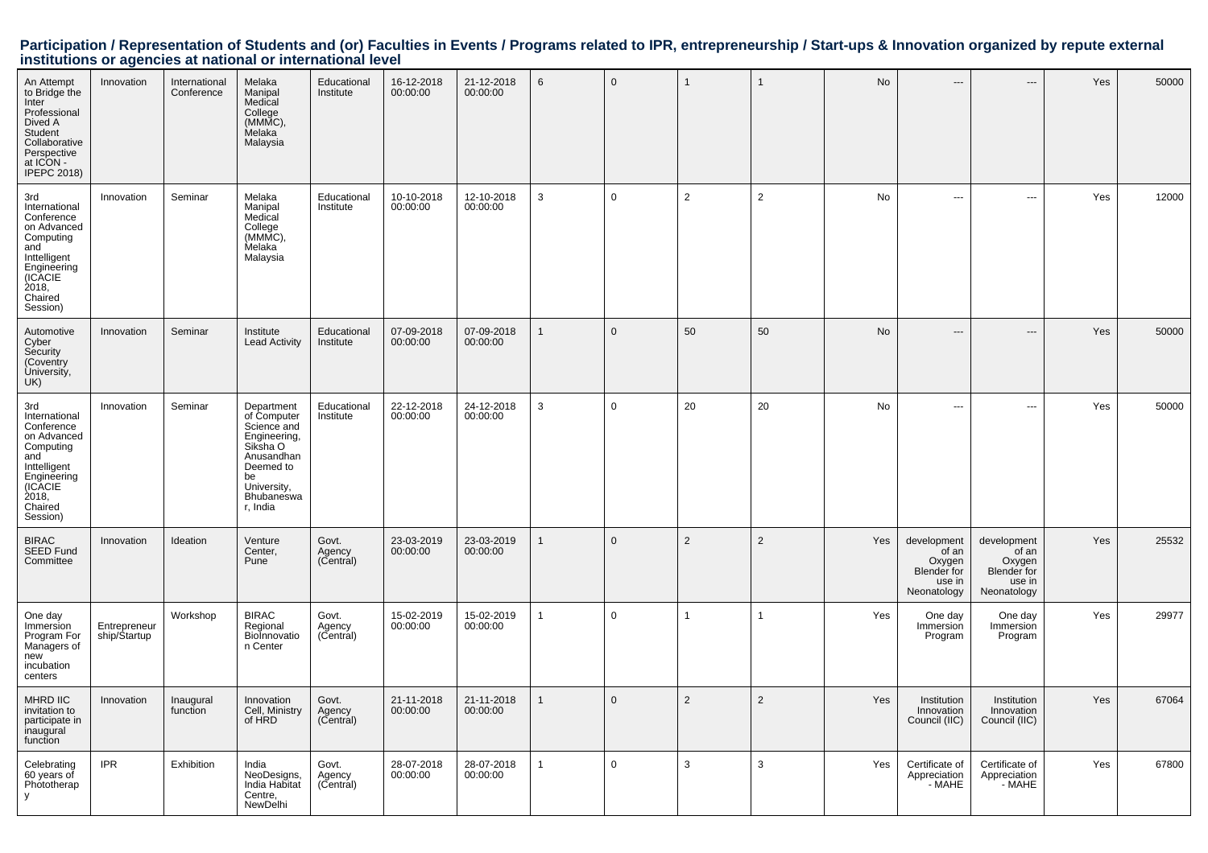**Participation / Representation of Students and (or) Faculties in Events / Programs related to IPR, entrepreneurship / Start-ups & Innovation organized by repute external institutions or agencies at national or international level**

| | | | | | | | | | | | | | | | |
|---|---|---|---|---|---|---|---|---|---|---|---|---|---|---|---|
| An Attempt to Bridge the Inter Professional Dived A Student Collaborative Perspective at ICON - IPEPC 2018) | Innovation | International Conference | Melaka Manipal Medical College (MMMC), Melaka Malaysia | Educational Institute | 16-12-2018 00:00:00 | 21-12-2018 00:00:00 | 6 | 0 | 1 | 1 | No | --- | --- | Yes | 50000 |
| 3rd International Conference on Advanced Computing and Inttelligent Engineering (ICACIE 2018, Chaired Session) | Innovation | Seminar | Melaka Manipal Medical College (MMMC), Melaka Malaysia | Educational Institute | 10-10-2018 00:00:00 | 12-10-2018 00:00:00 | 3 | 0 | 2 | 2 | No | --- | --- | Yes | 12000 |
| Automotive Cyber Security (Coventry University, UK) | Innovation | Seminar | Institute Lead Activity | Educational Institute | 07-09-2018 00:00:00 | 07-09-2018 00:00:00 | 1 | 0 | 50 | 50 | No | --- | --- | Yes | 50000 |
| 3rd International Conference on Advanced Computing and Inttelligent Engineering (ICACIE 2018, Chaired Session) | Innovation | Seminar | Department of Computer Science and Engineering, Siksha O Anusandhan Deemed to be University, Bhubaneswar, India | Educational Institute | 22-12-2018 00:00:00 | 24-12-2018 00:00:00 | 3 | 0 | 20 | 20 | No | --- | --- | Yes | 50000 |
| BIRAC SEED Fund Committee | Innovation | Ideation | Venture Center, Pune | Govt. Agency (Central) | 23-03-2019 00:00:00 | 23-03-2019 00:00:00 | 1 | 0 | 2 | 2 | Yes | development of an Oxygen Blender for use in Neonatology | development of an Oxygen Blender for use in Neonatology | Yes | 25532 |
| One day Immersion Program For Managers of new incubation centers | Entrepreneurship/Startup | Workshop | BIRAC Regional BioInnovation Center | Govt. Agency (Central) | 15-02-2019 00:00:00 | 15-02-2019 00:00:00 | 1 | 0 | 1 | 1 | Yes | One day Immersion Program | One day Immersion Program | Yes | 29977 |
| MHRD IIC invitation to participate in inagural function | Innovation | Inaugural function | Innovation Cell, Ministry of HRD | Govt. Agency (Central) | 21-11-2018 00:00:00 | 21-11-2018 00:00:00 | 1 | 0 | 2 | 2 | Yes | Institution Innovation Council (IIC) | Institution Innovation Council (IIC) | Yes | 67064 |
| Celebrating 60 years of Phototherapy | IPR | Exhibition | India NeoDesigns, India Habitat Centre, NewDelhi | Govt. Agency (Central) | 28-07-2018 00:00:00 | 28-07-2018 00:00:00 | 1 | 0 | 3 | 3 | Yes | Certificate of Appreciation - MAHE | Certificate of Appreciation - MAHE | Yes | 67800 |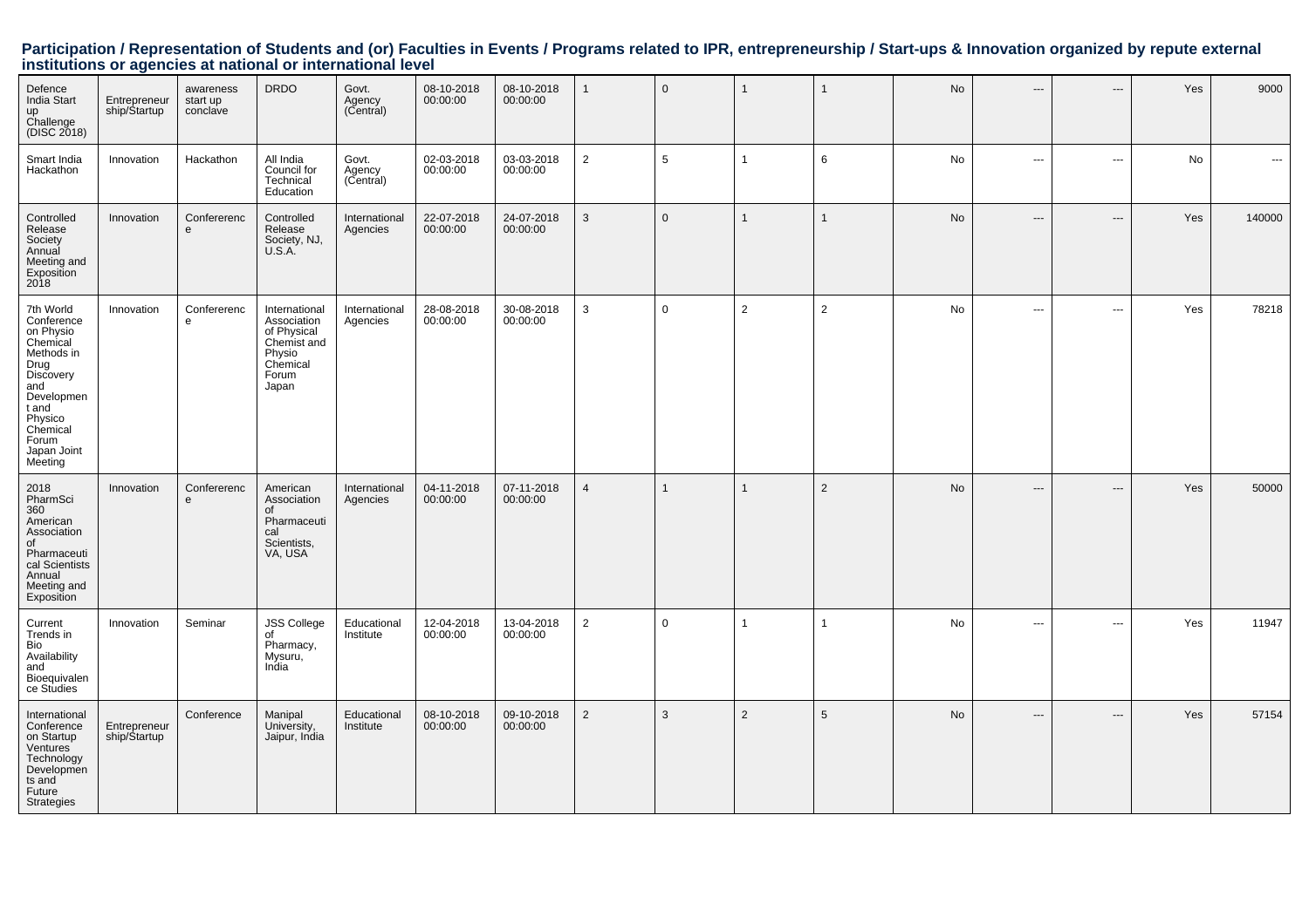## Participation / Representation of Students and (or) Faculties in Events / Programs related to IPR, entrepreneurship / Start-ups & Innovation organized by repute external institutions or agencies at national or international level

| | | | | | | | | | | | | | | |
|---|---|---|---|---|---|---|---|---|---|---|---|---|---|---|
| Defence India Start up Challenge (DISC 2018) | Entrepreneurship/Startup | awareness start up conclave | DRDO | Govt. Agency (Central) | 08-10-2018 00:00:00 | 08-10-2018 00:00:00 | 1 | 0 | 1 | 1 | No | --- | --- | Yes | 9000 |
| Smart India Hackathon | Innovation | Hackathon | All India Council for Technical Education | Govt. Agency (Central) | 02-03-2018 00:00:00 | 03-03-2018 00:00:00 | 2 | 5 | 1 | 6 | No | --- | --- | No | --- |
| Controlled Release Society Annual Meeting and Exposition 2018 | Innovation | Confererence | Controlled Release Society, NJ, U.S.A. | International Agencies | 22-07-2018 00:00:00 | 24-07-2018 00:00:00 | 3 | 0 | 1 | 1 | No | --- | --- | Yes | 140000 |
| 7th World Conference on Physio Chemical Methods in Drug Discovery and Development and Physico Chemical Forum Japan Joint Meeting | Innovation | Confererence | International Association of Physical Chemist and Physio Chemical Forum Japan | International Agencies | 28-08-2018 00:00:00 | 30-08-2018 00:00:00 | 3 | 0 | 2 | 2 | No | --- | --- | Yes | 78218 |
| 2018 PharmSci 360 American Association of Pharmaceutical Scientists Annual Meeting and Exposition | Innovation | Confererence | American Association of Pharmaceutical Scientists, VA, USA | International Agencies | 04-11-2018 00:00:00 | 07-11-2018 00:00:00 | 4 | 1 | 1 | 2 | No | --- | --- | Yes | 50000 |
| Current Trends in Bio Availability and Bioequivalence Studies | Innovation | Seminar | JSS College of Pharmacy, Mysuru, India | Educational Institute | 12-04-2018 00:00:00 | 13-04-2018 00:00:00 | 2 | 0 | 1 | 1 | No | --- | --- | Yes | 11947 |
| International Conference on Startup Ventures Technology Developments and Future Strategies | Entrepreneurship/Startup | Conference | Manipal University, Jaipur, India | Educational Institute | 08-10-2018 00:00:00 | 09-10-2018 00:00:00 | 2 | 3 | 2 | 5 | No | --- | --- | Yes | 57154 |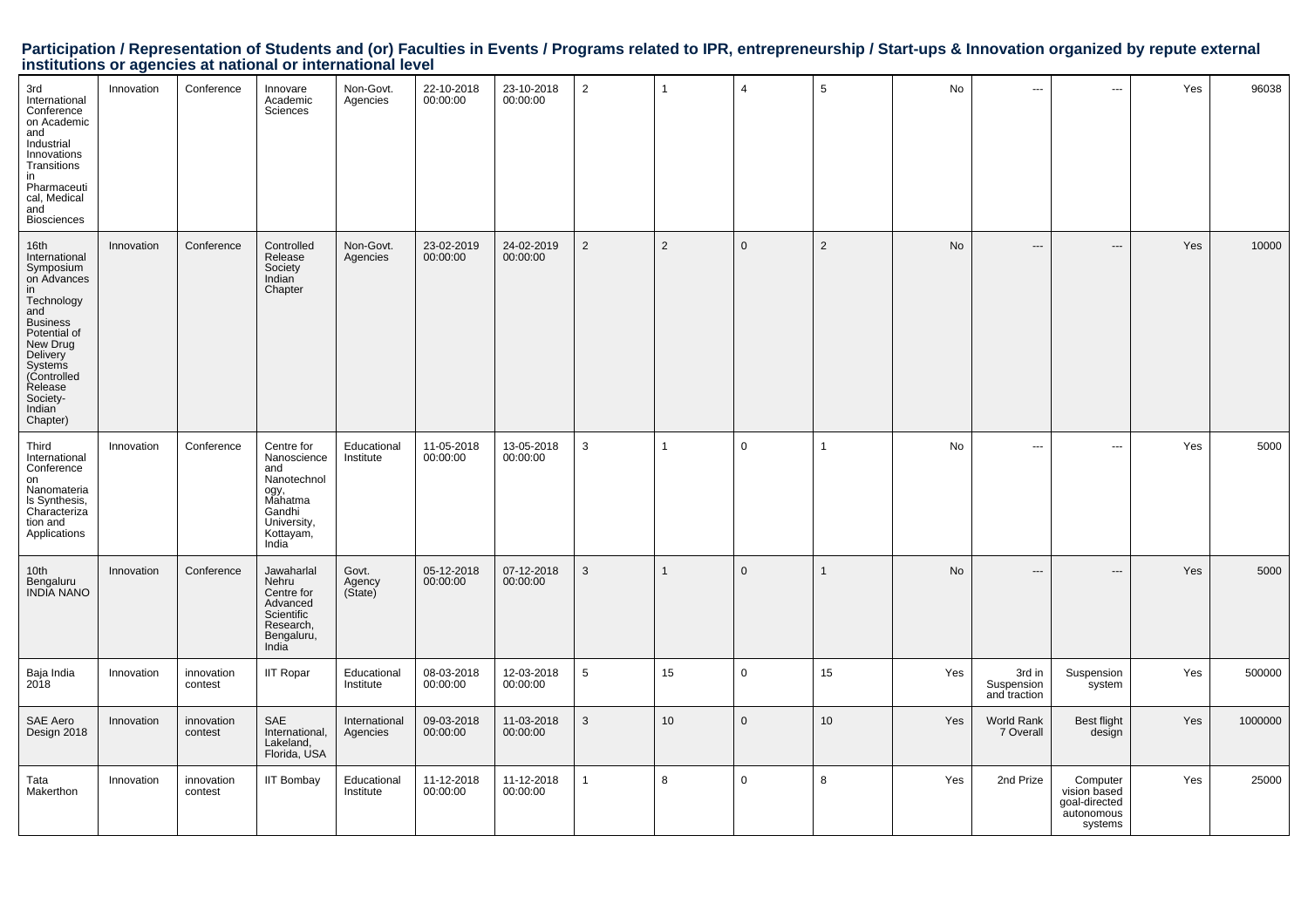## Participation / Representation of Students and (or) Faculties in Events / Programs related to IPR, entrepreneurship / Start-ups & Innovation organized by repute external institutions or agencies at national or international level

| | | | | | | | | | | | | | | | |
|---|---|---|---|---|---|---|---|---|---|---|---|---|---|---|---|
| 3rd International Conference on Academic and Industrial Innovations Transitions in Pharmaceutical, Medical and Biosciences | Innovation | Conference | Innovare Academic Sciences | Non-Govt. Agencies | 22-10-2018 00:00:00 | 23-10-2018 00:00:00 | 2 | 1 | 4 | 5 | No | --- | --- | Yes | 96038 |
| 16th International Symposium on Advances in Technology and Business Potential of New Drug Delivery Systems (Controlled Release Society-Indian Chapter) | Innovation | Conference | Controlled Release Society Indian Chapter | Non-Govt. Agencies | 23-02-2019 00:00:00 | 24-02-2019 00:00:00 | 2 | 2 | 0 | 2 | No | --- | --- | Yes | 10000 |
| Third International Conference on Nanomaterials Synthesis, Characterization and Applications | Innovation | Conference | Centre for Nanoscience and Nanotechnology, Mahatma Gandhi University, Kottayam, India | Educational Institute | 11-05-2018 00:00:00 | 13-05-2018 00:00:00 | 3 | 1 | 0 | 1 | No | --- | --- | Yes | 5000 |
| 10th Bengaluru INDIA NANO | Innovation | Conference | Jawaharlal Nehru Centre for Advanced Scientific Research, Bengaluru, India | Govt. Agency (State) | 05-12-2018 00:00:00 | 07-12-2018 00:00:00 | 3 | 1 | 0 | 1 | No | --- | --- | Yes | 5000 |
| Baja India 2018 | Innovation | innovation contest | IIT Ropar | Educational Institute | 08-03-2018 00:00:00 | 12-03-2018 00:00:00 | 5 | 15 | 0 | 15 | Yes | 3rd in Suspension and traction | Suspension system | Yes | 500000 |
| SAE Aero Design 2018 | Innovation | innovation contest | SAE International, Lakeland, Florida, USA | International Agencies | 09-03-2018 00:00:00 | 11-03-2018 00:00:00 | 3 | 10 | 0 | 10 | Yes | World Rank 7 Overall | Best flight design | Yes | 1000000 |
| Tata Makerthon | Innovation | innovation contest | IIT Bombay | Educational Institute | 11-12-2018 00:00:00 | 11-12-2018 00:00:00 | 1 | 8 | 0 | 8 | Yes | 2nd Prize | Computer vision based goal-directed autonomous systems | Yes | 25000 |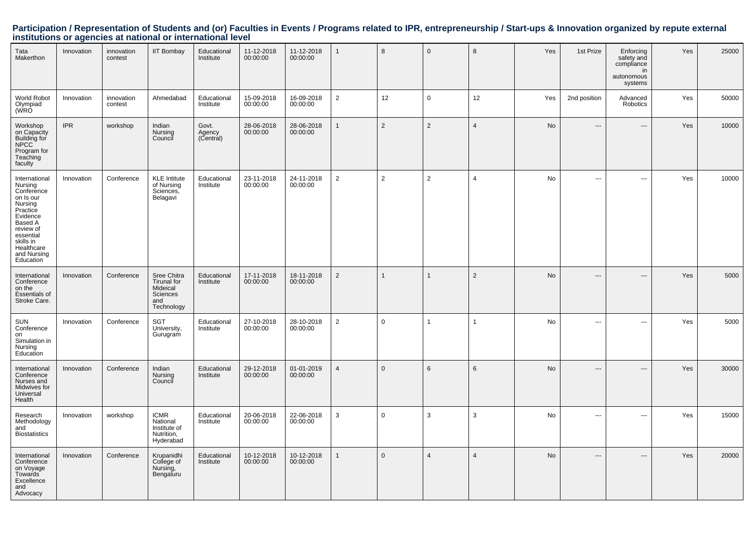## Participation / Representation of Students and (or) Faculties in Events / Programs related to IPR, entrepreneurship / Start-ups & Innovation organized by repute external institutions or agencies at national or international level

| | | | | | | | | | | | | | | | |
|---|---|---|---|---|---|---|---|---|---|---|---|---|---|---|---|
| Tata Makerthon | Innovation | innovation contest | IIT Bombay | Educational Institute | 11-12-2018 00:00:00 | 11-12-2018 00:00:00 | 1 | 8 | 0 | 8 | Yes | 1st Prize | Enforcing safety and compliance in autonomous systems | Yes | 25000 |
| World Robot Olympiad (WRO | Innovation | innovation contest | Ahmedabad | Educational Institute | 15-09-2018 00:00:00 | 16-09-2018 00:00:00 | 2 | 12 | 0 | 12 | Yes | 2nd position | Advanced Robotics | Yes | 50000 |
| Workshop on Capacity Building for NPCC Program for Teaching faculty | IPR | workshop | Indian Nursing Council | Govt. Agency (Central) | 28-06-2018 00:00:00 | 28-06-2018 00:00:00 | 1 | 2 | 2 | 4 | No | --- | --- | Yes | 10000 |
| International Nursing Conference on Is our Nursing Practice Evidence Based A review of essential skills in Healthcare and Nursing Education | Innovation | Conference | KLE Intitute of Nursing Sciences, Belagavi | Educational Institute | 23-11-2018 00:00:00 | 24-11-2018 00:00:00 | 2 | 2 | 2 | 4 | No | --- | --- | Yes | 10000 |
| International Conference on the Essentials of Stroke Care. | Innovation | Conference | Sree Chitra Tirunal for Mideical Sciences and Technology | Educational Institute | 17-11-2018 00:00:00 | 18-11-2018 00:00:00 | 2 | 1 | 1 | 2 | No | --- | --- | Yes | 5000 |
| SUN Conference on Simulation in Nursing Education | Innovation | Conference | SGT University, Gurugram | Educational Institute | 27-10-2018 00:00:00 | 28-10-2018 00:00:00 | 2 | 0 | 1 | 1 | No | --- | --- | Yes | 5000 |
| International Conference Nurses and Midwives for Universal Health | Innovation | Conference | Indian Nursing Council | Educational Institute | 29-12-2018 00:00:00 | 01-01-2019 00:00:00 | 4 | 0 | 6 | 6 | No | --- | --- | Yes | 30000 |
| Research Methodology and Biostatistics | Innovation | workshop | ICMR National Institute of Nutrition, Hyderabad | Educational Institute | 20-06-2018 00:00:00 | 22-06-2018 00:00:00 | 3 | 0 | 3 | 3 | No | --- | --- | Yes | 15000 |
| International Conference on Voyage Towards Excellence and Advocacy | Innovation | Conference | Krupanidhi College of Nursing, Bengaluru | Educational Institute | 10-12-2018 00:00:00 | 10-12-2018 00:00:00 | 1 | 0 | 4 | 4 | No | --- | --- | Yes | 20000 |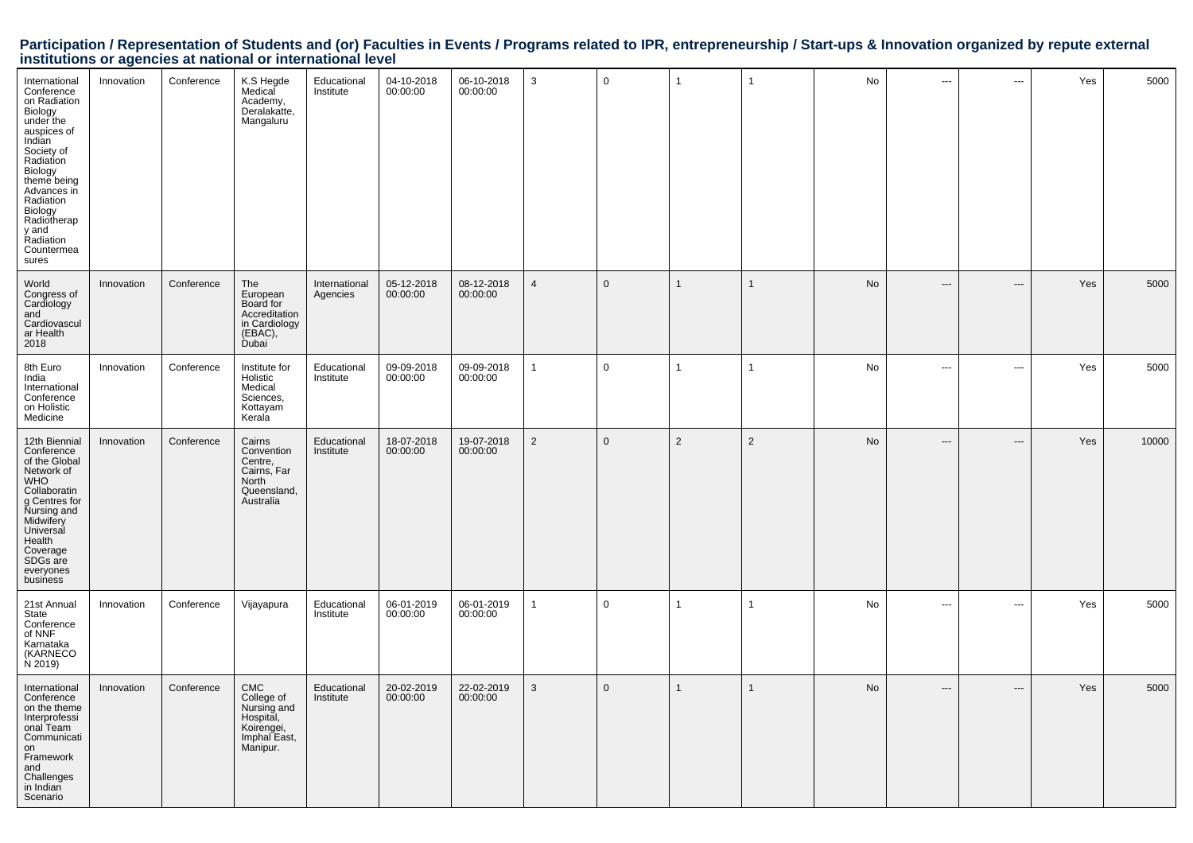## Participation / Representation of Students and (or) Faculties in Events / Programs related to IPR, entrepreneurship / Start-ups & Innovation organized by repute external institutions or agencies at national or international level

| | | | | | | | | | | | | | | | |
|---|---|---|---|---|---|---|---|---|---|---|---|---|---|---|---|
| International Conference on Radiation Biology under the auspices of Indian Society of Radiation Biology theme being Advances in Radiation Biology Radiotherapy and Radiation Countermeasures | Innovation | Conference | K.S Hegde Medical Academy, Deralakatte, Mangaluru | Educational Institute | 04-10-2018 00:00:00 | 06-10-2018 00:00:00 | 3 | 0 | 1 | 1 | No | --- | --- | Yes | 5000 |
| World Congress of Cardiology and Cardiovascular Health 2018 | Innovation | Conference | The European Board for Accreditation in Cardiology (EBAC), Dubai | International Agencies | 05-12-2018 00:00:00 | 08-12-2018 00:00:00 | 4 | 0 | 1 | 1 | No | --- | --- | Yes | 5000 |
| 8th Euro India International Conference on Holistic Medicine | Innovation | Conference | Institute for Holistic Medical Sciences, Kottayam Kerala | Educational Institute | 09-09-2018 00:00:00 | 09-09-2018 00:00:00 | 1 | 0 | 1 | 1 | No | --- | --- | Yes | 5000 |
| 12th Biennial Conference of the Global Network of WHO Collaborating Centres for Nursing and Midwifery Universal Health Coverage SDGs are everyones business | Innovation | Conference | Cairns Convention Centre, Cairns, Far North Queensland, Australia | Educational Institute | 18-07-2018 00:00:00 | 19-07-2018 00:00:00 | 2 | 0 | 2 | 2 | No | --- | --- | Yes | 10000 |
| 21st Annual State Conference of NNF Karnataka (KARNECON 2019) | Innovation | Conference | Vijayapura | Educational Institute | 06-01-2019 00:00:00 | 06-01-2019 00:00:00 | 1 | 0 | 1 | 1 | No | --- | --- | Yes | 5000 |
| International Conference on the theme Interprofessional Team Communication Framework and Challenges in Indian Scenario | Innovation | Conference | CMC College of Nursing and Hospital, Koirengei, Imphal East, Manipur. | Educational Institute | 20-02-2019 00:00:00 | 22-02-2019 00:00:00 | 3 | 0 | 1 | 1 | No | --- | --- | Yes | 5000 |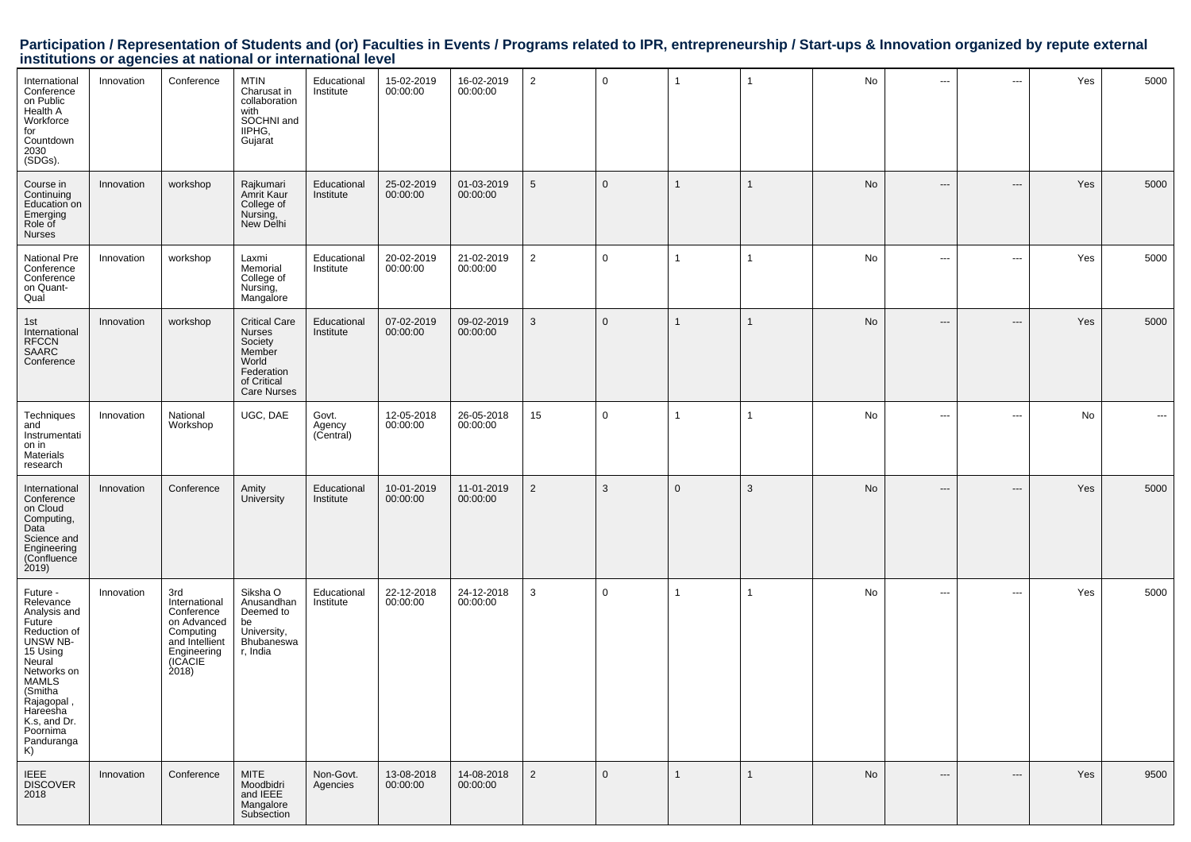## Participation / Representation of Students and (or) Faculties in Events / Programs related to IPR, entrepreneurship / Start-ups & Innovation organized by repute external institutions or agencies at national or international level

| | | | | | | | | | | | | | | | |
|---|---|---|---|---|---|---|---|---|---|---|---|---|---|---|---|
| International Conference on Public Health A Workforce for Countdown 2030 (SDGs). | Innovation | Conference | MTIN Charusat in collaboration with SOCHNI and IIPHG, Gujarat | Educational Institute | 15-02-2019 00:00:00 | 16-02-2019 00:00:00 | 2 | 0 | 1 | 1 | No | --- | --- | Yes | 5000 |
| Course in Continuing Education on Emerging Role of Nurses | Innovation | workshop | Rajkumari Amrit Kaur College of Nursing, New Delhi | Educational Institute | 25-02-2019 00:00:00 | 01-03-2019 00:00:00 | 5 | 0 | 1 | 1 | No | --- | --- | Yes | 5000 |
| National Pre Conference Conference on Quant-Qual | Innovation | workshop | Laxmi Memorial College of Nursing, Mangalore | Educational Institute | 20-02-2019 00:00:00 | 21-02-2019 00:00:00 | 2 | 0 | 1 | 1 | No | --- | --- | Yes | 5000 |
| 1st International RFCCN SAARC Conference | Innovation | workshop | Critical Care Nurses Society Member World Federation of Critical Care Nurses | Educational Institute | 07-02-2019 00:00:00 | 09-02-2019 00:00:00 | 3 | 0 | 1 | 1 | No | --- | --- | Yes | 5000 |
| Techniques and Instrumentation in Materials research | Innovation | National Workshop | UGC, DAE | Govt. Agency (Central) | 12-05-2018 00:00:00 | 26-05-2018 00:00:00 | 15 | 0 | 1 | 1 | No | --- | --- | No | --- |
| International Conference on Cloud Computing, Data Science and Engineering (Confluence 2019) | Innovation | Conference | Amity University | Educational Institute | 10-01-2019 00:00:00 | 11-01-2019 00:00:00 | 2 | 3 | 0 | 3 | No | --- | --- | Yes | 5000 |
| Future - Relevance Analysis and Future Reduction of UNSW NB-15 Using Neural Networks on MAMLS (Smitha Rajagopal , Hareesha K.s, and Dr. Poornima Panduranga K) | Innovation | 3rd International Conference on Advanced Computing and Intellient Engineering (ICACIE 2018) | Siksha O Anusandhan Deemed to be University, Bhubaneswar, India | Educational Institute | 22-12-2018 00:00:00 | 24-12-2018 00:00:00 | 3 | 0 | 1 | 1 | No | --- | --- | Yes | 5000 |
| IEEE DISCOVER 2018 | Innovation | Conference | MITE Moodbidri and IEEE Mangalore Subsection | Non-Govt. Agencies | 13-08-2018 00:00:00 | 14-08-2018 00:00:00 | 2 | 0 | 1 | 1 | No | --- | --- | Yes | 9500 |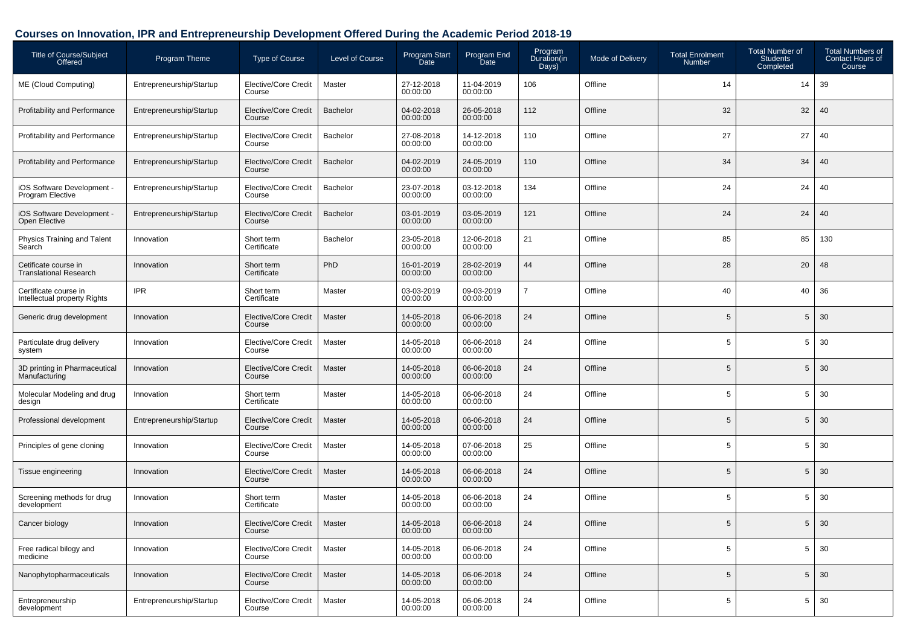## Courses on Innovation, IPR and Entrepreneurship Development Offered During the Academic Period 2018-19

| Title of Course/Subject Offered | Program Theme | Type of Course | Level of Course | Program Start Date | Program End Date | Program Duration(in Days) | Mode of Delivery | Total Enrolment Number | Total Number of Students Completed | Total Numbers of Contact Hours of Course |
|---|---|---|---|---|---|---|---|---|---|---|
| ME (Cloud Computing) | Entrepreneurship/Startup | Elective/Core Credit Course | Master | 27-12-2018 00:00:00 | 11-04-2019 00:00:00 | 106 | Offline | 14 | 14 | 39 |
| Profitability and Performance | Entrepreneurship/Startup | Elective/Core Credit Course | Bachelor | 04-02-2018 00:00:00 | 26-05-2018 00:00:00 | 112 | Offline | 32 | 32 | 40 |
| Profitability and Performance | Entrepreneurship/Startup | Elective/Core Credit Course | Bachelor | 27-08-2018 00:00:00 | 14-12-2018 00:00:00 | 110 | Offline | 27 | 27 | 40 |
| Profitability and Performance | Entrepreneurship/Startup | Elective/Core Credit Course | Bachelor | 04-02-2019 00:00:00 | 24-05-2019 00:00:00 | 110 | Offline | 34 | 34 | 40 |
| iOS Software Development - Program Elective | Entrepreneurship/Startup | Elective/Core Credit Course | Bachelor | 23-07-2018 00:00:00 | 03-12-2018 00:00:00 | 134 | Offline | 24 | 24 | 40 |
| iOS Software Development - Open Elective | Entrepreneurship/Startup | Elective/Core Credit Course | Bachelor | 03-01-2019 00:00:00 | 03-05-2019 00:00:00 | 121 | Offline | 24 | 24 | 40 |
| Physics Training and Talent Search | Innovation | Short term Certificate | Bachelor | 23-05-2018 00:00:00 | 12-06-2018 00:00:00 | 21 | Offline | 85 | 85 | 130 |
| Cetificate course in Translational Research | Innovation | Short term Certificate | PhD | 16-01-2019 00:00:00 | 28-02-2019 00:00:00 | 44 | Offline | 28 | 20 | 48 |
| Certificate course in Intellectual property Rights | IPR | Short term Certificate | Master | 03-03-2019 00:00:00 | 09-03-2019 00:00:00 | 7 | Offline | 40 | 40 | 36 |
| Generic drug development | Innovation | Elective/Core Credit Course | Master | 14-05-2018 00:00:00 | 06-06-2018 00:00:00 | 24 | Offline | 5 | 5 | 30 |
| Particulate drug delivery system | Innovation | Elective/Core Credit Course | Master | 14-05-2018 00:00:00 | 06-06-2018 00:00:00 | 24 | Offline | 5 | 5 | 30 |
| 3D printing in Pharmaceutical Manufacturing | Innovation | Elective/Core Credit Course | Master | 14-05-2018 00:00:00 | 06-06-2018 00:00:00 | 24 | Offline | 5 | 5 | 30 |
| Molecular Modeling and drug design | Innovation | Short term Certificate | Master | 14-05-2018 00:00:00 | 06-06-2018 00:00:00 | 24 | Offline | 5 | 5 | 30 |
| Professional development | Entrepreneurship/Startup | Elective/Core Credit Course | Master | 14-05-2018 00:00:00 | 06-06-2018 00:00:00 | 24 | Offline | 5 | 5 | 30 |
| Principles of gene cloning | Innovation | Elective/Core Credit Course | Master | 14-05-2018 00:00:00 | 07-06-2018 00:00:00 | 25 | Offline | 5 | 5 | 30 |
| Tissue engineering | Innovation | Elective/Core Credit Course | Master | 14-05-2018 00:00:00 | 06-06-2018 00:00:00 | 24 | Offline | 5 | 5 | 30 |
| Screening methods for drug development | Innovation | Short term Certificate | Master | 14-05-2018 00:00:00 | 06-06-2018 00:00:00 | 24 | Offline | 5 | 5 | 30 |
| Cancer biology | Innovation | Elective/Core Credit Course | Master | 14-05-2018 00:00:00 | 06-06-2018 00:00:00 | 24 | Offline | 5 | 5 | 30 |
| Free radical bilogy and medicine | Innovation | Elective/Core Credit Course | Master | 14-05-2018 00:00:00 | 06-06-2018 00:00:00 | 24 | Offline | 5 | 5 | 30 |
| Nanophytopharmaceuticals | Innovation | Elective/Core Credit Course | Master | 14-05-2018 00:00:00 | 06-06-2018 00:00:00 | 24 | Offline | 5 | 5 | 30 |
| Entrepreneurship development | Entrepreneurship/Startup | Elective/Core Credit Course | Master | 14-05-2018 00:00:00 | 06-06-2018 00:00:00 | 24 | Offline | 5 | 5 | 30 |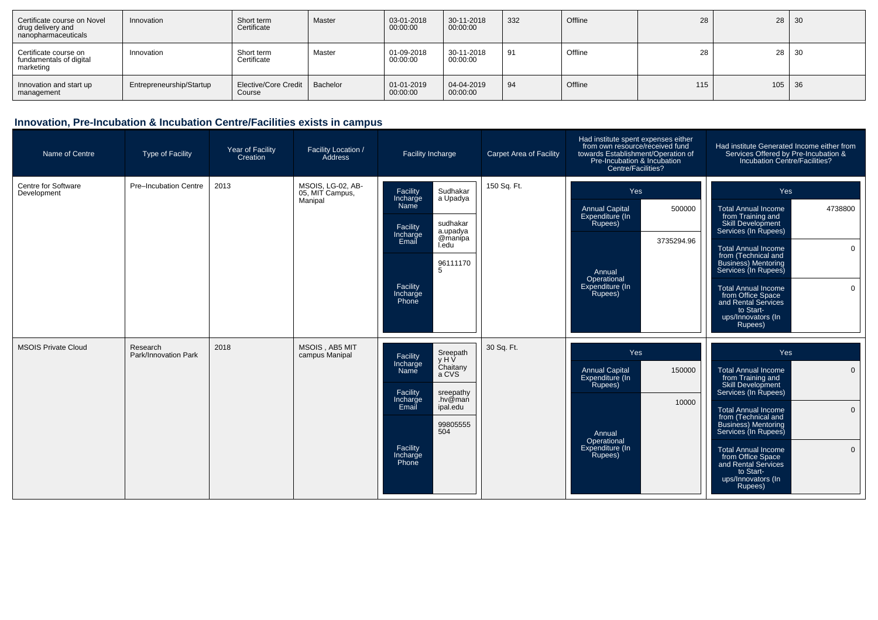| Certificate course on Novel drug delivery and nanopharmaceuticals | Innovation | Short term Certificate | Master | 03-01-2018 00:00:00 | 30-11-2018 00:00:00 | 332 | Offline | 28 | 28 | 30 |
|---|---|---|---|---|---|---|---|---|---|---|
| Certificate course on fundamentals of digital marketing | Innovation | Short term Certificate | Master | 01-09-2018 00:00:00 | 30-11-2018 00:00:00 | 91 | Offline | 28 | 28 | 30 |
| Innovation and start up management | Entrepreneurship/Startup | Elective/Core Credit Course | Bachelor | 01-01-2019 00:00:00 | 04-04-2019 00:00:00 | 94 | Offline | 115 | 105 | 36 |

## Innovation, Pre-Incubation & Incubation Centre/Facilities exists in campus

| Name of Centre | Type of Facility | Year of Facility Creation | Facility Location / Address | Facility Incharge | Carpet Area of Facility | Had institute spent expenses either from own resource/received fund towards Establishment/Operation of Pre-Incubation & Incubation Centre/Facilities? | Had institute Generated Income either from Services Offered by Pre-Incubation & Incubation Centre/Facilities? |
|---|---|---|---|---|---|---|---|
| Centre for Software Development | Pre–Incubation Centre | 2013 | MSOIS, LG-02, AB-05, MIT Campus, Manipal | Facility Incharge Name: Sudhakar a Upadya<br>Facility Incharge Email: sudhakar a.upadya @manipa l.edu<br>Facility Incharge Phone: 96111170 5 | 150 Sq. Ft. | Yes<br>Annual Capital Expenditure (In Rupees): 500000<br>Annual Operational Expenditure (In Rupees): 3735294.96 | Yes<br>Total Annual Income from Training and Skill Development Services (In Rupees): 4738800<br>Total Annual Income from (Technical and Business) Mentoring Services (In Rupees): 0<br>Total Annual Income from Office Space and Rental Services to Start-ups/Innovators (In Rupees): 0 |
| MSOIS Private Cloud | Research Park/Innovation Park | 2018 | MSOIS , AB5 MIT campus Manipal | Facility Incharge Name: Sreepath y H V Chaitany a CVS<br>Facility Incharge Email: sreepathy .hv@man ipal.edu<br>Facility Incharge Phone: 99805555 504 | 30 Sq. Ft. | Yes<br>Annual Capital Expenditure (In Rupees): 150000<br>Annual Operational Expenditure (In Rupees): 10000 | Yes<br>Total Annual Income from Training and Skill Development Services (In Rupees): 0<br>Total Annual Income from (Technical and Business) Mentoring Services (In Rupees): 0<br>Total Annual Income from Office Space and Rental Services to Start-ups/Innovators (In Rupees): 0 |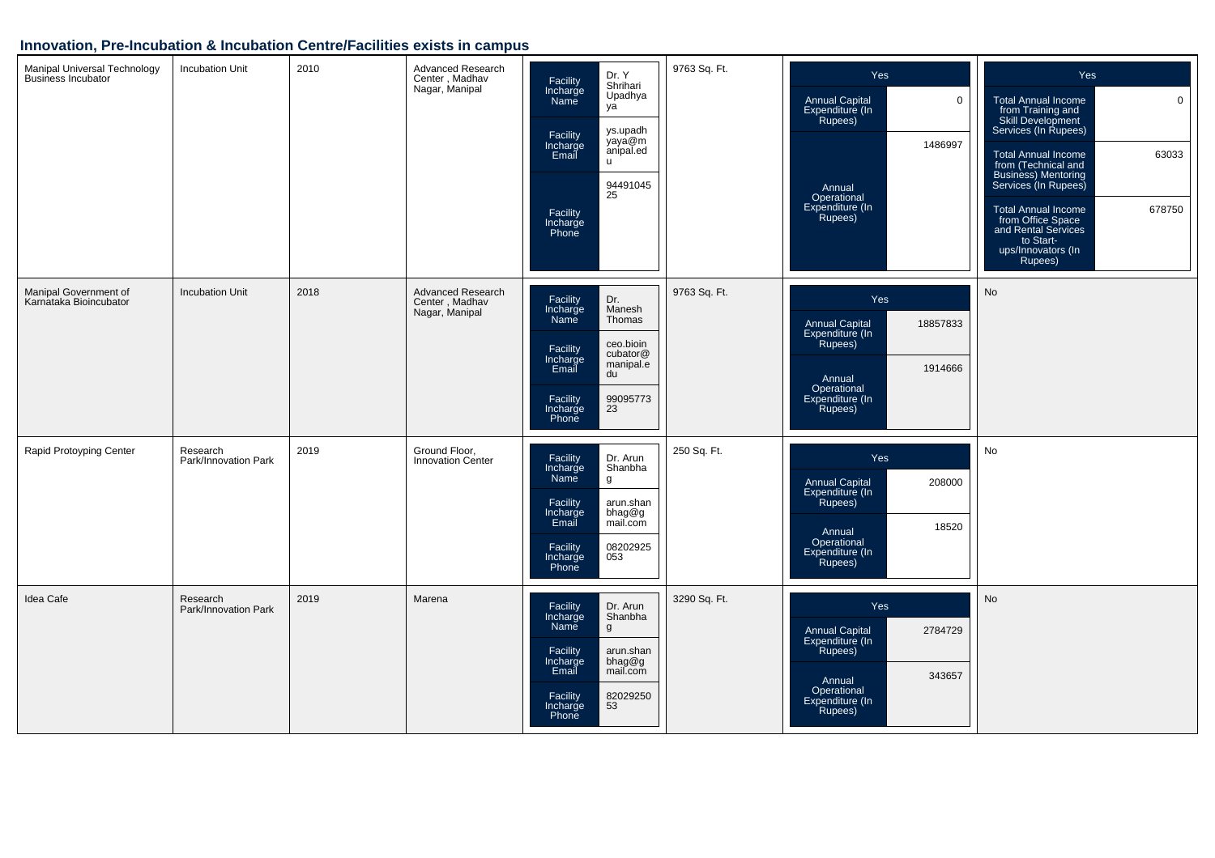## Innovation, Pre-Incubation & Incubation Centre/Facilities exists in campus

| Name | Type | Year | Location | Facility Incharge Details | Area | Capital/Operational Expenditure | Income |
|---|---|---|---|---|---|---|---|
| Manipal Universal Technology Business Incubator | Incubation Unit | 2010 | Advanced Research Center , Madhav Nagar, Manipal | Facility Incharge Name: Dr. Y Shrihari Upadhyaya<br>Facility Incharge Email: ys.upadhyaya@manipal.edu<br>Facility Incharge Phone: 9449104525 | 9763 Sq. Ft. | Yes<br>Annual Capital Expenditure (In Rupees): 0<br>Annual Operational Expenditure (In Rupees): 1486997 | Yes<br>Total Annual Income from Training and Skill Development Services (In Rupees): 0<br>Total Annual Income from (Technical and Business) Mentoring Services (In Rupees): 63033<br>Total Annual Income from Office Space and Rental Services to Start-ups/Innovators (In Rupees): 678750 |
| Manipal Government of Karnataka Bioincubator | Incubation Unit | 2018 | Advanced Research Center , Madhav Nagar, Manipal | Facility Incharge Name: Dr. Manesh Thomas<br>Facility Incharge Email: ceo.bioincubator@manipal.edu<br>Facility Incharge Phone: 9909577323 | 9763 Sq. Ft. | Yes<br>Annual Capital Expenditure (In Rupees): 18857833<br>Annual Operational Expenditure (In Rupees): 1914666 | No |
| Rapid Protoyping Center | Research Park/Innovation Park | 2019 | Ground Floor, Innovation Center | Facility Incharge Name: Dr. Arun Shanbhag<br>Facility Incharge Email: arun.shanbhag@gmail.com<br>Facility Incharge Phone: 08202925053 | 250 Sq. Ft. | Yes<br>Annual Capital Expenditure (In Rupees): 208000<br>Annual Operational Expenditure (In Rupees): 18520 | No |
| Idea Cafe | Research Park/Innovation Park | 2019 | Marena | Facility Incharge Name: Dr. Arun Shanbhag<br>Facility Incharge Email: arun.shanbhag@gmail.com<br>Facility Incharge Phone: 8202925053 | 3290 Sq. Ft. | Yes<br>Annual Capital Expenditure (In Rupees): 2784729<br>Annual Operational Expenditure (In Rupees): 343657 | No |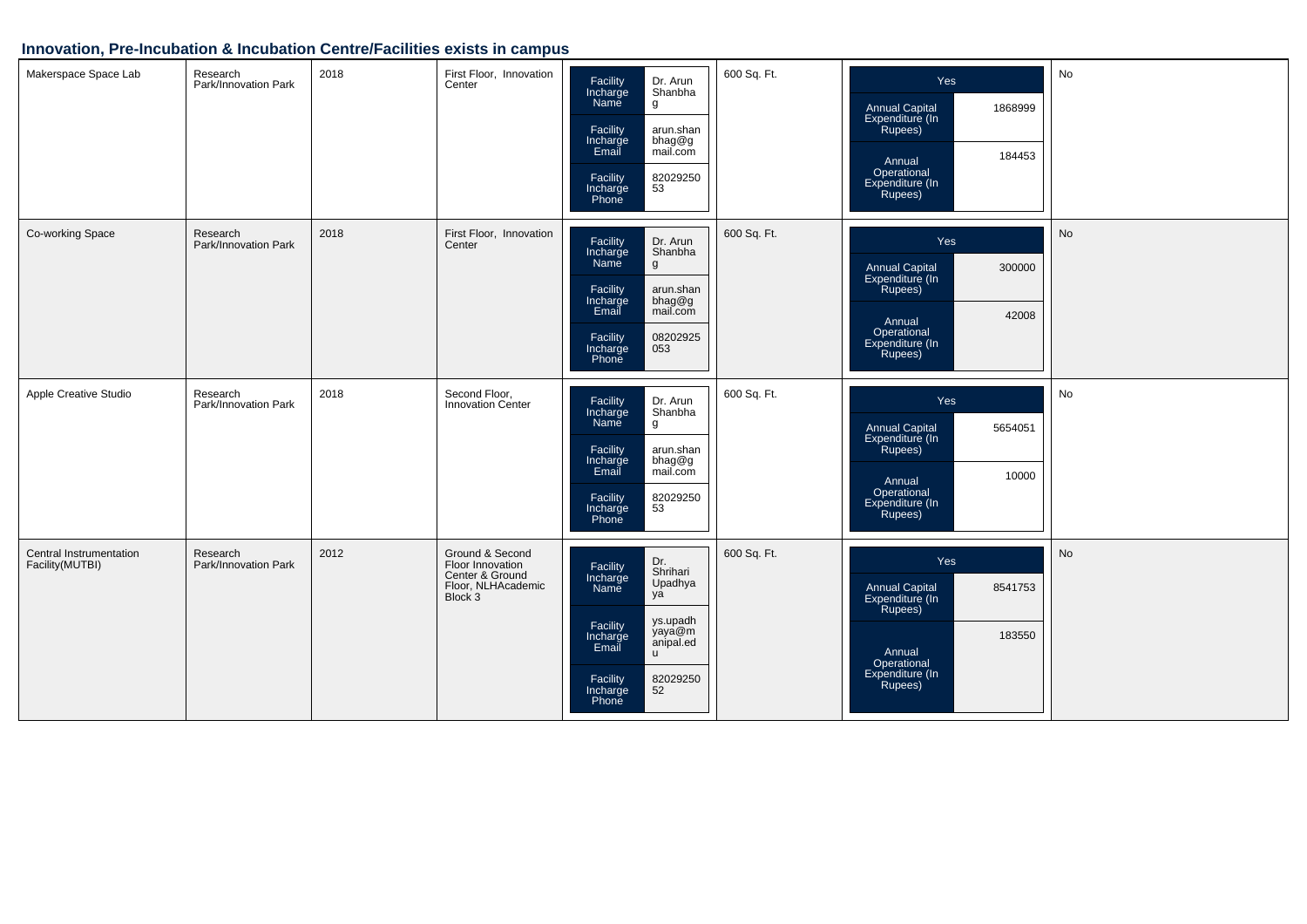## Innovation, Pre-Incubation & Incubation Centre/Facilities exists in campus

| Facility | Type | Year | Location | Facility Incharge | Area | Expenditure | |
|---|---|---|---|---|---|---|---|
| Makerspace Space Lab | Research Park/Innovation Park | 2018 | First Floor, Innovation Center | Facility Incharge Name: Dr. Arun Shanbhag<br>Facility Incharge Email: arun.shanbhag@gmail.com<br>Facility Incharge Phone: 8202925053 | 600 Sq. Ft. | Yes<br>Annual Capital Expenditure (In Rupees): 1868999<br>Annual Operational Expenditure (In Rupees): 184453 | No |
| Co-working Space | Research Park/Innovation Park | 2018 | First Floor, Innovation Center | Facility Incharge Name: Dr. Arun Shanbhag<br>Facility Incharge Email: arun.shanbhag@gmail.com<br>Facility Incharge Phone: 08202925053 | 600 Sq. Ft. | Yes<br>Annual Capital Expenditure (In Rupees): 300000<br>Annual Operational Expenditure (In Rupees): 42008 | No |
| Apple Creative Studio | Research Park/Innovation Park | 2018 | Second Floor, Innovation Center | Facility Incharge Name: Dr. Arun Shanbhag<br>Facility Incharge Email: arun.shanbhag@gmail.com<br>Facility Incharge Phone: 8202925053 | 600 Sq. Ft. | Yes<br>Annual Capital Expenditure (In Rupees): 5654051<br>Annual Operational Expenditure (In Rupees): 10000 | No |
| Central Instrumentation Facility(MUTBI) | Research Park/Innovation Park | 2012 | Ground & Second Floor Innovation Center & Ground Floor, NLHAcademic Block 3 | Facility Incharge Name: Dr. Shrihari Upadhyaya<br>Facility Incharge Email: ys.upadhyaya@manipal.edu<br>Facility Incharge Phone: 8202925052 | 600 Sq. Ft. | Yes<br>Annual Capital Expenditure (In Rupees): 8541753<br>Annual Operational Expenditure (In Rupees): 183550 | No |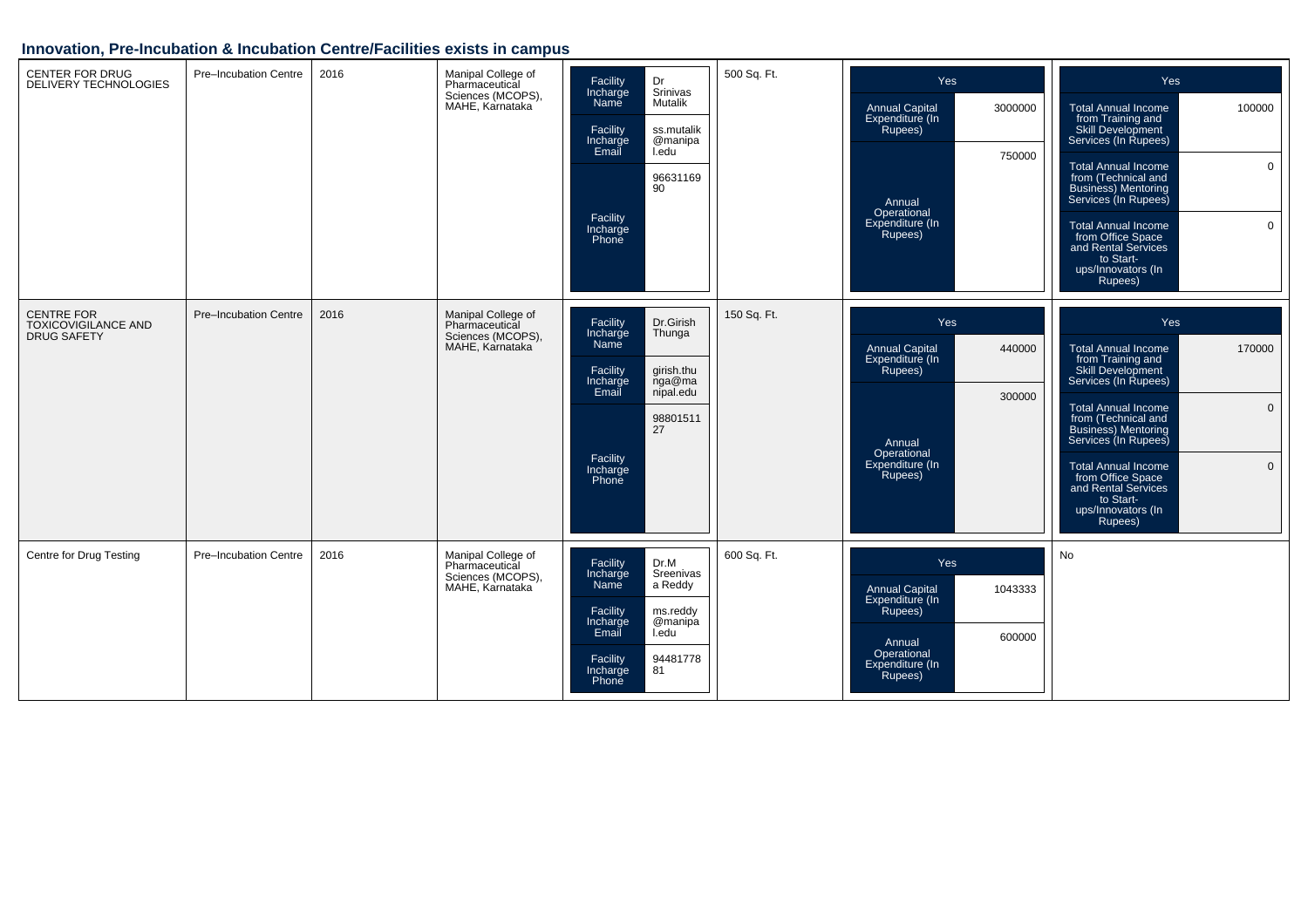## Innovation, Pre-Incubation & Incubation Centre/Facilities exists in campus

| Centre Name | Centre Type | Year | Location | Facility Incharge | Area | Expenditure | Income |
|---|---|---|---|---|---|---|---|
| CENTER FOR DRUG DELIVERY TECHNOLOGIES | Pre–Incubation Centre | 2016 | Manipal College of Pharmaceutical Sciences (MCOPS), MAHE, Karnataka | Facility Incharge Name: Dr Srinivas Mutalik<br>Facility Incharge Email: ss.mutalik@manipal.edu<br>Facility Incharge Phone: 9663116990 | 500 Sq. Ft. | Yes<br>Annual Capital Expenditure (In Rupees): 3000000<br>Annual Operational Expenditure (In Rupees): 750000 | Yes<br>Total Annual Income from Training and Skill Development Services (In Rupees): 100000<br>Total Annual Income from (Technical and Business) Mentoring Services (In Rupees): 0<br>Total Annual Income from Office Space and Rental Services to Start-ups/Innovators (In Rupees): 0 |
| CENTRE FOR TOXICOVIGILANCE AND DRUG SAFETY | Pre–Incubation Centre | 2016 | Manipal College of Pharmaceutical Sciences (MCOPS), MAHE, Karnataka | Facility Incharge Name: Dr.Girish Thunga<br>Facility Incharge Email: girish.thunga@manipal.edu<br>Facility Incharge Phone: 9880151127 | 150 Sq. Ft. | Yes<br>Annual Capital Expenditure (In Rupees): 440000<br>Annual Operational Expenditure (In Rupees): 300000 | Yes<br>Total Annual Income from Training and Skill Development Services (In Rupees): 170000<br>Total Annual Income from (Technical and Business) Mentoring Services (In Rupees): 0<br>Total Annual Income from Office Space and Rental Services to Start-ups/Innovators (In Rupees): 0 |
| Centre for Drug Testing | Pre–Incubation Centre | 2016 | Manipal College of Pharmaceutical Sciences (MCOPS), MAHE, Karnataka | Facility Incharge Name: Dr.M Sreenivasa Reddy<br>Facility Incharge Email: ms.reddy@manipal.edu<br>Facility Incharge Phone: 9448177881 | 600 Sq. Ft. | Yes<br>Annual Capital Expenditure (In Rupees): 1043333<br>Annual Operational Expenditure (In Rupees): 600000 | No |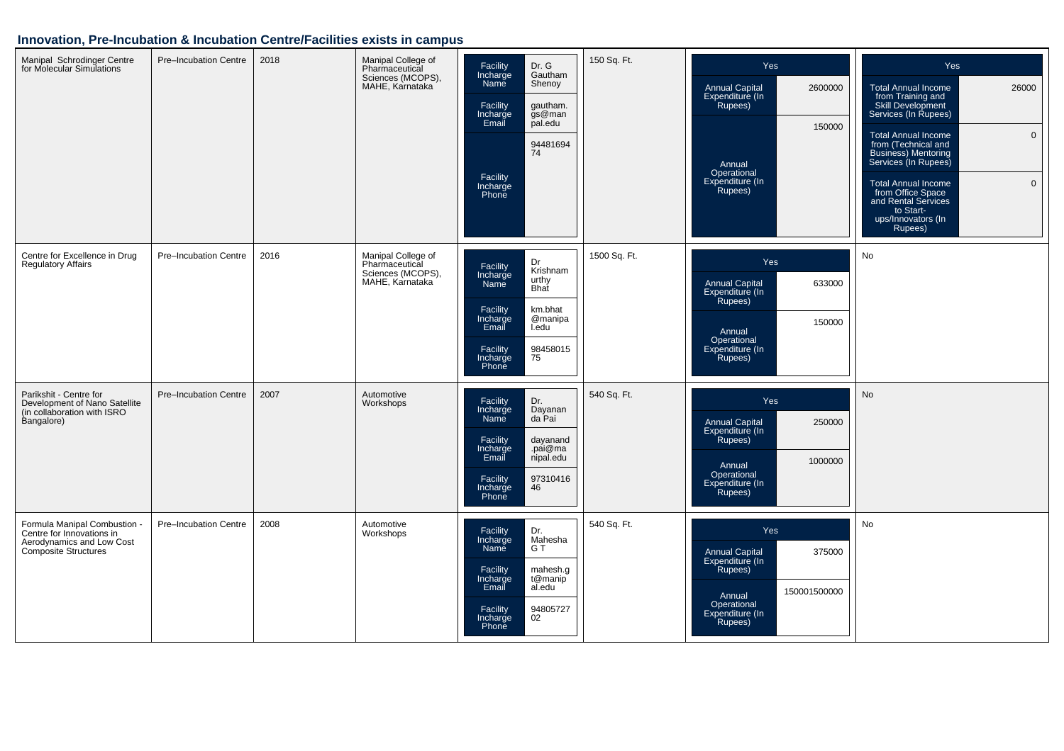## Innovation, Pre-Incubation & Incubation Centre/Facilities exists in campus

| Name | Type | Year | Location | Facility Incharge | Area | Expenditure | Income |
|---|---|---|---|---|---|---|---|
| Manipal Schrodinger Centre for Molecular Simulations | Pre–Incubation Centre | 2018 | Manipal College of Pharmaceutical Sciences (MCOPS), MAHE, Karnataka | Facility Incharge Name: Dr. G Gautham Shenoy<br>Facility Incharge Email: gautham.gs@manpal.edu<br>Facility Incharge Phone: 9448169474 | 150 Sq. Ft. | Yes<br>Annual Capital Expenditure (In Rupees): 2600000<br>Annual Operational Expenditure (In Rupees): 150000 | Yes<br>Total Annual Income from Training and Skill Development Services (In Rupees): 26000<br>Total Annual Income from (Technical and Business) Mentoring Services (In Rupees): 0<br>Total Annual Income from Office Space and Rental Services to Start-ups/Innovators (In Rupees): 0 |
| Centre for Excellence in Drug Regulatory Affairs | Pre–Incubation Centre | 2016 | Manipal College of Pharmaceutical Sciences (MCOPS), MAHE, Karnataka | Facility Incharge Name: Dr Krishnamurthy Bhat<br>Facility Incharge Email: km.bhat@manipal.edu<br>Facility Incharge Phone: 9845801575 | 1500 Sq. Ft. | Yes<br>Annual Capital Expenditure (In Rupees): 633000<br>Annual Operational Expenditure (In Rupees): 150000 | No |
| Parikshit - Centre for Development of Nano Satellite (in collaboration with ISRO Bangalore) | Pre–Incubation Centre | 2007 | Automotive Workshops | Facility Incharge Name: Dr. Dayananda Pai<br>Facility Incharge Email: dayanand.pai@manipal.edu<br>Facility Incharge Phone: 9731041646 | 540 Sq. Ft. | Yes<br>Annual Capital Expenditure (In Rupees): 250000<br>Annual Operational Expenditure (In Rupees): 1000000 | No |
| Formula Manipal Combustion - Centre for Innovations in Aerodynamics and Low Cost Composite Structures | Pre–Incubation Centre | 2008 | Automotive Workshops | Facility Incharge Name: Dr. Mahesha G T<br>Facility Incharge Email: mahesh.gt@manipal.edu<br>Facility Incharge Phone: 9480572702 | 540 Sq. Ft. | Yes<br>Annual Capital Expenditure (In Rupees): 375000<br>Annual Operational Expenditure (In Rupees): 150001500000 | No |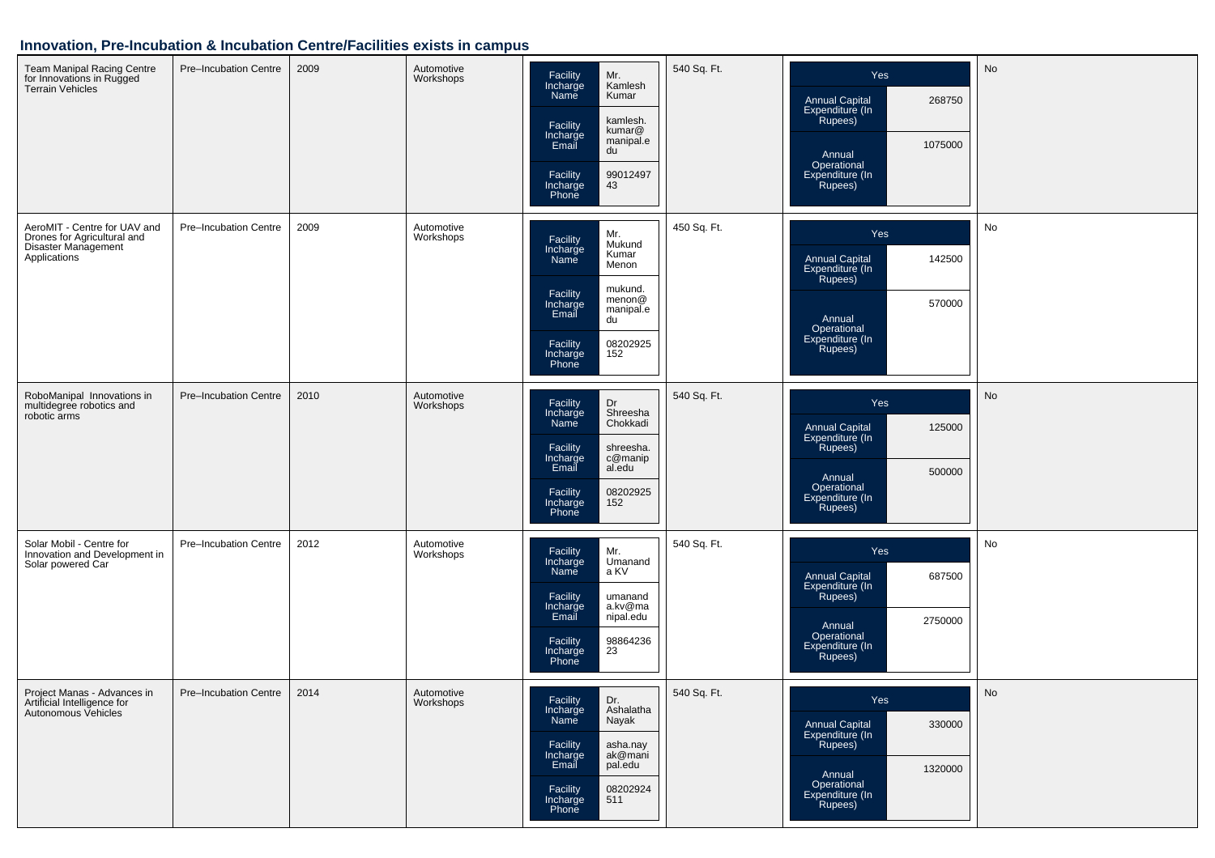## Innovation, Pre-Incubation & Incubation Centre/Facilities exists in campus

| | | | | | | | |
|---|---|---|---|---|---|---|---|
| Team Manipal Racing Centre for Innovations in Rugged Terrain Vehicles | Pre–Incubation Centre | 2009 | Automotive Workshops | Facility Incharge Name: Mr. Kamlesh Kumar<br>Facility Incharge Email: kamlesh.kumar@manipal.edu<br>Facility Incharge Phone: 9901249743 | 540 Sq. Ft. | Yes<br>Annual Capital Expenditure (In Rupees): 268750<br>Annual Operational Expenditure (In Rupees): 1075000 | No |
| AeroMIT - Centre for UAV and Drones for Agricultural and Disaster Management Applications | Pre–Incubation Centre | 2009 | Automotive Workshops | Facility Incharge Name: Mr. Mukund Kumar Menon<br>Facility Incharge Email: mukund.menon@manipal.edu<br>Facility Incharge Phone: 08202925152 | 450 Sq. Ft. | Yes<br>Annual Capital Expenditure (In Rupees): 142500<br>Annual Operational Expenditure (In Rupees): 570000 | No |
| RoboManipal Innovations in multidegree robotics and robotic arms | Pre–Incubation Centre | 2010 | Automotive Workshops | Facility Incharge Name: Dr Shreesha Chokkadi<br>Facility Incharge Email: shreesha.c@manipal.edu<br>Facility Incharge Phone: 08202925152 | 540 Sq. Ft. | Yes<br>Annual Capital Expenditure (In Rupees): 125000<br>Annual Operational Expenditure (In Rupees): 500000 | No |
| Solar Mobil - Centre for Innovation and Development in Solar powered Car | Pre–Incubation Centre | 2012 | Automotive Workshops | Facility Incharge Name: Mr. Umananda KV<br>Facility Incharge Email: umananda.kv@manipal.edu<br>Facility Incharge Phone: 9886423623 | 540 Sq. Ft. | Yes<br>Annual Capital Expenditure (In Rupees): 687500<br>Annual Operational Expenditure (In Rupees): 2750000 | No |
| Project Manas - Advances in Artificial Intelligence for Autonomous Vehicles | Pre–Incubation Centre | 2014 | Automotive Workshops | Facility Incharge Name: Dr. Ashalatha Nayak<br>Facility Incharge Email: asha.nayak@manipal.edu<br>Facility Incharge Phone: 08202924511 | 540 Sq. Ft. | Yes<br>Annual Capital Expenditure (In Rupees): 330000<br>Annual Operational Expenditure (In Rupees): 1320000 | No |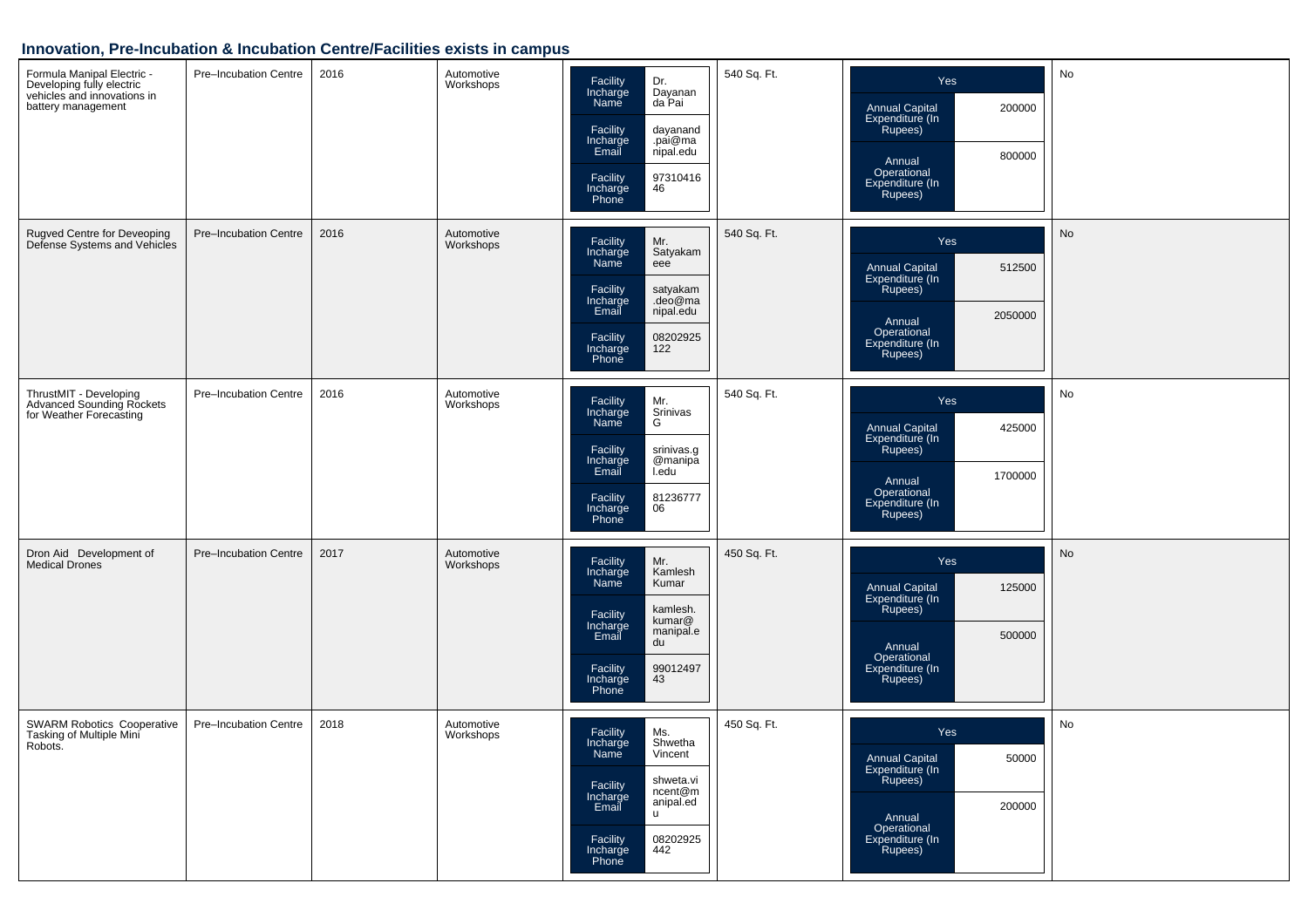## Innovation, Pre-Incubation & Incubation Centre/Facilities exists in campus

| | | | | | | | |
|---|---|---|---|---|---|---|---|
| Formula Manipal Electric - Developing fully electric vehicles and innovations in battery management | Pre–Incubation Centre | 2016 | Automotive Workshops | Facility Incharge Name: Dr. Dayananda Pai<br>Facility Incharge Email: dayanand.pai@manipal.edu<br>Facility Incharge Phone: 9731041646 | 540 Sq. Ft. | Yes<br>Annual Capital Expenditure (In Rupees): 200000<br>Annual Operational Expenditure (In Rupees): 800000 | No |
| Rugved Centre for Deveoping Defense Systems and Vehicles | Pre–Incubation Centre | 2016 | Automotive Workshops | Facility Incharge Name: Mr. Satyakameee<br>Facility Incharge Email: satyakam.deo@manipal.edu<br>Facility Incharge Phone: 08202925122 | 540 Sq. Ft. | Yes<br>Annual Capital Expenditure (In Rupees): 512500<br>Annual Operational Expenditure (In Rupees): 2050000 | No |
| ThrustMIT - Developing Advanced Sounding Rockets for Weather Forecasting | Pre–Incubation Centre | 2016 | Automotive Workshops | Facility Incharge Name: Mr. Srinivas G<br>Facility Incharge Email: srinivas.g@manipal.edu<br>Facility Incharge Phone: 8123677706 | 540 Sq. Ft. | Yes<br>Annual Capital Expenditure (In Rupees): 425000<br>Annual Operational Expenditure (In Rupees): 1700000 | No |
| Dron Aid Development of Medical Drones | Pre–Incubation Centre | 2017 | Automotive Workshops | Facility Incharge Name: Mr. Kamlesh Kumar<br>Facility Incharge Email: kamlesh.kumar@manipal.edu<br>Facility Incharge Phone: 9901249743 | 450 Sq. Ft. | Yes<br>Annual Capital Expenditure (In Rupees): 125000<br>Annual Operational Expenditure (In Rupees): 500000 | No |
| SWARM Robotics Cooperative Tasking of Multiple Mini Robots. | Pre–Incubation Centre | 2018 | Automotive Workshops | Facility Incharge Name: Ms. Shwetha Vincent<br>Facility Incharge Email: shweta.vincent@manipal.edu<br>Facility Incharge Phone: 08202925442 | 450 Sq. Ft. | Yes<br>Annual Capital Expenditure (In Rupees): 50000<br>Annual Operational Expenditure (In Rupees): 200000 | No |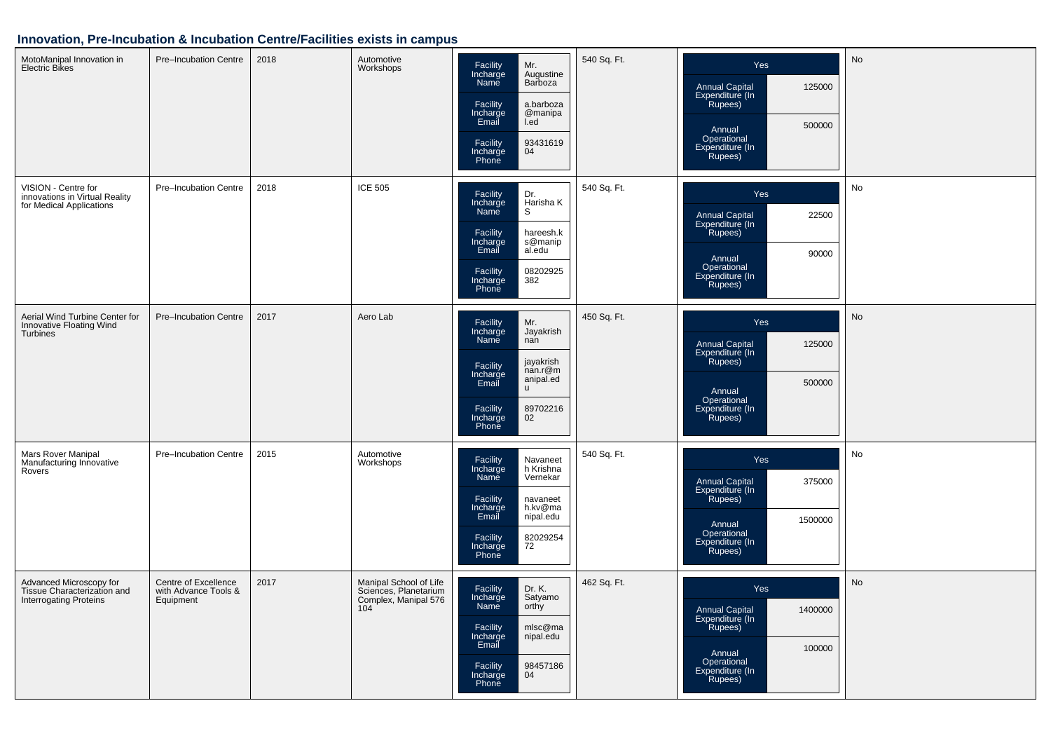## Innovation, Pre-Incubation & Incubation Centre/Facilities exists in campus

| Name | Type | Year | Location | Facility Incharge | Area | Expenditure | |
|---|---|---|---|---|---|---|---|
| MotoManipal Innovation in Electric Bikes | Pre–Incubation Centre | 2018 | Automotive Workshops | Facility Incharge Name: Mr. Augustine Barboza<br>Facility Incharge Email: a.barboza@manipal.ed<br>Facility Incharge Phone: 9343161904 | 540 Sq. Ft. | Yes<br>Annual Capital Expenditure (In Rupees): 125000<br>Annual Operational Expenditure (In Rupees): 500000 | No |
| VISION - Centre for innovations in Virtual Reality for Medical Applications | Pre–Incubation Centre | 2018 | ICE 505 | Facility Incharge Name: Dr. Harisha K S<br>Facility Incharge Email: hareesh.ks@manipal.edu<br>Facility Incharge Phone: 08202925382 | 540 Sq. Ft. | Yes<br>Annual Capital Expenditure (In Rupees): 22500<br>Annual Operational Expenditure (In Rupees): 90000 | No |
| Aerial Wind Turbine Center for Innovative Floating Wind Turbines | Pre–Incubation Centre | 2017 | Aero Lab | Facility Incharge Name: Mr. Jayakrishnan<br>Facility Incharge Email: jayakrishnan.r@manipal.edu<br>Facility Incharge Phone: 8970221602 | 450 Sq. Ft. | Yes<br>Annual Capital Expenditure (In Rupees): 125000<br>Annual Operational Expenditure (In Rupees): 500000 | No |
| Mars Rover Manipal Manufacturing Innovative Rovers | Pre–Incubation Centre | 2015 | Automotive Workshops | Facility Incharge Name: Navaneeth Krishna Vernekar<br>Facility Incharge Email: navaneeth.kv@manipal.edu<br>Facility Incharge Phone: 8202925472 | 540 Sq. Ft. | Yes<br>Annual Capital Expenditure (In Rupees): 375000<br>Annual Operational Expenditure (In Rupees): 1500000 | No |
| Advanced Microscopy for Tissue Characterization and Interrogating Proteins | Centre of Excellence with Advance Tools & Equipment | 2017 | Manipal School of Life Sciences, Planetarium Complex, Manipal 576 104 | Facility Incharge Name: Dr. K. Satyamoorthy<br>Facility Incharge Email: mlsc@manipal.edu<br>Facility Incharge Phone: 9845718604 | 462 Sq. Ft. | Yes<br>Annual Capital Expenditure (In Rupees): 1400000<br>Annual Operational Expenditure (In Rupees): 100000 | No |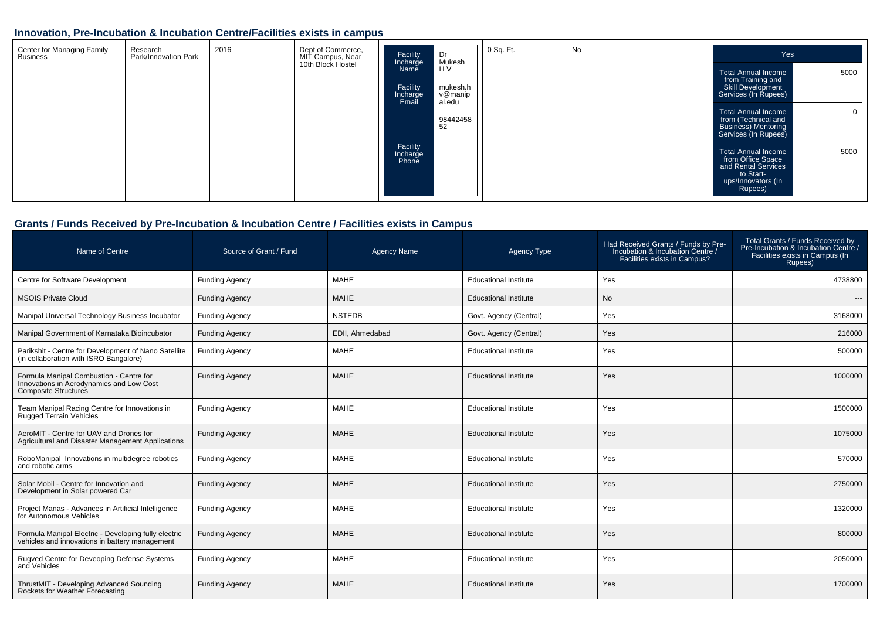## Innovation, Pre-Incubation & Incubation Centre/Facilities exists in campus

| | | | | | | | |
|---|---|---|---|---|---|---|---|
| Center for Managing Family Business | Research Park/Innovation Park | 2016 | Dept of Commerce, MIT Campus, Near 10th Block Hostel | Facility Incharge Name: Dr Mukesh H V<br>Facility Incharge Email: mukesh.hv@manipal.edu<br>Facility Incharge Phone: 9844245852 | 0 Sq. Ft. | No | Yes<br>Total Annual Income from Training and Skill Development Services (In Rupees): 5000<br>Total Annual Income from (Technical and Business) Mentoring Services (In Rupees): 0<br>Total Annual Income from Office Space and Rental Services to Start-ups/Innovators (In Rupees): 5000 |

## Grants / Funds Received by Pre-Incubation & Incubation Centre / Facilities exists in Campus

| Name of Centre | Source of Grant / Fund | Agency Name | Agency Type | Had Received Grants / Funds by Pre-Incubation & Incubation Centre / Facilities exists in Campus? | Total Grants / Funds Received by Pre-Incubation & Incubation Centre / Facilities exists in Campus (In Rupees) |
|---|---|---|---|---|---|
| Centre for Software Development | Funding Agency | MAHE | Educational Institute | Yes | 4738800 |
| MSOIS Private Cloud | Funding Agency | MAHE | Educational Institute | No | --- |
| Manipal Universal Technology Business Incubator | Funding Agency | NSTEDB | Govt. Agency (Central) | Yes | 3168000 |
| Manipal Government of Karnataka Bioincubator | Funding Agency | EDII, Ahmedabad | Govt. Agency (Central) | Yes | 216000 |
| Parikshit - Centre for Development of Nano Satellite (in collaboration with ISRO Bangalore) | Funding Agency | MAHE | Educational Institute | Yes | 500000 |
| Formula Manipal Combustion - Centre for Innovations in Aerodynamics and Low Cost Composite Structures | Funding Agency | MAHE | Educational Institute | Yes | 1000000 |
| Team Manipal Racing Centre for Innovations in Rugged Terrain Vehicles | Funding Agency | MAHE | Educational Institute | Yes | 1500000 |
| AeroMIT - Centre for UAV and Drones for Agricultural and Disaster Management Applications | Funding Agency | MAHE | Educational Institute | Yes | 1075000 |
| RoboManipal Innovations in multidegree robotics and robotic arms | Funding Agency | MAHE | Educational Institute | Yes | 570000 |
| Solar Mobil - Centre for Innovation and Development in Solar powered Car | Funding Agency | MAHE | Educational Institute | Yes | 2750000 |
| Project Manas - Advances in Artificial Intelligence for Autonomous Vehicles | Funding Agency | MAHE | Educational Institute | Yes | 1320000 |
| Formula Manipal Electric - Developing fully electric vehicles and innovations in battery management | Funding Agency | MAHE | Educational Institute | Yes | 800000 |
| Rugved Centre for Deveoping Defense Systems and Vehicles | Funding Agency | MAHE | Educational Institute | Yes | 2050000 |
| ThrustMIT - Developing Advanced Sounding Rockets for Weather Forecasting | Funding Agency | MAHE | Educational Institute | Yes | 1700000 |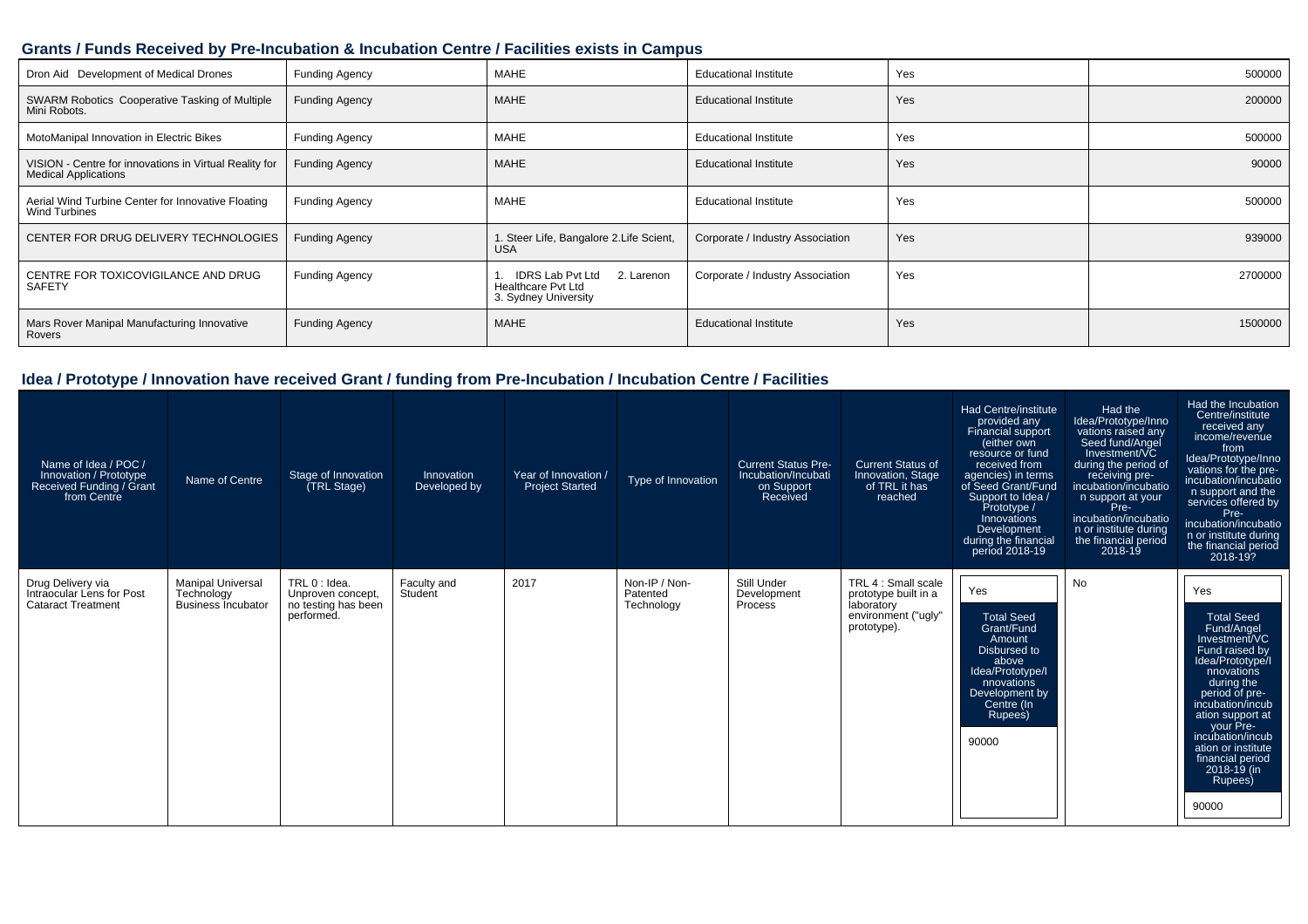## Grants / Funds Received by Pre-Incubation & Incubation Centre / Facilities exists in Campus

| | | | | | |
|---|---|---|---|---|---|
| Dron Aid Development of Medical Drones | Funding Agency | MAHE | Educational Institute | Yes | 500000 |
| SWARM Robotics Cooperative Tasking of Multiple Mini Robots. | Funding Agency | MAHE | Educational Institute | Yes | 200000 |
| MotoManipal Innovation in Electric Bikes | Funding Agency | MAHE | Educational Institute | Yes | 500000 |
| VISION - Centre for innovations in Virtual Reality for Medical Applications | Funding Agency | MAHE | Educational Institute | Yes | 90000 |
| Aerial Wind Turbine Center for Innovative Floating Wind Turbines | Funding Agency | MAHE | Educational Institute | Yes | 500000 |
| CENTER FOR DRUG DELIVERY TECHNOLOGIES | Funding Agency | 1. Steer Life, Bangalore 2.Life Scient, USA | Corporate / Industry Association | Yes | 939000 |
| CENTRE FOR TOXICOVIGILANCE AND DRUG SAFETY | Funding Agency | 1. IDRS Lab Pvt Ltd 2. Larenon Healthcare Pvt Ltd 3. Sydney University | Corporate / Industry Association | Yes | 2700000 |
| Mars Rover Manipal Manufacturing Innovative Rovers | Funding Agency | MAHE | Educational Institute | Yes | 1500000 |

## Idea / Prototype / Innovation have received Grant / funding from Pre-Incubation / Incubation Centre / Facilities

| Name of Idea / POC / Innovation / Prototype Received Funding / Grant from Centre | Name of Centre | Stage of Innovation (TRL Stage) | Innovation Developed by | Year of Innovation / Project Started | Type of Innovation | Current Status Pre-Incubation/Incubation Support Received | Current Status of Innovation, Stage of TRL it has reached | Had Centre/institute provided any Financial support (either own resource or fund received from agencies) in terms of Seed Grant/Fund Support to Idea / Prototype / Innovations Development during the financial period 2018-19 | Had the Idea/Prototype/Innovations raised any Seed fund/Angel Investment/VC during the period of receiving pre-incubation/incubation support at your Pre-incubation/incubation or institute during the financial period 2018-19 | Had the Incubation Centre/institute received any income/revenue from Idea/Prototype/Innovations for the pre-incubation/incubation support and the services offered by Pre-incubation/incubation or institute during the financial period 2018-19? |
|---|---|---|---|---|---|---|---|---|---|---|
| Drug Delivery via Intraocular Lens for Post Cataract Treatment | Manipal Universal Technology Business Incubator | TRL 0 : Idea. Unproven concept, no testing has been performed. | Faculty and Student | 2017 | Non-IP / Non-Patented Technology | Still Under Development Process | TRL 4 : Small scale prototype built in a laboratory environment ("ugly" prototype). | Yes<br>Total Seed Grant/Fund Amount Disbursed to above Idea/Prototype/Innovations Development by Centre (In Rupees)<br>90000 | No | Yes<br>Total Seed Fund/Angel Investment/VC Fund raised by Idea/Prototype/Innovations during the period of pre-incubation/incubation support at your Pre-incubation/incubation or institute financial period 2018-19 (in Rupees)<br>90000 |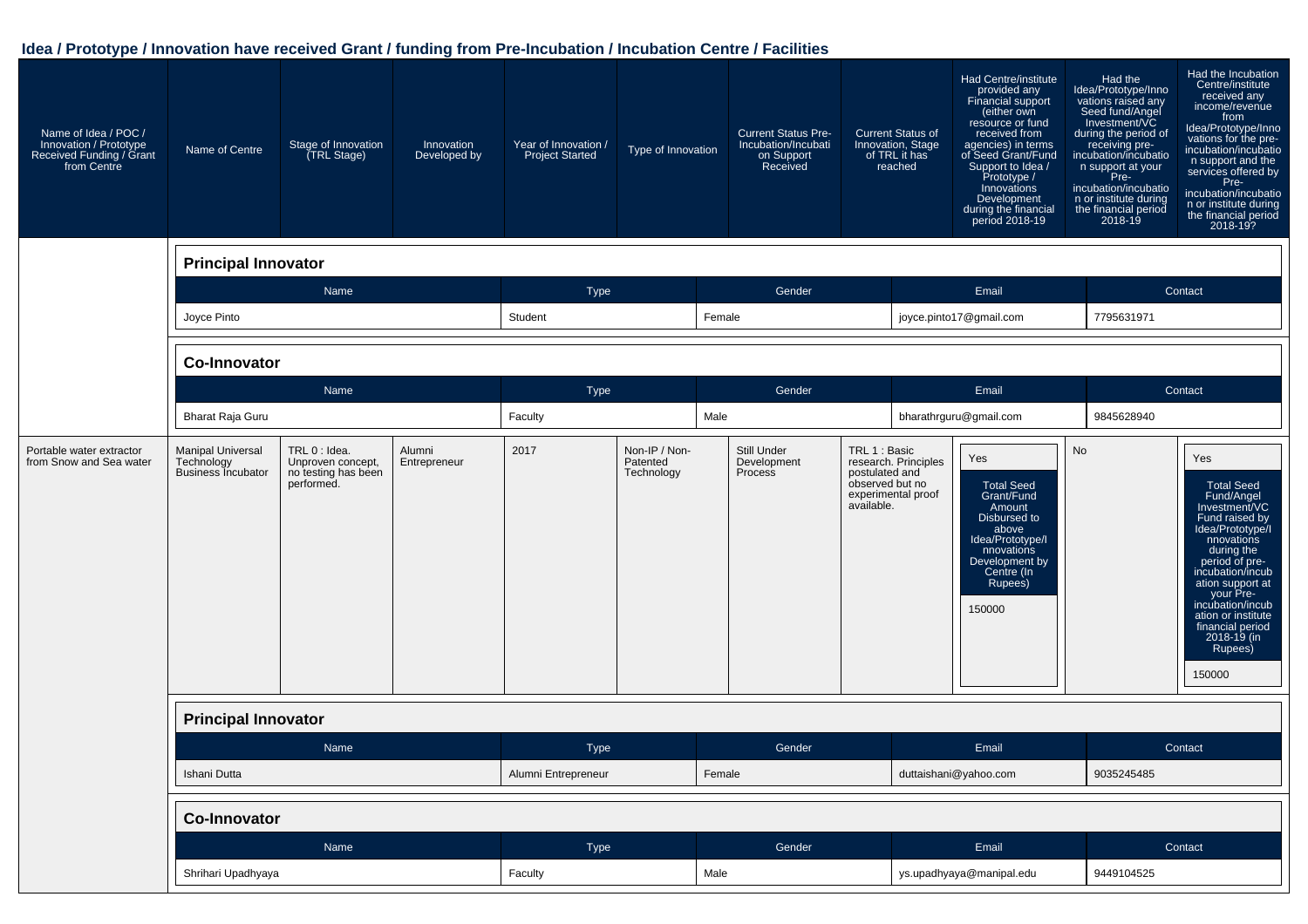## Idea / Prototype / Innovation have received Grant / funding from Pre-Incubation / Incubation Centre / Facilities

| Name of Idea / POC / Innovation / Prototype Received Funding / Grant from Centre | Name of Centre | Stage of Innovation (TRL Stage) | Innovation Developed by | Year of Innovation / Project Started | Type of Innovation | Current Status Pre-Incubation/Incubation on Support Received | Current Status of Innovation, Stage of TRL it has reached | Had Centre/institute provided any Financial support (either own resource or fund received from agencies) in terms of Seed Grant/Fund Support to Idea / Prototype / Innovations Development during the financial period 2018-19 | Had the Idea/Prototype/Innovations raised any Seed fund/Angel Investment/VC during the period of receiving pre-incubation/incubation support at your Pre-incubation/incubation or institute during the financial period 2018-19 | Had the Incubation Centre/institute received any income/revenue from Idea/Prototype/Innovations for the pre-incubation/incubation support and the services offered by Pre-incubation/incubation or institute during the financial period 2018-19? |
|---|---|---|---|---|---|---|---|---|---|---|

**Principal Innovator**

| Name | Type | Gender | Email | Contact |
|---|---|---|---|---|
| Joyce Pinto | Student | Female | joyce.pinto17@gmail.com | 7795631971 |

**Co-Innovator**

| Name | Type | Gender | Email | Contact |
|---|---|---|---|---|
| Bharat Raja Guru | Faculty | Male | bharathrguru@gmail.com | 9845628940 |

| Name of Idea / POC / Innovation / Prototype Received Funding / Grant from Centre | Name of Centre | Stage of Innovation (TRL Stage) | Innovation Developed by | Year of Innovation / Project Started | Type of Innovation | Current Status Pre-Incubation/Incubation on Support Received | Current Status of Innovation, Stage of TRL it has reached | Had Centre/institute provided any Financial support | Had the Idea/Prototype/Innovations raised any Seed fund/Angel Investment/VC | Had the Incubation Centre/institute received any income/revenue |
|---|---|---|---|---|---|---|---|---|---|---|
| Portable water extractor from Snow and Sea water | Manipal Universal Technology Business Incubator | TRL 0 : Idea. Unproven concept, no testing has been performed. | Alumni Entrepreneur | 2017 | Non-IP / Non-Patented Technology | Still Under Development Process | TRL 1 : Basic research. Principles postulated and observed but no experimental proof available. | Yes<br>Total Seed Grant/Fund Amount Disbursed to above Idea/Prototype/Innovations Development by Centre (In Rupees)<br>150000 | No | Yes<br>Total Seed Fund/Angel Investment/VC Fund raised by Idea/Prototype/Innovations during the period of pre-incubation/incubation support at your Pre-incubation/incubation or institute financial period 2018-19 (in Rupees)<br>150000 |

**Principal Innovator**

| Name | Type | Gender | Email | Contact |
|---|---|---|---|---|
| Ishani Dutta | Alumni Entrepreneur | Female | duttaishani@yahoo.com | 9035245485 |

**Co-Innovator**

| Name | Type | Gender | Email | Contact |
|---|---|---|---|---|
| Shrihari Upadhyaya | Faculty | Male | ys.upadhyaya@manipal.edu | 9449104525 |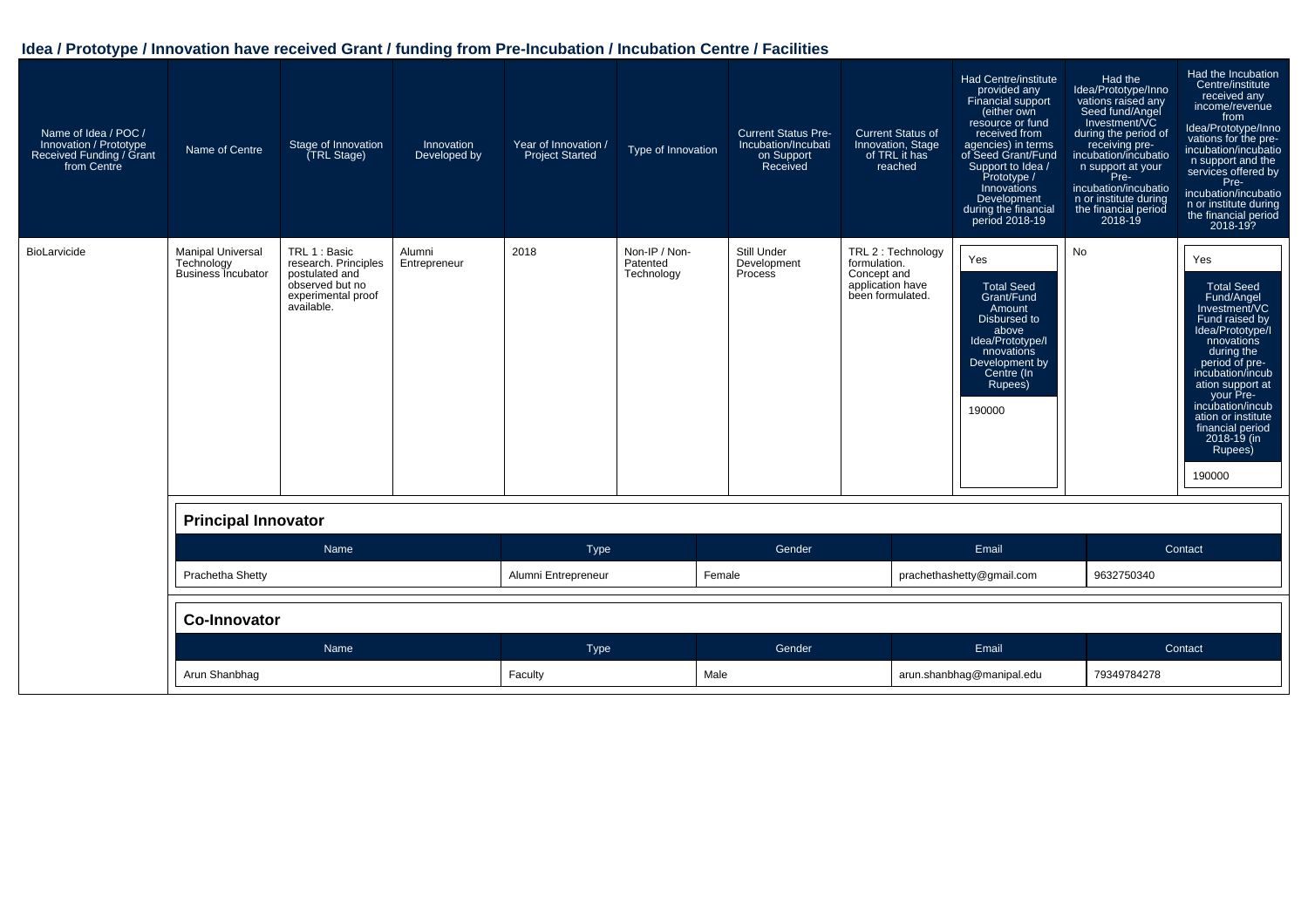## Idea / Prototype / Innovation have received Grant / funding from Pre-Incubation / Incubation Centre / Facilities

| Name of Idea / POC / Innovation / Prototype Received Funding / Grant from Centre | Name of Centre | Stage of Innovation (TRL Stage) | Innovation Developed by | Year of Innovation / Project Started | Type of Innovation | Current Status Pre-Incubation/Incubation Support Received | Current Status of Innovation, Stage of TRL it has reached | Had Centre/institute provided any Financial support (either own resource or fund received from agencies) in terms of Seed Grant/Fund Support to Idea / Prototype / Innovations Development during the financial period 2018-19 | Had the Idea/Prototype/Innovations raised any Seed fund/Angel Investment/VC during the period of receiving pre-incubation/incubation support at your Pre-incubation/incubation or institute during the financial period 2018-19 | Had the Incubation Centre/institute received any income/revenue from Idea/Prototype/Innovations for the pre-incubation/incubation support and the services offered by Pre-incubation/incubation or institute during the financial period 2018-19? |
|---|---|---|---|---|---|---|---|---|---|---|
| BioLarvicide | Manipal Universal Technology Business Incubator | TRL 1 : Basic research. Principles postulated and observed but no experimental proof available. | Alumni Entrepreneur | 2018 | Non-IP / Non-Patented Technology | Still Under Development Process | TRL 2 : Technology formulation. Concept and application have been formulated. | Yes<br>Total Seed Grant/Fund Amount Disbursed to above Idea/Prototype/Innovations Development by Centre (In Rupees)<br>190000 | No | Yes<br>Total Seed Fund/Angel Investment/VC Fund raised by Idea/Prototype/Innovations during the period of pre-incubation/incubation support at your Pre-incubation/incubation or institute financial period 2018-19 (in Rupees)<br>190000 |

**Principal Innovator**

| Name | Type | Gender | Email | Contact |
|---|---|---|---|---|
| Prachetha Shetty | Alumni Entrepreneur | Female | prachethashetty@gmail.com | 9632750340 |

**Co-Innovator**

| Name | Type | Gender | Email | Contact |
|---|---|---|---|---|
| Arun Shanbhag | Faculty | Male | arun.shanbhag@manipal.edu | 79349784278 |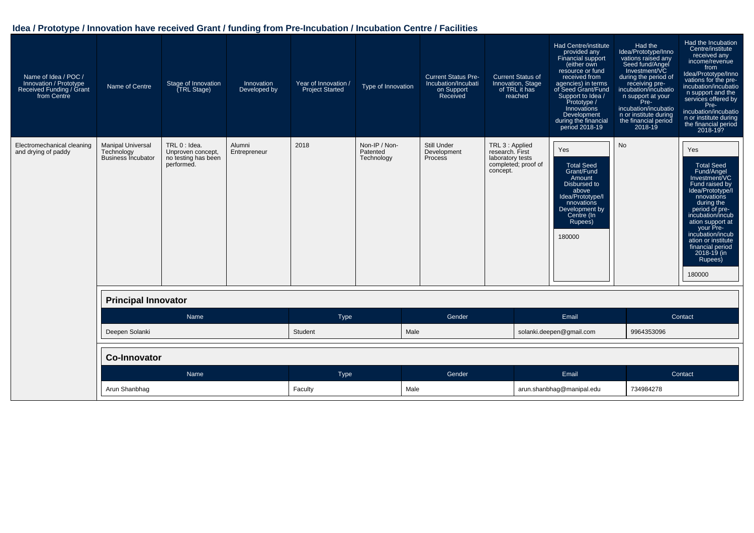## Idea / Prototype / Innovation have received Grant / funding from Pre-Incubation / Incubation Centre / Facilities

| Name of Idea / POC / Innovation / Prototype Received Funding / Grant from Centre | Name of Centre | Stage of Innovation (TRL Stage) | Innovation Developed by | Year of Innovation / Project Started | Type of Innovation | Current Status Pre-Incubation/Incubation Support Received | Current Status of Innovation, Stage of TRL it has reached | Had Centre/institute provided any Financial support (either own resource or fund received from agencies) in terms of Seed Grant/Fund Support to Idea / Prototype / Innovations Development during the financial period 2018-19 | Had the Idea/Prototype/Innovations raised any Seed fund/Angel Investment/VC during the period of receiving pre-incubation/incubation support at your Pre-incubation/incubation or institute during the financial period 2018-19 | Had the Incubation Centre/institute received any income/revenue from Idea/Prototype/Innovations for the pre-incubation/incubation support and the services offered by Pre-incubation/incubation or institute during the financial period 2018-19? |
|---|---|---|---|---|---|---|---|---|---|---|
| Electromechanical cleaning and drying of paddy | Manipal Universal Technology Business Incubator | TRL 0 : Idea. Unproven concept, no testing has been performed. | Alumni Entrepreneur | 2018 | Non-IP / Non-Patented Technology | Still Under Development Process | TRL 3 : Applied research. First laboratory tests completed; proof of concept. | Yes<br>Total Seed Grant/Fund Amount Disbursed to above Idea/Prototype/Innovations Development by Centre (In Rupees)<br>180000 | No | Yes<br>Total Seed Fund/Angel Investment/VC Fund raised by Idea/Prototype/Innovations during the period of pre-incubation/incubation support at your Pre-incubation/incubation or institute financial period 2018-19 (in Rupees)<br>180000 |

**Principal Innovator**

| Name | Type | Gender | Email | Contact |
|---|---|---|---|---|
| Deepen Solanki | Student | Male | solanki.deepen@gmail.com | 9964353096 |

**Co-Innovator**

| Name | Type | Gender | Email | Contact |
|---|---|---|---|---|
| Arun Shanbhag | Faculty | Male | arun.shanbhag@manipal.edu | 734984278 |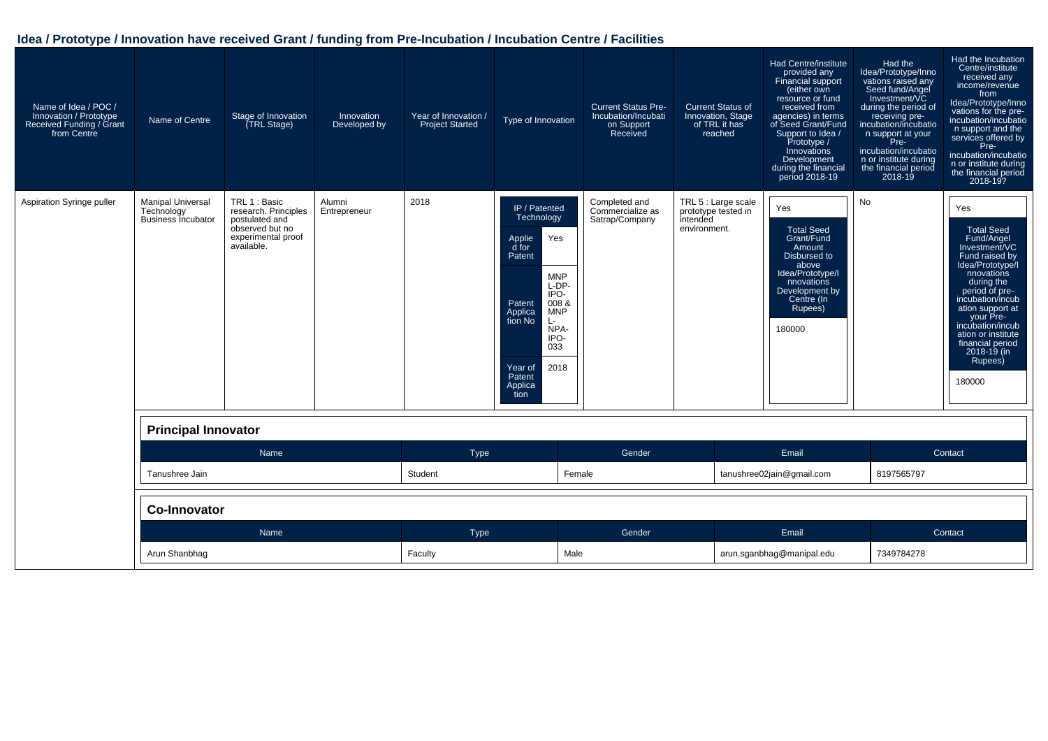## Idea / Prototype / Innovation have received Grant / funding from Pre-Incubation / Incubation Centre / Facilities

| Name of Idea / POC / Innovation / Prototype Received Funding / Grant from Centre | Name of Centre | Stage of Innovation (TRL Stage) | Innovation Developed by | Year of Innovation / Project Started | Type of Innovation | Current Status Pre-Incubation/Incubation Support Received | Current Status of Innovation, Stage of TRL it has reached | Had Centre/institute provided any Financial support (either own resource or fund received from agencies) in terms of Seed Grant/Fund Support to Idea / Prototype / Innovations Development during the financial period 2018-19 | Had the Idea/Prototype/Innovations raised any Seed fund/Angel Investment/VC during the period of receiving pre-incubation/incubation support at your Pre-incubation/incubation or institute during the financial period 2018-19 | Had the Incubation Centre/institute received any income/revenue from Idea/Prototype/Innovations for the pre-incubation/incubation support and the services offered by Pre-incubation/incubation or institute during the financial period 2018-19? |
|---|---|---|---|---|---|---|---|---|---|---|
| Aspiration Syringe puller | Manipal Universal Technology Business Incubator | TRL 1 : Basic research. Principles postulated and observed but no experimental proof available. | Alumni Entrepreneur | 2018 | IP / Patented Technology<br>Applied for Patent: Yes<br>Patent Application No: MNPL-DP-IPO-008 & MNPL-NPA-IPO-033<br>Year of Patent Application: 2018 | Completed and Commercialize as Satrap/Company | TRL 5 : Large scale prototype tested in intended environment. | Yes<br>Total Seed Grant/Fund Amount Disbursed to above Idea/Prototype/Innovations Development by Centre (In Rupees): 180000 | No | Yes<br>Total Seed Fund/Angel Investment/VC Fund raised by Idea/Prototype/Innovations during the period of pre-incubation/incubation support at your Pre-incubation/incubation or institute financial period 2018-19 (in Rupees): 180000 |

**Principal Innovator**

| Name | Type | Gender | Email | Contact |
|---|---|---|---|---|
| Tanushree Jain | Student | Female | tanushree02jain@gmail.com | 8197565797 |

**Co-Innovator**

| Name | Type | Gender | Email | Contact |
|---|---|---|---|---|
| Arun Shanbhag | Faculty | Male | arun.sganbhag@manipal.edu | 7349784278 |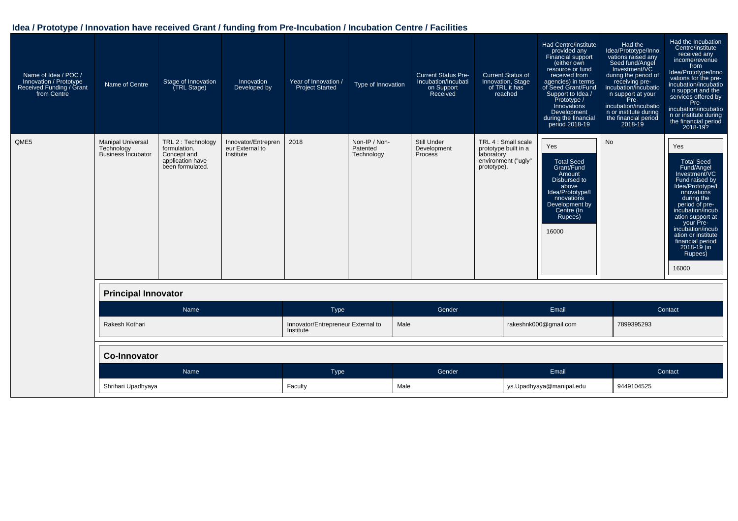## Idea / Prototype / Innovation have received Grant / funding from Pre-Incubation / Incubation Centre / Facilities

| Name of Idea / POC / Innovation / Prototype Received Funding / Grant from Centre | Name of Centre | Stage of Innovation (TRL Stage) | Innovation Developed by | Year of Innovation / Project Started | Type of Innovation | Current Status Pre-Incubation/Incubation Support Received | Current Status of Innovation, Stage of TRL it has reached | Had Centre/institute provided any Financial support (either own resource or fund received from agencies) in terms of Seed Grant/Fund Support to Idea / Prototype / Innovations Development during the financial period 2018-19 | Had the Idea/Prototype/Innovations raised any Seed fund/Angel Investment/VC during the period of receiving pre-incubation/incubation support at your Pre-incubation/incubation or institute during the financial period 2018-19 | Had the Incubation Centre/institute received any income/revenue from Idea/Prototype/Innovations for the pre-incubation/incubation support and the services offered by Pre-incubation/incubation or institute during the financial period 2018-19? |
|---|---|---|---|---|---|---|---|---|---|---|
| QME5 | Manipal Universal Technology Business Incubator | TRL 2 : Technology formulation. Concept and application have been formulated. | Innovator/Entrepreneur External to Institute | 2018 | Non-IP / Non-Patented Technology | Still Under Development Process | TRL 4 : Small scale prototype built in a laboratory environment ("ugly" prototype). | Yes<br>Total Seed Grant/Fund Amount Disbursed to above Idea/Prototype/Innovations Development by Centre (In Rupees)<br>16000 | No | Yes<br>Total Seed Fund/Angel Investment/VC Fund raised by Idea/Prototype/Innovations during the period of pre-incubation/incubation support at your Pre-incubation/incubation or institute financial period 2018-19 (in Rupees)<br>16000 |

**Principal Innovator**

| Name | Type | Gender | Email | Contact |
|---|---|---|---|---|
| Rakesh Kothari | Innovator/Entrepreneur External to Institute | Male | rakeshnk000@gmail.com | 7899395293 |

**Co-Innovator**

| Name | Type | Gender | Email | Contact |
|---|---|---|---|---|
| Shrihari Upadhyaya | Faculty | Male | ys.Upadhyaya@manipal.edu | 9449104525 |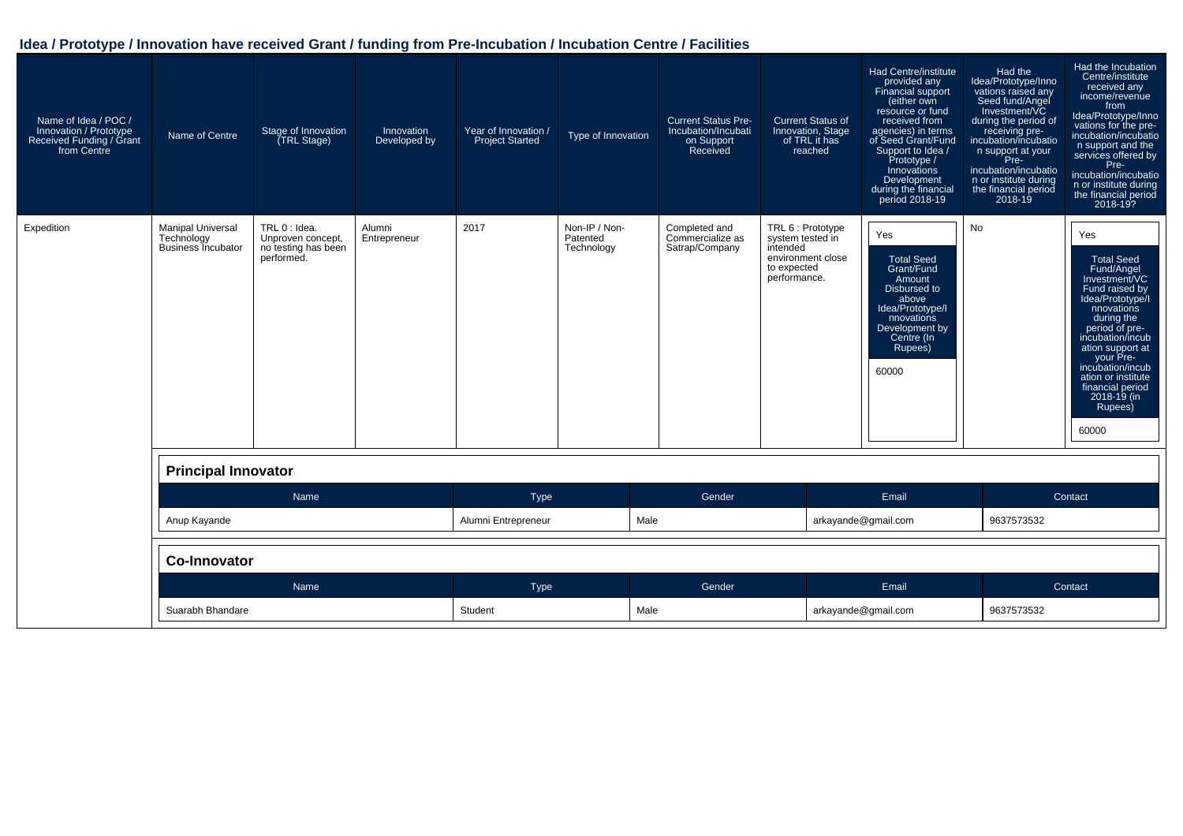## Idea / Prototype / Innovation have received Grant / funding from Pre-Incubation / Incubation Centre / Facilities

| Name of Idea / POC / Innovation / Prototype Received Funding / Grant from Centre | Name of Centre | Stage of Innovation (TRL Stage) | Innovation Developed by | Year of Innovation / Project Started | Type of Innovation | Current Status Pre-Incubation/Incubation Support Received | Current Status of Innovation, Stage of TRL it has reached | Had Centre/institute provided any Financial support (either own resource or fund received from agencies) in terms of Seed Grant/Fund Support to Idea / Prototype / Innovations Development during the financial period 2018-19 | Had the Idea/Prototype/Innovations raised any Seed fund/Angel Investment/VC during the period of receiving pre-incubation/incubation support at your Pre-incubation/incubation or institute during the financial period 2018-19 | Had the Incubation Centre/institute received any income/revenue from Idea/Prototype/Innovations for the pre-incubation/incubation support and the services offered by Pre-incubation/incubation or institute during the financial period 2018-19? |
|---|---|---|---|---|---|---|---|---|---|---|
| Expedition | Manipal Universal Technology Business Incubator | TRL 0 : Idea. Unproven concept, no testing has been performed. | Alumni Entrepreneur | 2017 | Non-IP / Non-Patented Technology | Completed and Commercialize as Satrap/Company | TRL 6 : Prototype system tested in intended environment close to expected performance. | Yes<br>Total Seed Grant/Fund Amount Disbursed to above Idea/Prototype/Innovations Development by Centre (In Rupees)<br>60000 | No | Yes<br>Total Seed Fund/Angel Investment/VC Fund raised by Idea/Prototype/Innovations during the period of pre-incubation/incubation support at your Pre-incubation/incubation or institute financial period 2018-19 (in Rupees)<br>60000 |

**Principal Innovator**

| Name | Type | Gender | Email | Contact |
|---|---|---|---|---|
| Anup Kayande | Alumni Entrepreneur | Male | arkayande@gmail.com | 9637573532 |

**Co-Innovator**

| Name | Type | Gender | Email | Contact |
|---|---|---|---|---|
| Suarabh Bhandare | Student | Male | arkayande@gmail.com | 9637573532 |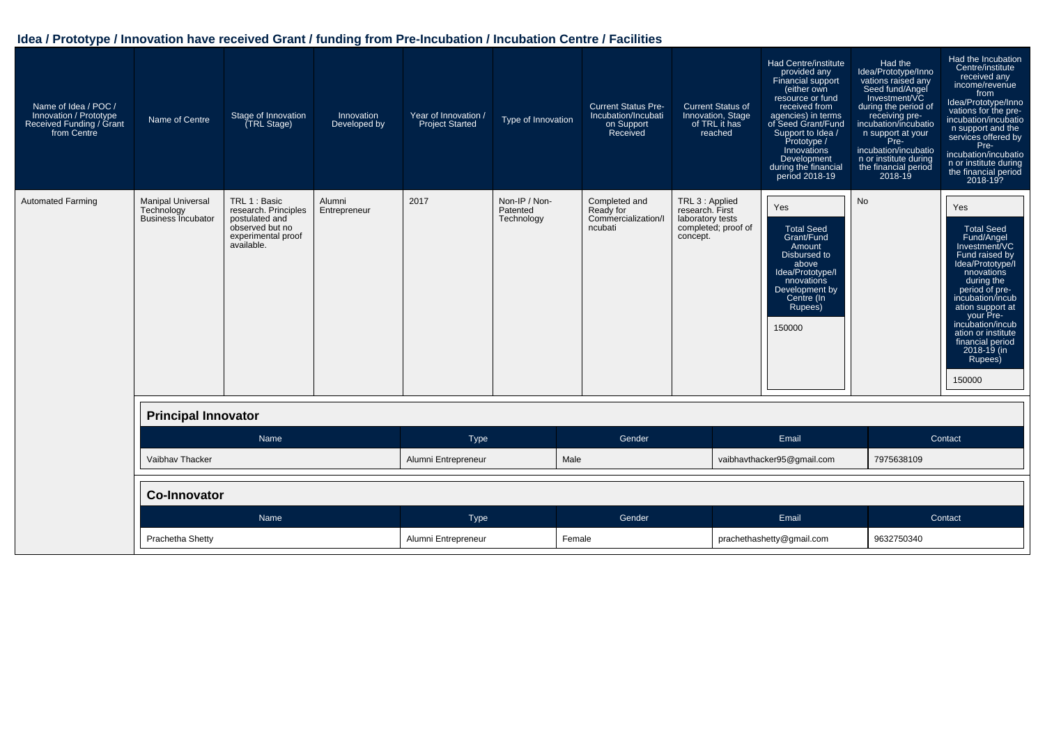## Idea / Prototype / Innovation have received Grant / funding from Pre-Incubation / Incubation Centre / Facilities

| Name of Idea / POC / Innovation / Prototype Received Funding / Grant from Centre | Name of Centre | Stage of Innovation (TRL Stage) | Innovation Developed by | Year of Innovation / Project Started | Type of Innovation | Current Status Pre-Incubation/Incubation Support Received | Current Status of Innovation, Stage of TRL it has reached | Had Centre/institute provided any Financial support (either own resource or fund received from agencies) in terms of Seed Grant/Fund Support to Idea / Prototype / Innovations Development during the financial period 2018-19 | Had the Idea/Prototype/Innovations raised any Seed fund/Angel Investment/VC during the period of receiving pre-incubation/incubation support at your Pre-incubation/incubation or institute during the financial period 2018-19 | Had the Incubation Centre/institute received any income/revenue from Idea/Prototype/Innovations for the pre-incubation/incubation support and the services offered by Pre-incubation/incubation or institute during the financial period 2018-19? |
|---|---|---|---|---|---|---|---|---|---|---|
| Automated Farming | Manipal Universal Technology Business Incubator | TRL 1 : Basic research. Principles postulated and observed but no experimental proof available. | Alumni Entrepreneur | 2017 | Non-IP / Non-Patented Technology | Completed and Ready for Commercialization/Incubati | TRL 3 : Applied research. First laboratory tests completed; proof of concept. | Yes<br>Total Seed Grant/Fund Amount Disbursed to above Idea/Prototype/Innovations Development by Centre (In Rupees)<br>150000 | No | Yes<br>Total Seed Fund/Angel Investment/VC Fund raised by Idea/Prototype/Innovations during the period of pre-incubation/incubation support at your Pre-incubation/incubation or institute financial period 2018-19 (in Rupees)<br>150000 |

### Principal Innovator

| Name | Type | Gender | Email | Contact |
|---|---|---|---|---|
| Vaibhav Thacker | Alumni Entrepreneur | Male | vaibhavthacker95@gmail.com | 7975638109 |

### Co-Innovator

| Name | Type | Gender | Email | Contact |
|---|---|---|---|---|
| Prachetha Shetty | Alumni Entrepreneur | Female | prachethashetty@gmail.com | 9632750340 |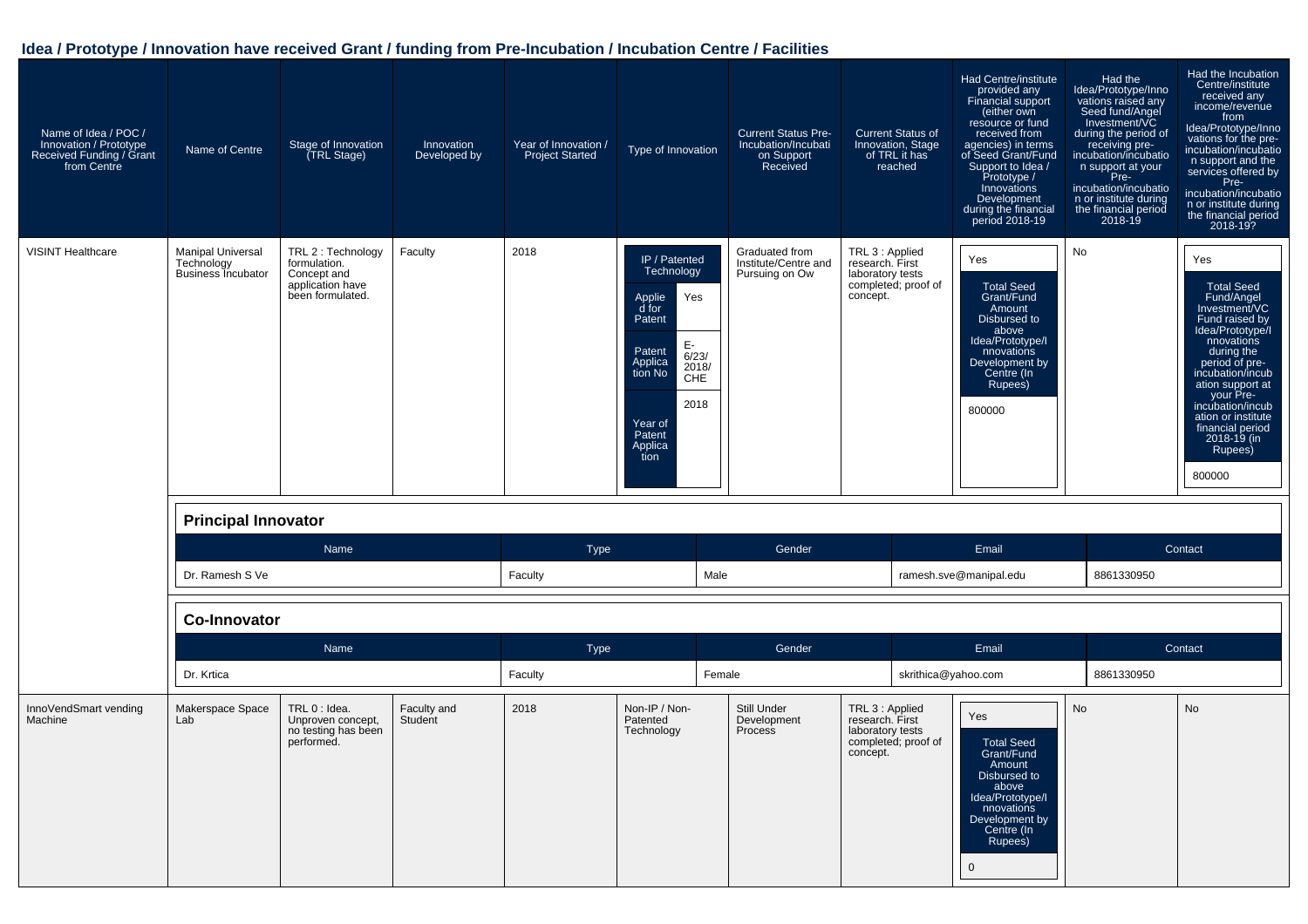## Idea / Prototype / Innovation have received Grant / funding from Pre-Incubation / Incubation Centre / Facilities

| Name of Idea / POC / Innovation / Prototype Received Funding / Grant from Centre | Name of Centre | Stage of Innovation (TRL Stage) | Innovation Developed by | Year of Innovation / Project Started | Type of Innovation | Current Status Pre-Incubation/Incubation Support Received | Current Status of Innovation, Stage of TRL it has reached | Had Centre/institute provided any Financial support (either own resource or fund received from agencies) in terms of Seed Grant/Fund Support to Idea / Prototype / Innovations Development during the financial period 2018-19 | Had the Idea/Prototype/Innovations raised any Seed fund/Angel Investment/VC during the period of receiving pre-incubation/incubation support at your Pre-incubation/incubation or institute during the financial period 2018-19 | Had the Incubation Centre/institute received any income/revenue from Idea/Prototype/Innovations for the pre-incubation/incubation support and the services offered by Pre-incubation/incubation or institute during the financial period 2018-19? |
|---|---|---|---|---|---|---|---|---|---|---|
| VISINT Healthcare | Manipal Universal Technology Business Incubator | TRL 2 : Technology formulation. Concept and application have been formulated. | Faculty | 2018 | IP / Patented Technology; Applied for Patent: Yes; Patent Application No: E-6/23/2018/CHE; Year of Patent Application: 2018 | Graduated from Institute/Centre and Pursuing on Ow | TRL 3 : Applied research. First laboratory tests completed; proof of concept. | Yes; Total Seed Grant/Fund Amount Disbursed to above Idea/Prototype/Innovations Development by Centre (In Rupees): 800000 | No | Yes; Total Seed Fund/Angel Investment/VC Fund raised by Idea/Prototype/Innovations during the period of pre-incubation/incubation support at your Pre-incubation/incubation or institute financial period 2018-19 (in Rupees): 800000 |

**Principal Innovator**

| Name | Type | Gender | Email | Contact |
|---|---|---|---|---|
| Dr. Ramesh S Ve | Faculty | Male | ramesh.sve@manipal.edu | 8861330950 |

**Co-Innovator**

| Name | Type | Gender | Email | Contact |
|---|---|---|---|---|
| Dr. Krtica | Faculty | Female | skrithica@yahoo.com | 8861330950 |

| Name of Idea / POC / Innovation / Prototype Received Funding / Grant from Centre | Name of Centre | Stage of Innovation (TRL Stage) | Innovation Developed by | Year of Innovation / Project Started | Type of Innovation | Current Status Pre-Incubation/Incubation Support Received | Current Status of Innovation, Stage of TRL it has reached | Had Centre/institute provided any Financial support during the financial period 2018-19 | Had the Idea/Prototype/Innovations raised any Seed fund/Angel Investment/VC during 2018-19 | Had the Incubation Centre/institute received any income/revenue during 2018-19? |
|---|---|---|---|---|---|---|---|---|---|---|
| InnoVendSmart vending Machine | Makerspace Space Lab | TRL 0 : Idea. Unproven concept, no testing has been performed. | Faculty and Student | 2018 | Non-IP / Non-Patented Technology | Still Under Development Process | TRL 3 : Applied research. First laboratory tests completed; proof of concept. | Yes; Total Seed Grant/Fund Amount Disbursed to above Idea/Prototype/Innovations Development by Centre (In Rupees): 0 | No | No |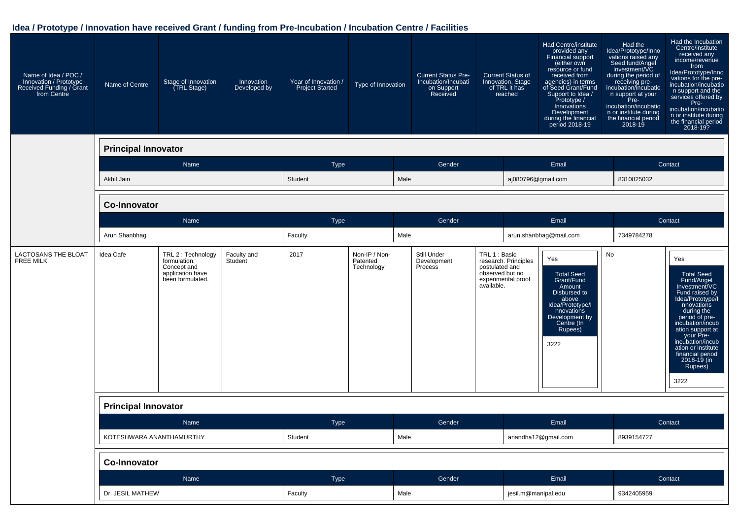## Idea / Prototype / Innovation have received Grant / funding from Pre-Incubation / Incubation Centre / Facilities

| Name of Idea / POC / Innovation / Prototype Received Funding / Grant from Centre | Name of Centre | Stage of Innovation (TRL Stage) | Innovation Developed by | Year of Innovation / Project Started | Type of Innovation | Current Status Pre-Incubation/Incubation Support Received | Current Status of Innovation, Stage of TRL it has reached | Had Centre/institute provided any Financial support (either own resource or fund received from agencies) in terms of Seed Grant/Fund Support to Idea / Prototype / Innovations Development during the financial period 2018-19 | Had the Idea/Prototype/Innovations raised any Seed fund/Angel Investment/VC during the period of receiving pre-incubation/incubation support at your Pre-incubation/incubation or institute during the financial period 2018-19 | Had the Incubation Centre/institute received any income/revenue from Idea/Prototype/Innovations for the pre-incubation/incubation support and the services offered by Pre-incubation/incubation or institute during the financial period 2018-19? |
|---|---|---|---|---|---|---|---|---|---|---|

**Principal Innovator**

| Name | Type | Gender | Email | Contact |
|---|---|---|---|---|
| Akhil Jain | Student | Male | aj080796@gmail.com | 8310825032 |

**Co-Innovator**

| Name | Type | Gender | Email | Contact |
|---|---|---|---|---|
| Arun Shanbhag | Faculty | Male | arun.shanbhag@mail.com | 7349784278 |

| Name of Idea / POC / Innovation / Prototype Received Funding / Grant from Centre | Name of Centre | Stage of Innovation (TRL Stage) | Innovation Developed by | Year of Innovation / Project Started | Type of Innovation | Current Status Pre-Incubation/Incubation Support Received | Current Status of Innovation, Stage of TRL it has reached | Had Centre/institute provided any Financial support ... during the financial period 2018-19 | Had the Idea/Prototype/Innovations raised any Seed fund/Angel Investment/VC ... 2018-19 | Had the Incubation Centre/institute received any income/revenue ... 2018-19? |
|---|---|---|---|---|---|---|---|---|---|---|
| LACTOSANS THE BLOAT FREE MILK | Idea Cafe | TRL 2 : Technology formulation. Concept and application have been formulated. | Faculty and Student | 2017 | Non-IP / Non-Patented Technology | Still Under Development Process | TRL 1 : Basic research. Principles postulated and observed but no experimental proof available. | Yes<br>Total Seed Grant/Fund Amount Disbursed to above Idea/Prototype/Innovations Development by Centre (In Rupees)<br>3222 | No | Yes<br>Total Seed Fund/Angel Investment/VC Fund raised by Idea/Prototype/Innovations during the period of pre-incubation/incubation support at your Pre-incubation/incubation or institute financial period 2018-19 (in Rupees)<br>3222 |

**Principal Innovator**

| Name | Type | Gender | Email | Contact |
|---|---|---|---|---|
| KOTESHWARA ANANTHAMURTHY | Student | Male | anandha12@gmail.com | 8939154727 |

**Co-Innovator**

| Name | Type | Gender | Email | Contact |
|---|---|---|---|---|
| Dr. JESIL MATHEW | Faculty | Male | jesil.m@manipal.edu | 9342405959 |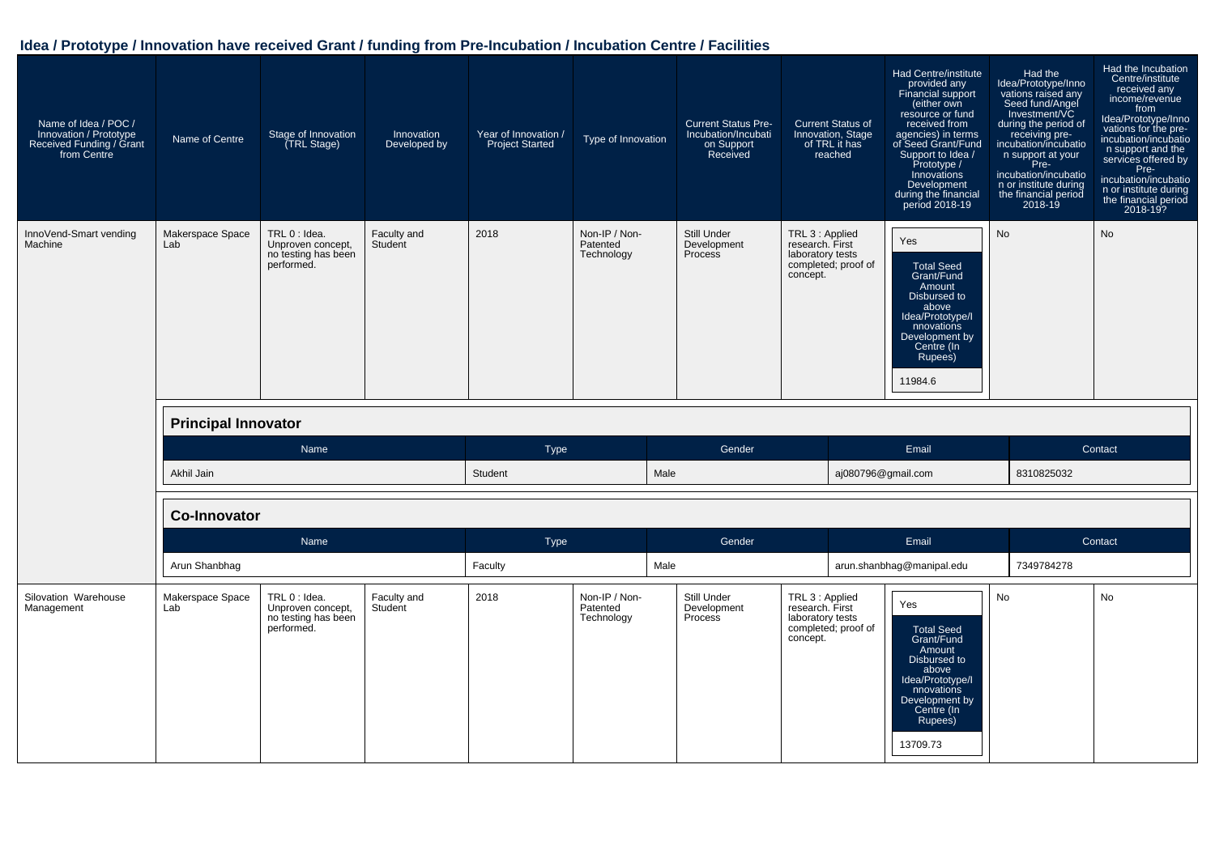## Idea / Prototype / Innovation have received Grant / funding from Pre-Incubation / Incubation Centre / Facilities

| Name of Idea / POC / Innovation / Prototype Received Funding / Grant from Centre | Name of Centre | Stage of Innovation (TRL Stage) | Innovation Developed by | Year of Innovation / Project Started | Type of Innovation | Current Status Pre-Incubation/Incubation Support Received | Current Status of Innovation, Stage of TRL it has reached | Had Centre/institute provided any Financial support (either own resource or fund received from agencies) in terms of Seed Grant/Fund Support to Idea / Prototype / Innovations Development during the financial period 2018-19 | Had the Idea/Prototype/Innovations raised any Seed fund/Angel Investment/VC during the period of receiving pre-incubation/incubation support at your Pre-incubation/incubation or institute during the financial period 2018-19 | Had the Incubation Centre/institute received any income/revenue from Idea/Prototype/Innovations for the pre-incubation/incubation support and the services offered by Pre-incubation/incubation or institute during the financial period 2018-19? |
|---|---|---|---|---|---|---|---|---|---|---|
| InnoVend-Smart vending Machine | Makerspace Space Lab | TRL 0 : Idea. Unproven concept, no testing has been performed. | Faculty and Student | 2018 | Non-IP / Non-Patented Technology | Still Under Development Process | TRL 3 : Applied research. First laboratory tests completed; proof of concept. | Yes<br>Total Seed Grant/Fund Amount Disbursed to above Idea/Prototype/Innovations Development by Centre (In Rupees)<br>11984.6 | No | No |

**Principal Innovator**

| Name | Type | Gender | Email | Contact |
|---|---|---|---|---|
| Akhil Jain | Student | Male | aj080796@gmail.com | 8310825032 |

**Co-Innovator**

| Name | Type | Gender | Email | Contact |
|---|---|---|---|---|
| Arun Shanbhag | Faculty | Male | arun.shanbhag@manipal.edu | 7349784278 |

| Name of Idea / POC / Innovation / Prototype Received Funding / Grant from Centre | Name of Centre | Stage of Innovation (TRL Stage) | Innovation Developed by | Year of Innovation / Project Started | Type of Innovation | Current Status Pre-Incubation/Incubation Support Received | Current Status of Innovation, Stage of TRL it has reached | Had Centre/institute provided any Financial support during the financial period 2018-19 | Had the Idea/Prototype/Innovations raised any Seed fund/Angel Investment/VC during the financial period 2018-19 | Had the Incubation Centre/institute received any income/revenue during the financial period 2018-19? |
|---|---|---|---|---|---|---|---|---|---|---|
| Silovation Warehouse Management | Makerspace Space Lab | TRL 0 : Idea. Unproven concept, no testing has been performed. | Faculty and Student | 2018 | Non-IP / Non-Patented Technology | Still Under Development Process | TRL 3 : Applied research. First laboratory tests completed; proof of concept. | Yes<br>Total Seed Grant/Fund Amount Disbursed to above Idea/Prototype/Innovations Development by Centre (In Rupees)<br>13709.73 | No | No |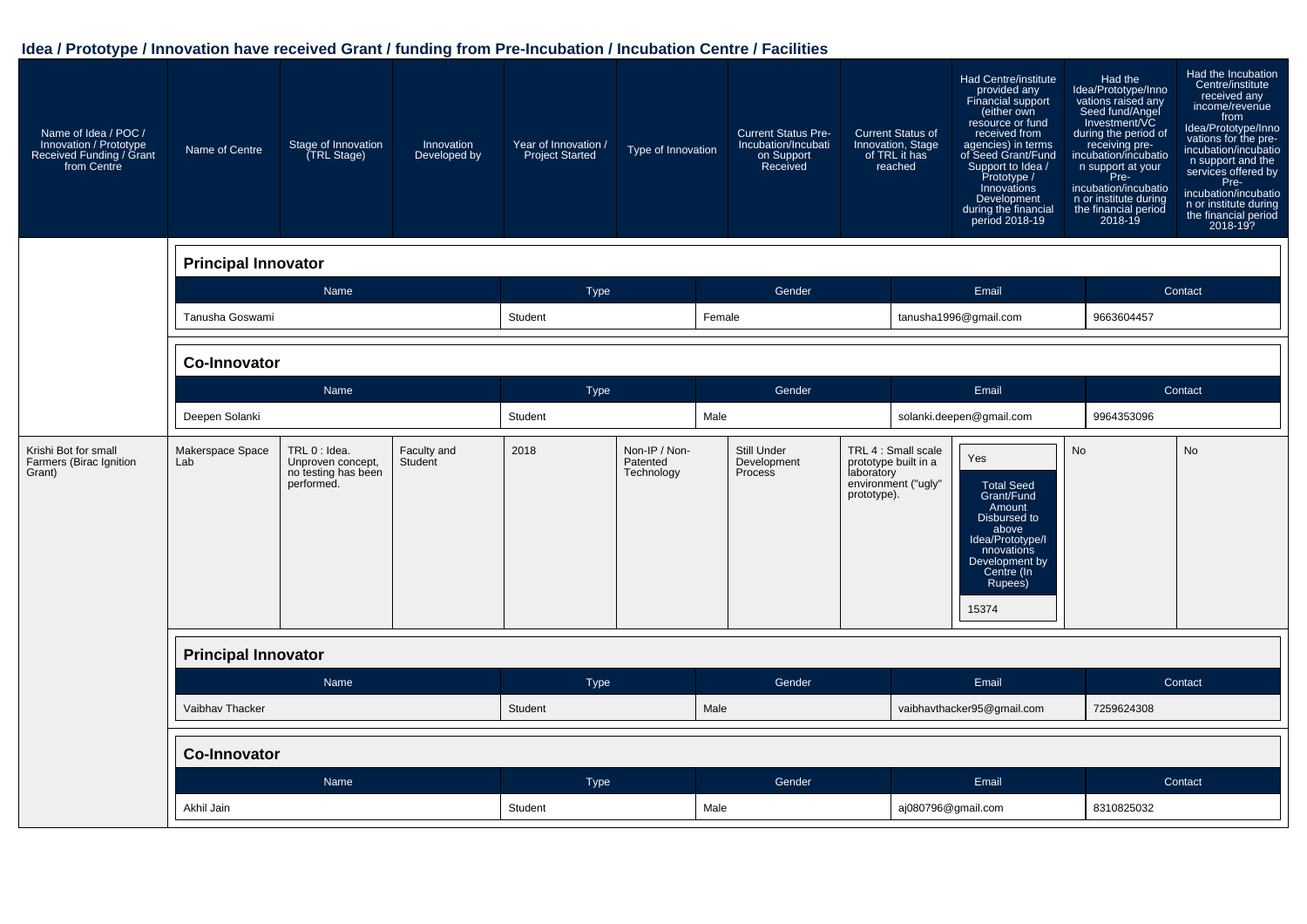## Idea / Prototype / Innovation have received Grant / funding from Pre-Incubation / Incubation Centre / Facilities

| Name of Idea / POC / Innovation / Prototype Received Funding / Grant from Centre | Name of Centre | Stage of Innovation (TRL Stage) | Innovation Developed by | Year of Innovation / Project Started | Type of Innovation | Current Status Pre-Incubation/Incubation Support Received | Current Status of Innovation, Stage of TRL it has reached | Had Centre/institute provided any Financial support (either own resource or fund received from agencies) in terms of Seed Grant/Fund Support to Idea / Prototype / Innovations Development during the financial period 2018-19 | Had the Idea/Prototype/Innovations raised any Seed fund/Angel Investment/VC during the period of receiving pre-incubation/incubation support at your Pre-incubation/incubation or institute during the financial period 2018-19 | Had the Incubation Centre/institute received any income/revenue from Idea/Prototype/Innovations for the pre-incubation/incubation support and the services offered by Pre-incubation/incubation or institute during the financial period 2018-19? |
|---|---|---|---|---|---|---|---|---|---|---|

**Principal Innovator**

| Name | Type | Gender | Email | Contact |
|---|---|---|---|---|
| Tanusha Goswami | Student | Female | tanusha1996@gmail.com | 9663604457 |

**Co-Innovator**

| Name | Type | Gender | Email | Contact |
|---|---|---|---|---|
| Deepen Solanki | Student | Male | solanki.deepen@gmail.com | 9964353096 |

| Name of Idea / POC / Innovation / Prototype Received Funding / Grant from Centre | Name of Centre | Stage of Innovation (TRL Stage) | Innovation Developed by | Year of Innovation / Project Started | Type of Innovation | Current Status Pre-Incubation/Incubation Support Received | Current Status of Innovation, Stage of TRL it has reached | Had Centre/institute provided any Financial support | Had the Idea/Prototype/Innovations raised any Seed fund/Angel Investment/VC | Had the Incubation Centre/institute received any income/revenue |
|---|---|---|---|---|---|---|---|---|---|---|
| Krishi Bot for small Farmers (Birac Ignition Grant) | Makerspace Space Lab | TRL 0 : Idea. Unproven concept, no testing has been performed. | Faculty and Student | 2018 | Non-IP / Non-Patented Technology | Still Under Development Process | TRL 4 : Small scale prototype built in a laboratory environment ("ugly" prototype). | Yes<br>Total Seed Grant/Fund Amount Disbursed to above Idea/Prototype/Innovations Development by Centre (In Rupees)<br>15374 | No | No |

**Principal Innovator**

| Name | Type | Gender | Email | Contact |
|---|---|---|---|---|
| Vaibhav Thacker | Student | Male | vaibhavthacker95@gmail.com | 7259624308 |

**Co-Innovator**

| Name | Type | Gender | Email | Contact |
|---|---|---|---|---|
| Akhil Jain | Student | Male | aj080796@gmail.com | 8310825032 |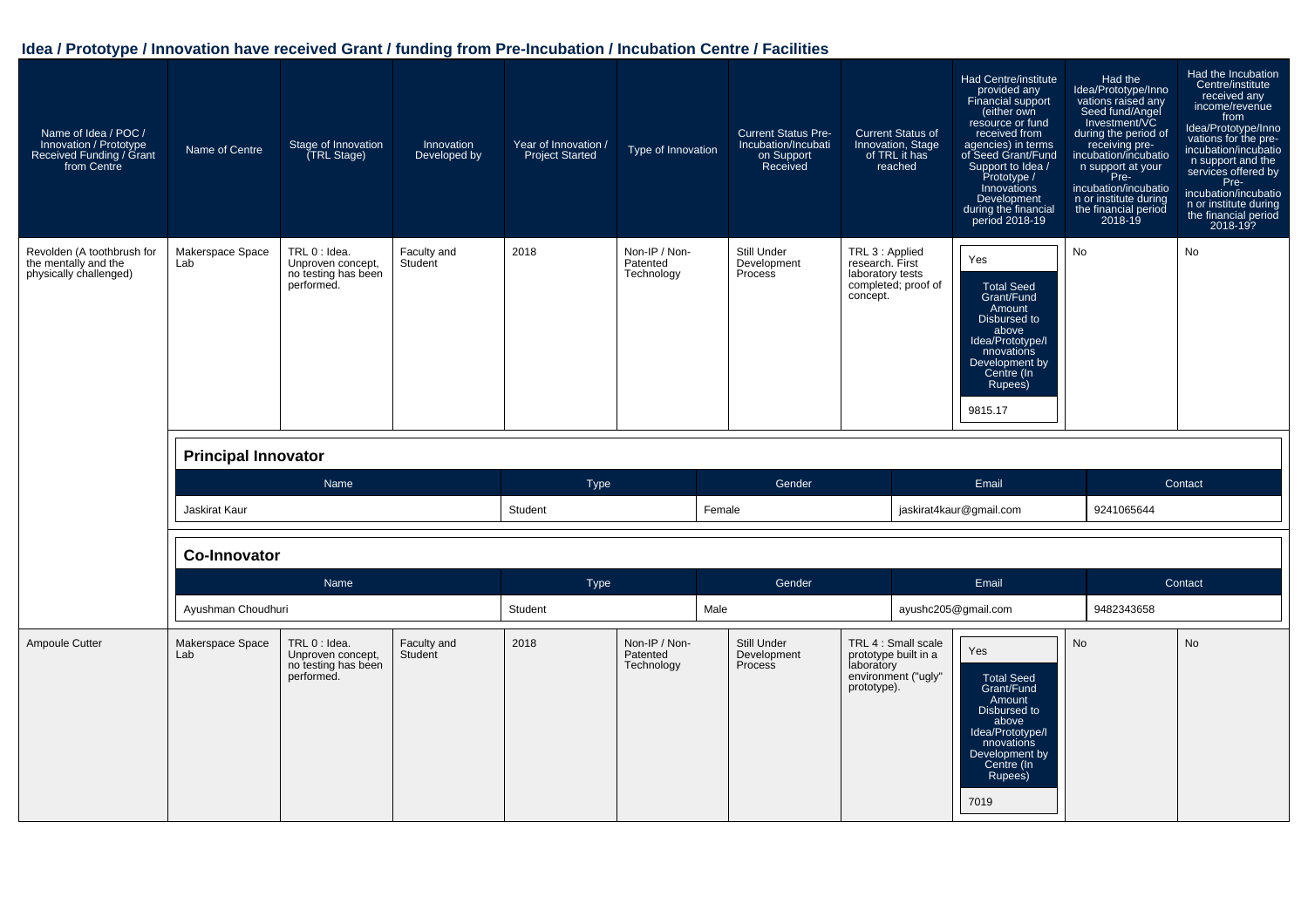## Idea / Prototype / Innovation have received Grant / funding from Pre-Incubation / Incubation Centre / Facilities

| Name of Idea / POC / Innovation / Prototype Received Funding / Grant from Centre | Name of Centre | Stage of Innovation (TRL Stage) | Innovation Developed by | Year of Innovation / Project Started | Type of Innovation | Current Status Pre-Incubation/Incubation Support Received | Current Status of Innovation, Stage of TRL it has reached | Had Centre/institute provided any Financial support (either own resource or fund received from agencies) in terms of Seed Grant/Fund Support to Idea / Prototype / Innovations Development during the financial period 2018-19 | Had the Idea/Prototype/Innovations raised any Seed fund/Angel Investment/VC during the period of receiving pre-incubation/incubation support at your Pre-incubation/incubation or institute during the financial period 2018-19 | Had the Incubation Centre/institute received any income/revenue from Idea/Prototype/Innovations for the pre-incubation/incubation support and the services offered by Pre-incubation/incubation or institute during the financial period 2018-19? |
|---|---|---|---|---|---|---|---|---|---|---|
| Revolden (A toothbrush for the mentally and the physically challenged) | Makerspace Space Lab | TRL 0 : Idea. Unproven concept, no testing has been performed. | Faculty and Student | 2018 | Non-IP / Non-Patented Technology | Still Under Development Process | TRL 3 : Applied research. First laboratory tests completed; proof of concept. | Yes<br>Total Seed Grant/Fund Amount Disbursed to above Idea/Prototype/Innovations Development by Centre (In Rupees)<br>9815.17 | No | No |

**Principal Innovator**

| Name | Type | Gender | Email | Contact |
|---|---|---|---|---|
| Jaskirat Kaur | Student | Female | jaskirat4kaur@gmail.com | 9241065644 |

**Co-Innovator**

| Name | Type | Gender | Email | Contact |
|---|---|---|---|---|
| Ayushman Choudhuri | Student | Male | ayushc205@gmail.com | 9482343658 |

| Name of Idea / POC / Innovation / Prototype Received Funding / Grant from Centre | Name of Centre | Stage of Innovation (TRL Stage) | Innovation Developed by | Year of Innovation / Project Started | Type of Innovation | Current Status Pre-Incubation/Incubation Support Received | Current Status of Innovation, Stage of TRL it has reached | Had Centre/institute provided any Financial support (either own resource or fund received from agencies) in terms of Seed Grant/Fund Support to Idea / Prototype / Innovations Development during the financial period 2018-19 | Had the Idea/Prototype/Innovations raised any Seed fund/Angel Investment/VC during the period of receiving pre-incubation/incubation support at your Pre-incubation/incubation or institute during the financial period 2018-19 | Had the Incubation Centre/institute received any income/revenue from Idea/Prototype/Innovations for the pre-incubation/incubation support and the services offered by Pre-incubation/incubation or institute during the financial period 2018-19? |
|---|---|---|---|---|---|---|---|---|---|---|
| Ampoule Cutter | Makerspace Space Lab | TRL 0 : Idea. Unproven concept, no testing has been performed. | Faculty and Student | 2018 | Non-IP / Non-Patented Technology | Still Under Development Process | TRL 4 : Small scale prototype built in a laboratory environment ("ugly" prototype). | Yes<br>Total Seed Grant/Fund Amount Disbursed to above Idea/Prototype/Innovations Development by Centre (In Rupees)<br>7019 | No | No |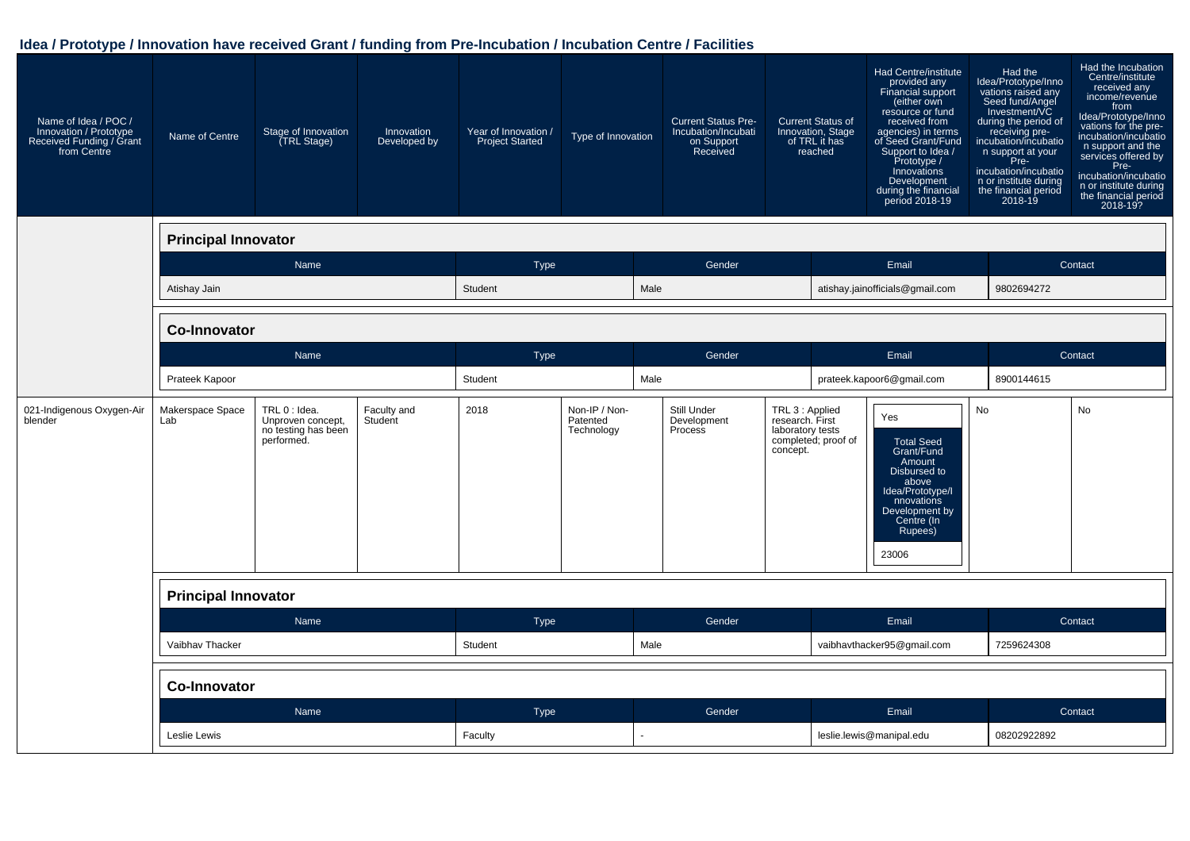## Idea / Prototype / Innovation have received Grant / funding from Pre-Incubation / Incubation Centre / Facilities

| Name of Idea / POC / Innovation / Prototype Received Funding / Grant from Centre | Name of Centre | Stage of Innovation (TRL Stage) | Innovation Developed by | Year of Innovation / Project Started | Type of Innovation | Current Status Pre-Incubation/Incubation Support Received | Current Status of Innovation, Stage of TRL it has reached | Had Centre/institute provided any Financial support (either own resource or fund received from agencies) in terms of Seed Grant/Fund Support to Idea / Prototype / Innovations Development during the financial period 2018-19 | Had the Idea/Prototype/Innovations raised any Seed fund/Angel Investment/VC during the period of receiving pre-incubation/incubation support at your Pre-incubation/incubation or institute during the financial period 2018-19 | Had the Incubation Centre/institute received any income/revenue from Idea/Prototype/Innovations for the pre-incubation/incubation support and the services offered by Pre-incubation/incubation or institute during the financial period 2018-19? |
|---|---|---|---|---|---|---|---|---|---|---|

**Principal Innovator**

| Name | Type | Gender | Email | Contact |
|---|---|---|---|---|
| Atishay Jain | Student | Male | atishay.jainofficials@gmail.com | 9802694272 |

**Co-Innovator**

| Name | Type | Gender | Email | Contact |
|---|---|---|---|---|
| Prateek Kapoor | Student | Male | prateek.kapoor6@gmail.com | 8900144615 |

| Name of Idea / POC / Innovation / Prototype Received Funding / Grant from Centre | Name of Centre | Stage of Innovation (TRL Stage) | Innovation Developed by | Year of Innovation / Project Started | Type of Innovation | Current Status Pre-Incubation/Incubation Support Received | Current Status of Innovation, Stage of TRL it has reached | Had Centre/institute provided any Financial support during the financial period 2018-19 | Had the Idea/Prototype/Innovations raised any Seed fund/Angel Investment/VC during the financial period 2018-19 | Had the Incubation Centre/institute received any income/revenue during the financial period 2018-19? |
|---|---|---|---|---|---|---|---|---|---|---|
| 021-Indigenous Oxygen-Air blender | Makerspace Space Lab | TRL 0 : Idea. Unproven concept, no testing has been performed. | Faculty and Student | 2018 | Non-IP / Non-Patented Technology | Still Under Development Process | TRL 3 : Applied research. First laboratory tests completed; proof of concept. | Yes<br>Total Seed Grant/Fund Amount Disbursed to above Idea/Prototype/Innovations Development by Centre (In Rupees): 23006 | No | No |

**Principal Innovator**

| Name | Type | Gender | Email | Contact |
|---|---|---|---|---|
| Vaibhav Thacker | Student | Male | vaibhavthacker95@gmail.com | 7259624308 |

**Co-Innovator**

| Name | Type | Gender | Email | Contact |
|---|---|---|---|---|
| Leslie Lewis | Faculty | - | leslie.lewis@manipal.edu | 08202922892 |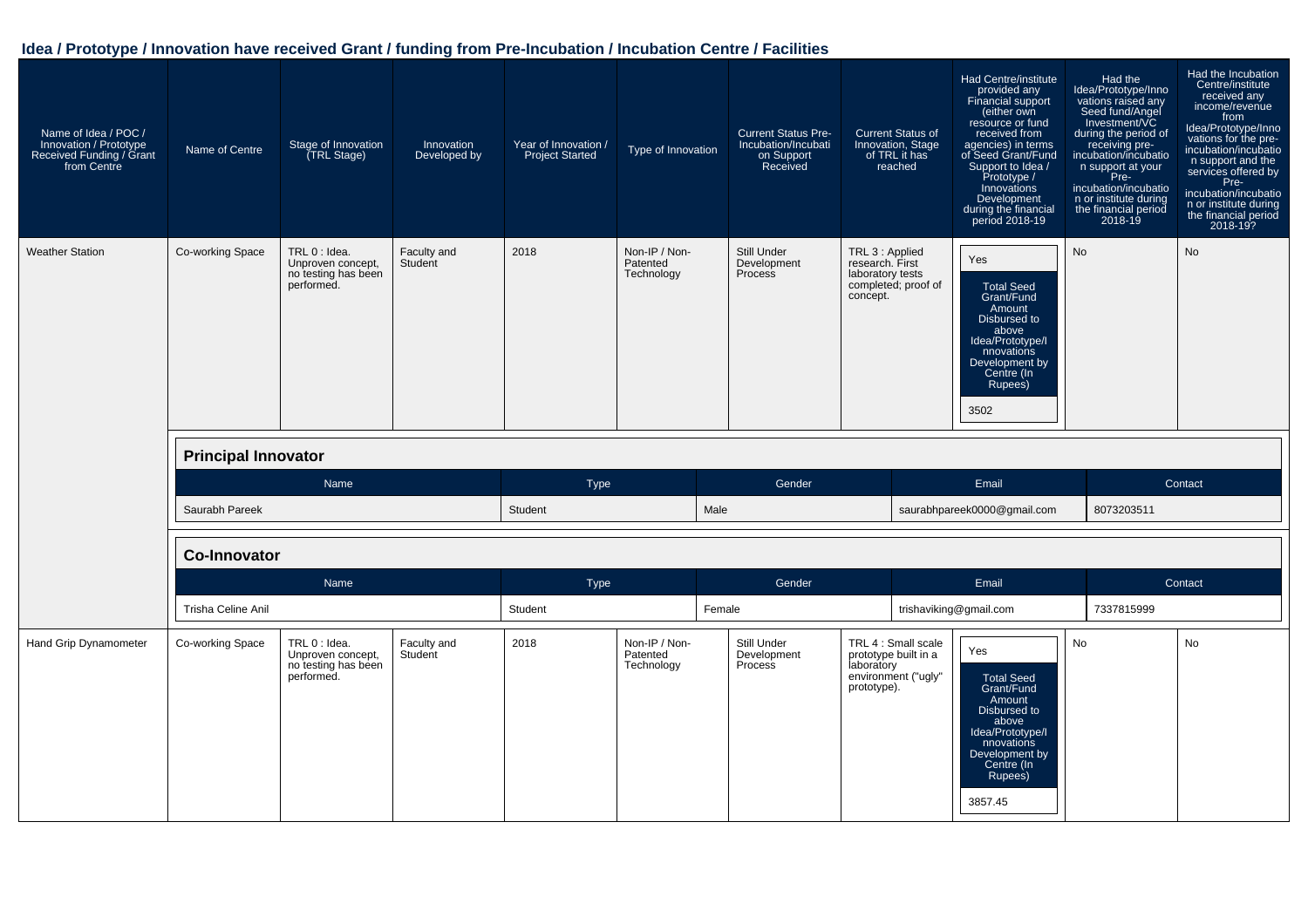## Idea / Prototype / Innovation have received Grant / funding from Pre-Incubation / Incubation Centre / Facilities

| Name of Idea / POC / Innovation / Prototype Received Funding / Grant from Centre | Name of Centre | Stage of Innovation (TRL Stage) | Innovation Developed by | Year of Innovation / Project Started | Type of Innovation | Current Status Pre-Incubation/Incubation Support Received | Current Status of Innovation, Stage of TRL it has reached | Had Centre/institute provided any Financial support (either own resource or fund received from agencies) in terms of Seed Grant/Fund Support to Idea / Prototype / Innovations Development during the financial period 2018-19 | Had the Idea/Prototype/Innovations raised any Seed fund/Angel Investment/VC during the period of receiving pre-incubation/incubation support at your Pre-incubation/incubation or institute during the financial period 2018-19 | Had the Incubation Centre/institute received any income/revenue from Idea/Prototype/Innovations for the pre-incubation/incubation support and the services offered by Pre-incubation/incubation or institute during the financial period 2018-19? |
|---|---|---|---|---|---|---|---|---|---|---|
| Weather Station | Co-working Space | TRL 0 : Idea. Unproven concept, no testing has been performed. | Faculty and Student | 2018 | Non-IP / Non-Patented Technology | Still Under Development Process | TRL 3 : Applied research. First laboratory tests completed; proof of concept. | Yes<br>Total Seed Grant/Fund Amount Disbursed to above Idea/Prototype/Innovations Development by Centre (In Rupees): 3502 | No | No |

**Principal Innovator**

| Name | Type | Gender | Email | Contact |
|---|---|---|---|---|
| Saurabh Pareek | Student | Male | saurabhpareek0000@gmail.com | 8073203511 |

**Co-Innovator**

| Name | Type | Gender | Email | Contact |
|---|---|---|---|---|
| Trisha Celine Anil | Student | Female | trishaviking@gmail.com | 7337815999 |

| Name of Idea / POC / Innovation / Prototype Received Funding / Grant from Centre | Name of Centre | Stage of Innovation (TRL Stage) | Innovation Developed by | Year of Innovation / Project Started | Type of Innovation | Current Status Pre-Incubation/Incubation Support Received | Current Status of Innovation, Stage of TRL it has reached | Had Centre/institute provided any Financial support (either own resource or fund received from agencies) in terms of Seed Grant/Fund Support to Idea / Prototype / Innovations Development during the financial period 2018-19 | Had the Idea/Prototype/Innovations raised any Seed fund/Angel Investment/VC during the period of receiving pre-incubation/incubation support at your Pre-incubation/incubation or institute during the financial period 2018-19 | Had the Incubation Centre/institute received any income/revenue from Idea/Prototype/Innovations for the pre-incubation/incubation support and the services offered by Pre-incubation/incubation or institute during the financial period 2018-19? |
|---|---|---|---|---|---|---|---|---|---|---|
| Hand Grip Dynamometer | Co-working Space | TRL 0 : Idea. Unproven concept, no testing has been performed. | Faculty and Student | 2018 | Non-IP / Non-Patented Technology | Still Under Development Process | TRL 4 : Small scale prototype built in a laboratory environment ("ugly" prototype). | Yes<br>Total Seed Grant/Fund Amount Disbursed to above Idea/Prototype/Innovations Development by Centre (In Rupees): 3857.45 | No | No |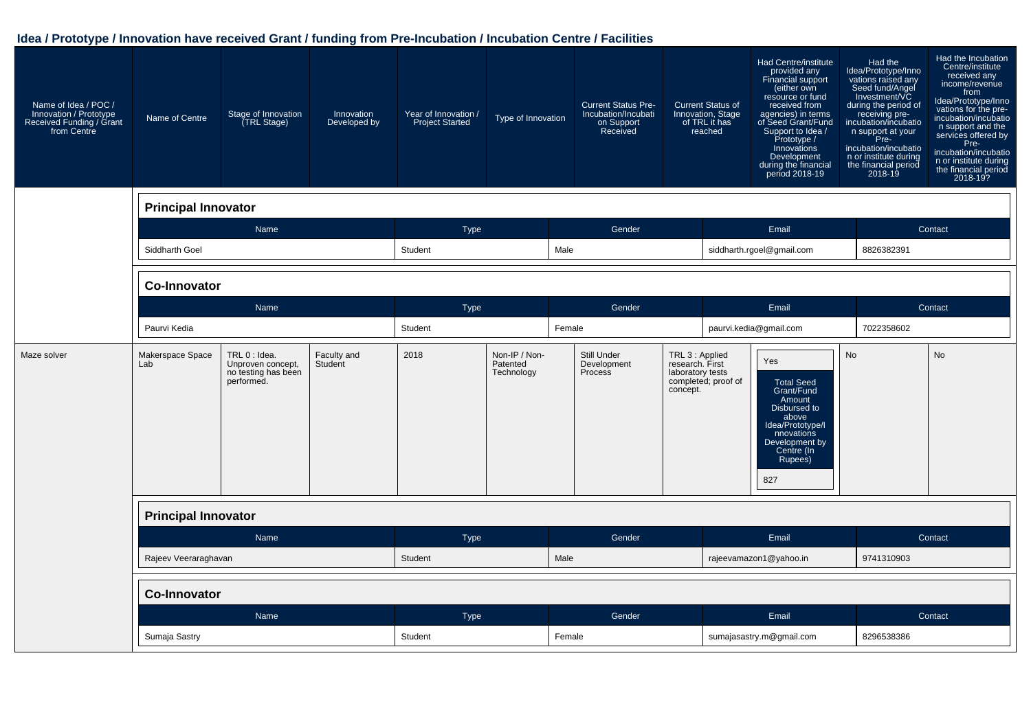## Idea / Prototype / Innovation have received Grant / funding from Pre-Incubation / Incubation Centre / Facilities

| Name of Idea / POC / Innovation / Prototype Received Funding / Grant from Centre | Name of Centre | Stage of Innovation (TRL Stage) | Innovation Developed by | Year of Innovation / Project Started | Type of Innovation | Current Status Pre-Incubation/Incubation Support Received | Current Status of Innovation, Stage of TRL it has reached | Had Centre/institute provided any Financial support (either own resource or fund received from agencies) in terms of Seed Grant/Fund Support to Idea / Prototype / Innovations Development during the financial period 2018-19 | Had the Idea/Prototype/Innovations raised any Seed fund/Angel Investment/VC during the period of receiving pre-incubation/incubation support at your Pre-incubation/incubation or institute during the financial period 2018-19 | Had the Incubation Centre/institute received any income/revenue from Idea/Prototype/Innovations for the pre-incubation/incubation support and the services offered by Pre-incubation/incubation or institute during the financial period 2018-19? |
|---|---|---|---|---|---|---|---|---|---|---|

**Principal Innovator**

| Name | Type | Gender | Email | Contact |
|---|---|---|---|---|
| Siddharth Goel | Student | Male | siddharth.rgoel@gmail.com | 8826382391 |

**Co-Innovator**

| Name | Type | Gender | Email | Contact |
|---|---|---|---|---|
| Paurvi Kedia | Student | Female | paurvi.kedia@gmail.com | 7022358602 |

| Name of Idea / POC / Innovation / Prototype Received Funding / Grant from Centre | Name of Centre | Stage of Innovation (TRL Stage) | Innovation Developed by | Year of Innovation / Project Started | Type of Innovation | Current Status Pre-Incubation/Incubation Support Received | Current Status of Innovation, Stage of TRL it has reached | Had Centre/institute provided any Financial support ... 2018-19 | Had the Idea/Prototype/Innovations raised any Seed fund/Angel Investment/VC ... 2018-19 | Had the Incubation Centre/institute received any income/revenue ... 2018-19? |
|---|---|---|---|---|---|---|---|---|---|---|
| Maze solver | Makerspace Space Lab | TRL 0 : Idea. Unproven concept, no testing has been performed. | Faculty and Student | 2018 | Non-IP / Non-Patented Technology | Still Under Development Process | TRL 3 : Applied research. First laboratory tests completed; proof of concept. | Yes; Total Seed Grant/Fund Amount Disbursed to above Idea/Prototype/Innovations Development by Centre (In Rupees): 827 | No | No |

**Principal Innovator**

| Name | Type | Gender | Email | Contact |
|---|---|---|---|---|
| Rajeev Veeraraghavan | Student | Male | rajeevamazon1@yahoo.in | 9741310903 |

**Co-Innovator**

| Name | Type | Gender | Email | Contact |
|---|---|---|---|---|
| Sumaja Sastry | Student | Female | sumajasastry.m@gmail.com | 8296538386 |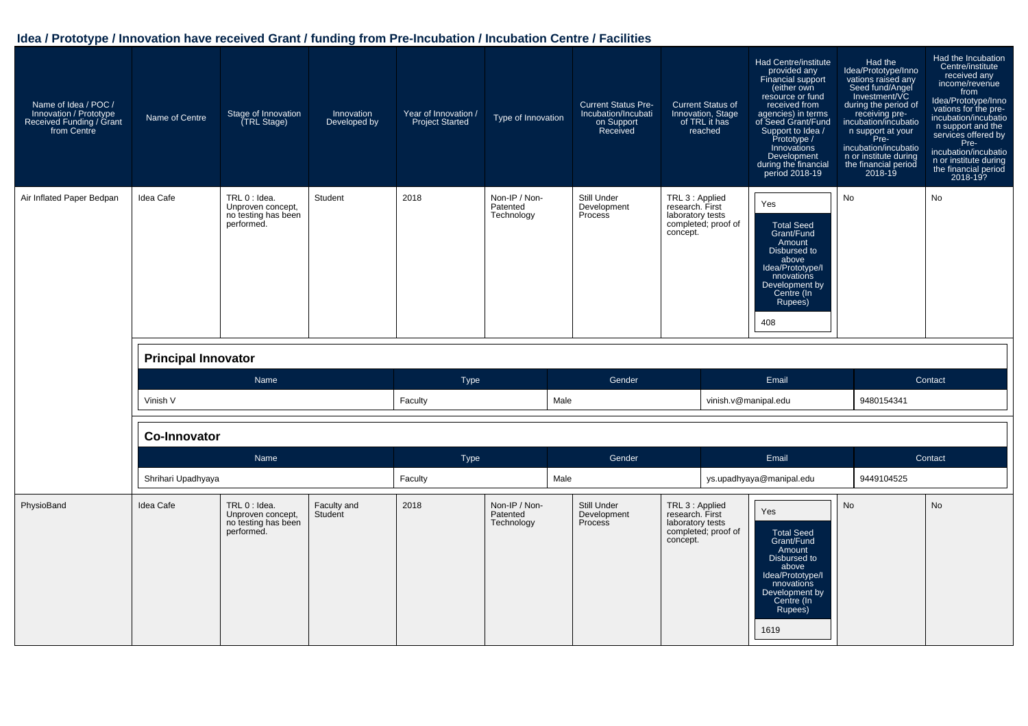## Idea / Prototype / Innovation have received Grant / funding from Pre-Incubation / Incubation Centre / Facilities

| Name of Idea / POC / Innovation / Prototype Received Funding / Grant from Centre | Name of Centre | Stage of Innovation (TRL Stage) | Innovation Developed by | Year of Innovation / Project Started | Type of Innovation | Current Status Pre-Incubation/Incubation Support Received | Current Status of Innovation, Stage of TRL it has reached | Had Centre/institute provided any Financial support (either own resource or fund received from agencies) in terms of Seed Grant/Fund Support to Idea / Prototype / Innovations Development during the financial period 2018-19 | Had the Idea/Prototype/Innovations raised any Seed fund/Angel Investment/VC during the period of receiving pre-incubation/incubation support at your Pre-incubation/incubation or institute during the financial period 2018-19 | Had the Incubation Centre/institute received any income/revenue from Idea/Prototype/Innovations for the pre-incubation/incubation support and the services offered by Pre-incubation/incubation or institute during the financial period 2018-19? |
|---|---|---|---|---|---|---|---|---|---|---|
| Air Inflated Paper Bedpan | Idea Cafe | TRL 0 : Idea. Unproven concept, no testing has been performed. | Student | 2018 | Non-IP / Non-Patented Technology | Still Under Development Process | TRL 3 : Applied research. First laboratory tests completed; proof of concept. | Yes<br>Total Seed Grant/Fund Amount Disbursed to above Idea/Prototype/Innovations Development by Centre (In Rupees)<br>408 | No | No |

**Principal Innovator**

| Name | Type | Gender | Email | Contact |
|---|---|---|---|---|
| Vinish V | Faculty | Male | vinish.v@manipal.edu | 9480154341 |

**Co-Innovator**

| Name | Type | Gender | Email | Contact |
|---|---|---|---|---|
| Shrihari Upadhyaya | Faculty | Male | ys.upadhyaya@manipal.edu | 9449104525 |

| Name of Idea / POC / Innovation / Prototype Received Funding / Grant from Centre | Name of Centre | Stage of Innovation (TRL Stage) | Innovation Developed by | Year of Innovation / Project Started | Type of Innovation | Current Status Pre-Incubation/Incubation Support Received | Current Status of Innovation, Stage of TRL it has reached | Had Centre/institute provided any Financial support (either own resource or fund received from agencies) in terms of Seed Grant/Fund Support to Idea / Prototype / Innovations Development during the financial period 2018-19 | Had the Idea/Prototype/Innovations raised any Seed fund/Angel Investment/VC during the period of receiving pre-incubation/incubation support at your Pre-incubation/incubation or institute during the financial period 2018-19 | Had the Incubation Centre/institute received any income/revenue from Idea/Prototype/Innovations for the pre-incubation/incubation support and the services offered by Pre-incubation/incubation or institute during the financial period 2018-19? |
|---|---|---|---|---|---|---|---|---|---|---|
| PhysioBand | Idea Cafe | TRL 0 : Idea. Unproven concept, no testing has been performed. | Faculty and Student | 2018 | Non-IP / Non-Patented Technology | Still Under Development Process | TRL 3 : Applied research. First laboratory tests completed; proof of concept. | Yes<br>Total Seed Grant/Fund Amount Disbursed to above Idea/Prototype/Innovations Development by Centre (In Rupees)<br>1619 | No | No |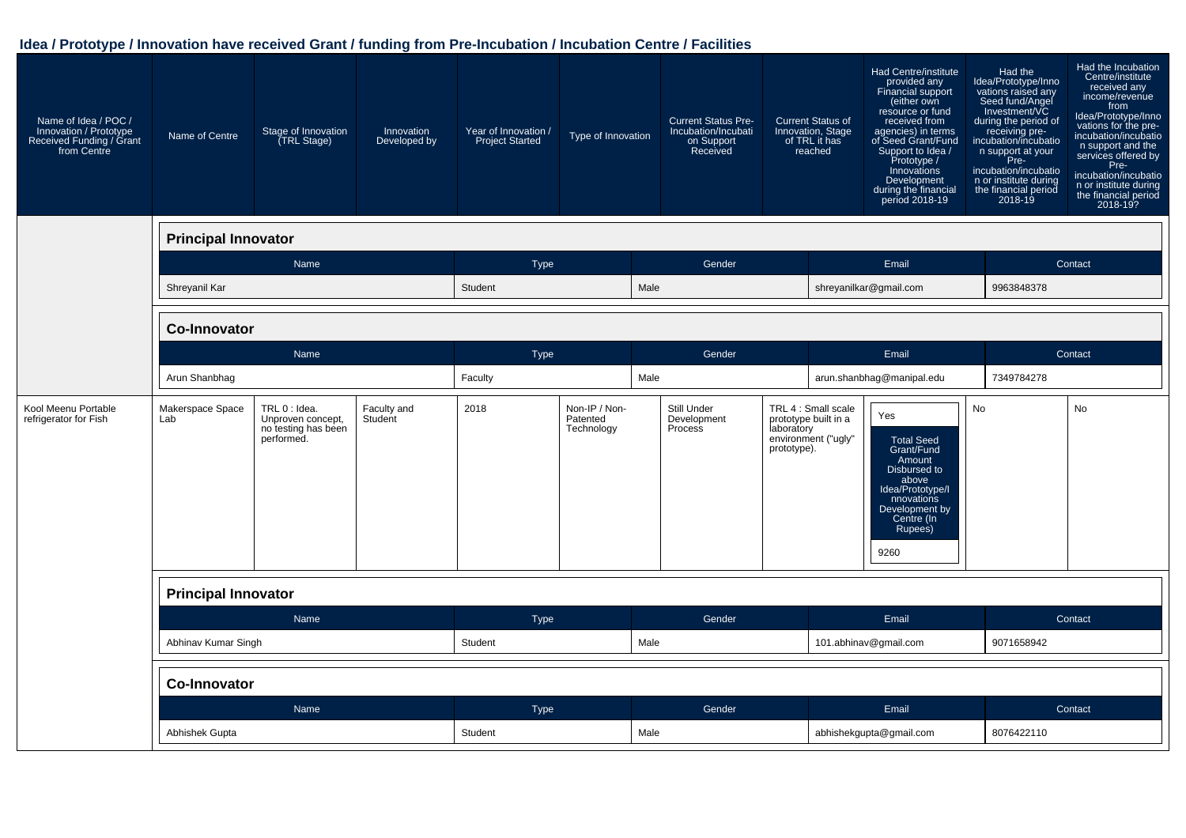## Idea / Prototype / Innovation have received Grant / funding from Pre-Incubation / Incubation Centre / Facilities

| Name of Idea / POC / Innovation / Prototype Received Funding / Grant from Centre | Name of Centre | Stage of Innovation (TRL Stage) | Innovation Developed by | Year of Innovation / Project Started | Type of Innovation | Current Status Pre-Incubation/Incubation Support Received | Current Status of Innovation, Stage of TRL it has reached | Had Centre/institute provided any Financial support (either own resource or fund received from agencies) in terms of Seed Grant/Fund Support to Idea / Prototype / Innovations Development during the financial period 2018-19 | Had the Idea/Prototype/Innovations raised any Seed fund/Angel Investment/VC during the period of receiving pre-incubation/incubation support at your Pre-incubation/incubation or institute during the financial period 2018-19 | Had the Incubation Centre/institute received any income/revenue from Idea/Prototype/Innovations for the pre-incubation/incubation support and the services offered by Pre-incubation/incubation or institute during the financial period 2018-19? |
|---|---|---|---|---|---|---|---|---|---|---|

**Principal Innovator**

| Name | Type | Gender | Email | Contact |
|---|---|---|---|---|
| Shreyanil Kar | Student | Male | shreyanilkar@gmail.com | 9963848378 |

**Co-Innovator**

| Name | Type | Gender | Email | Contact |
|---|---|---|---|---|
| Arun Shanbhag | Faculty | Male | arun.shanbhag@manipal.edu | 7349784278 |

| Name of Idea / POC / Innovation / Prototype Received Funding / Grant from Centre | Name of Centre | Stage of Innovation (TRL Stage) | Innovation Developed by | Year of Innovation / Project Started | Type of Innovation | Current Status Pre-Incubation/Incubation Support Received | Current Status of Innovation, Stage of TRL it has reached | Had Centre/institute provided any Financial support | Had the Idea/Prototype/Innovations raised any Seed fund/Angel Investment/VC | Had the Incubation Centre/institute received any income/revenue |
|---|---|---|---|---|---|---|---|---|---|---|
| Kool Meenu Portable refrigerator for Fish | Makerspace Space Lab | TRL 0 : Idea. Unproven concept, no testing has been performed. | Faculty and Student | 2018 | Non-IP / Non-Patented Technology | Still Under Development Process | TRL 4 : Small scale prototype built in a laboratory environment ("ugly" prototype). | Yes<br>Total Seed Grant/Fund Amount Disbursed to above Idea/Prototype/Innovations Development by Centre (In Rupees): 9260 | No | No |

**Principal Innovator**

| Name | Type | Gender | Email | Contact |
|---|---|---|---|---|
| Abhinav Kumar Singh | Student | Male | 101.abhinav@gmail.com | 9071658942 |

**Co-Innovator**

| Name | Type | Gender | Email | Contact |
|---|---|---|---|---|
| Abhishek Gupta | Student | Male | abhishekgupta@gmail.com | 8076422110 |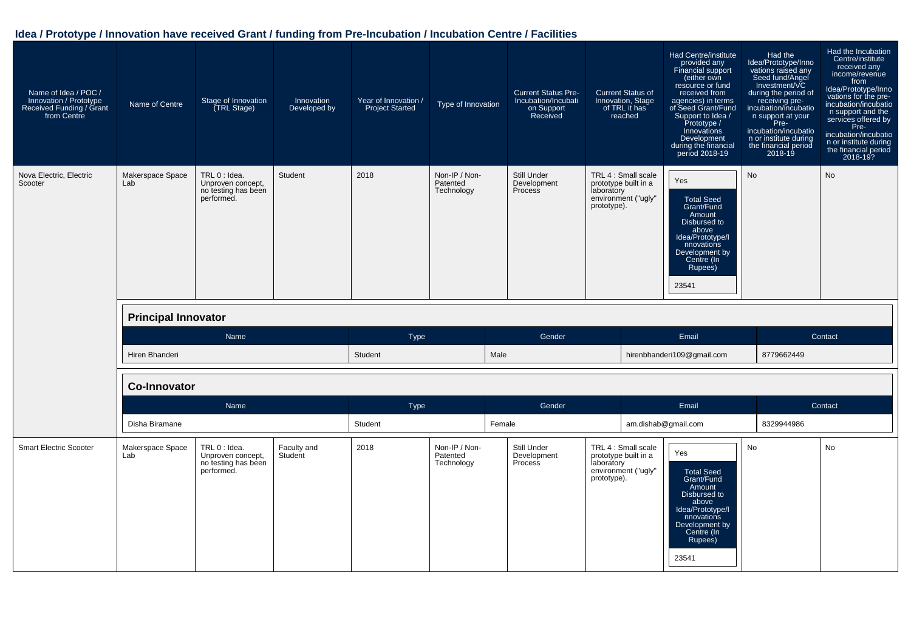## Idea / Prototype / Innovation have received Grant / funding from Pre-Incubation / Incubation Centre / Facilities

| Name of Idea / POC / Innovation / Prototype Received Funding / Grant from Centre | Name of Centre | Stage of Innovation (TRL Stage) | Innovation Developed by | Year of Innovation / Project Started | Type of Innovation | Current Status Pre-Incubation/Incubation Support Received | Current Status of Innovation, Stage of TRL it has reached | Had Centre/institute provided any Financial support (either own resource or fund received from agencies) in terms of Seed Grant/Fund Support to Idea / Prototype / Innovations Development during the financial period 2018-19 | Had the Idea/Prototype/Innovations raised any Seed fund/Angel Investment/VC during the period of receiving pre-incubation/incubation support at your Pre-incubation/incubation or institute during the financial period 2018-19 | Had the Incubation Centre/institute received any income/revenue from Idea/Prototype/Innovations for the pre-incubation/incubation support and the services offered by Pre-incubation/incubation or institute during the financial period 2018-19? |
|---|---|---|---|---|---|---|---|---|---|---|
| Nova Electric, Electric Scooter | Makerspace Space Lab | TRL 0 : Idea. Unproven concept, no testing has been performed. | Student | 2018 | Non-IP / Non-Patented Technology | Still Under Development Process | TRL 4 : Small scale prototype built in a laboratory environment ("ugly" prototype). | Yes<br>Total Seed Grant/Fund Amount Disbursed to above Idea/Prototype/Innovations Development by Centre (In Rupees)<br>23541 | No | No |

**Principal Innovator**

| Name | Type | Gender | Email | Contact |
|---|---|---|---|---|
| Hiren Bhanderi | Student | Male | hirenbhanderi109@gmail.com | 8779662449 |

**Co-Innovator**

| Name | Type | Gender | Email | Contact |
|---|---|---|---|---|
| Disha Biramane | Student | Female | am.dishab@gmail.com | 8329944986 |

| Name of Idea / POC / Innovation / Prototype Received Funding / Grant from Centre | Name of Centre | Stage of Innovation (TRL Stage) | Innovation Developed by | Year of Innovation / Project Started | Type of Innovation | Current Status Pre-Incubation/Incubation Support Received | Current Status of Innovation, Stage of TRL it has reached | Had Centre/institute provided any Financial support (either own resource or fund received from agencies) in terms of Seed Grant/Fund Support to Idea / Prototype / Innovations Development during the financial period 2018-19 | Had the Idea/Prototype/Innovations raised any Seed fund/Angel Investment/VC during the period of receiving pre-incubation/incubation support at your Pre-incubation/incubation or institute during the financial period 2018-19 | Had the Incubation Centre/institute received any income/revenue from Idea/Prototype/Innovations for the pre-incubation/incubation support and the services offered by Pre-incubation/incubation or institute during the financial period 2018-19? |
|---|---|---|---|---|---|---|---|---|---|---|
| Smart Electric Scooter | Makerspace Space Lab | TRL 0 : Idea. Unproven concept, no testing has been performed. | Faculty and Student | 2018 | Non-IP / Non-Patented Technology | Still Under Development Process | TRL 4 : Small scale prototype built in a laboratory environment ("ugly" prototype). | Yes<br>Total Seed Grant/Fund Amount Disbursed to above Idea/Prototype/Innovations Development by Centre (In Rupees)<br>23541 | No | No |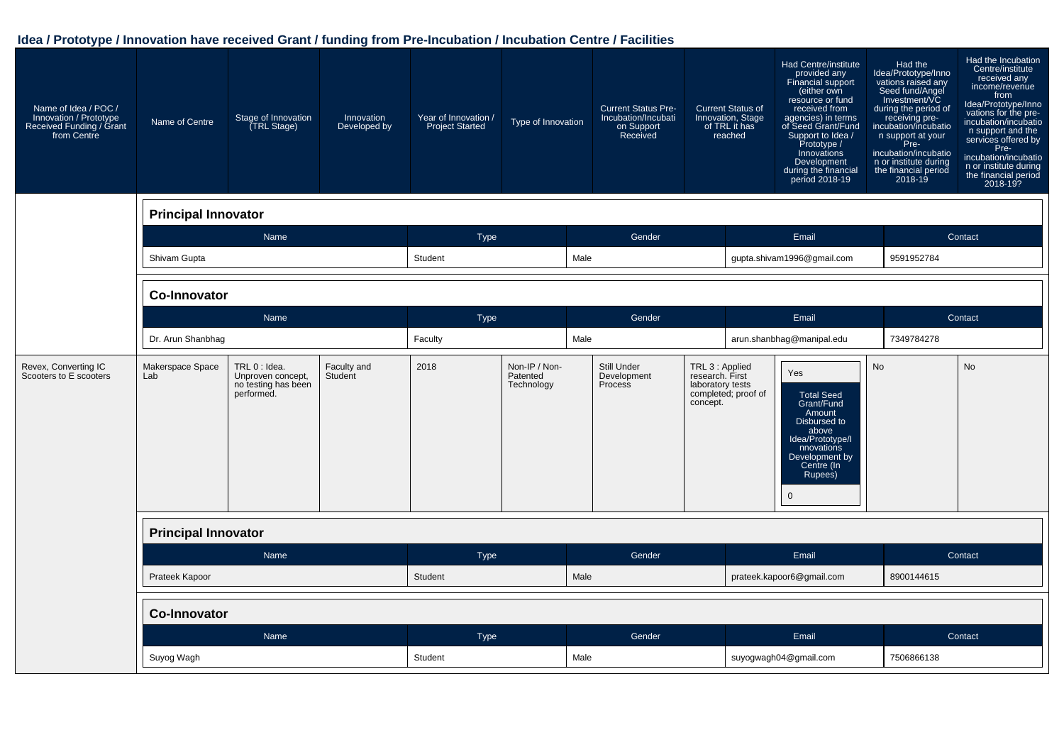## Idea / Prototype / Innovation have received Grant / funding from Pre-Incubation / Incubation Centre / Facilities

| Name of Idea / POC / Innovation / Prototype Received Funding / Grant from Centre | Name of Centre | Stage of Innovation (TRL Stage) | Innovation Developed by | Year of Innovation / Project Started | Type of Innovation | Current Status Pre-Incubation/Incubation Support Received | Current Status of Innovation, Stage of TRL it has reached | Had Centre/institute provided any Financial support (either own resource or fund received from agencies) in terms of Seed Grant/Fund Support to Idea / Prototype / Innovations Development during the financial period 2018-19 | Had the Idea/Prototype/Innovations raised any Seed fund/Angel Investment/VC during the period of receiving pre-incubation/incubation support at your Pre-incubation/incubation or institute during the financial period 2018-19 | Had the Incubation Centre/institute received any income/revenue from Idea/Prototype/Innovations for the pre-incubation/incubation support and the services offered by Pre-incubation/incubation or institute during the financial period 2018-19? |
|---|---|---|---|---|---|---|---|---|---|---|

**Principal Innovator**

| Name | Type | Gender | Email | Contact |
|---|---|---|---|---|
| Shivam Gupta | Student | Male | gupta.shivam1996@gmail.com | 9591952784 |

**Co-Innovator**

| Name | Type | Gender | Email | Contact |
|---|---|---|---|---|
| Dr. Arun Shanbhag | Faculty | Male | arun.shanbhag@manipal.edu | 7349784278 |

| Name of Idea / POC / Innovation / Prototype Received Funding / Grant from Centre | Name of Centre | Stage of Innovation (TRL Stage) | Innovation Developed by | Year of Innovation / Project Started | Type of Innovation | Current Status Pre-Incubation/Incubation Support Received | Current Status of Innovation, Stage of TRL it has reached | Had Centre/institute provided any Financial support ... during the financial period 2018-19 | Had the Idea/Prototype/Innovations raised any Seed fund/Angel Investment/VC ... 2018-19 | Had the Incubation Centre/institute received any income/revenue ... 2018-19? |
|---|---|---|---|---|---|---|---|---|---|---|
| Revex, Converting IC Scooters to E scooters | Makerspace Space Lab | TRL 0 : Idea. Unproven concept, no testing has been performed. | Faculty and Student | 2018 | Non-IP / Non-Patented Technology | Still Under Development Process | TRL 3 : Applied research. First laboratory tests completed; proof of concept. | Yes<br>Total Seed Grant/Fund Amount Disbursed to above Idea/Prototype/Innovations Development by Centre (In Rupees): 0 | No | No |

**Principal Innovator**

| Name | Type | Gender | Email | Contact |
|---|---|---|---|---|
| Prateek Kapoor | Student | Male | prateek.kapoor6@gmail.com | 8900144615 |

**Co-Innovator**

| Name | Type | Gender | Email | Contact |
|---|---|---|---|---|
| Suyog Wagh | Student | Male | suyogwagh04@gmail.com | 7506866138 |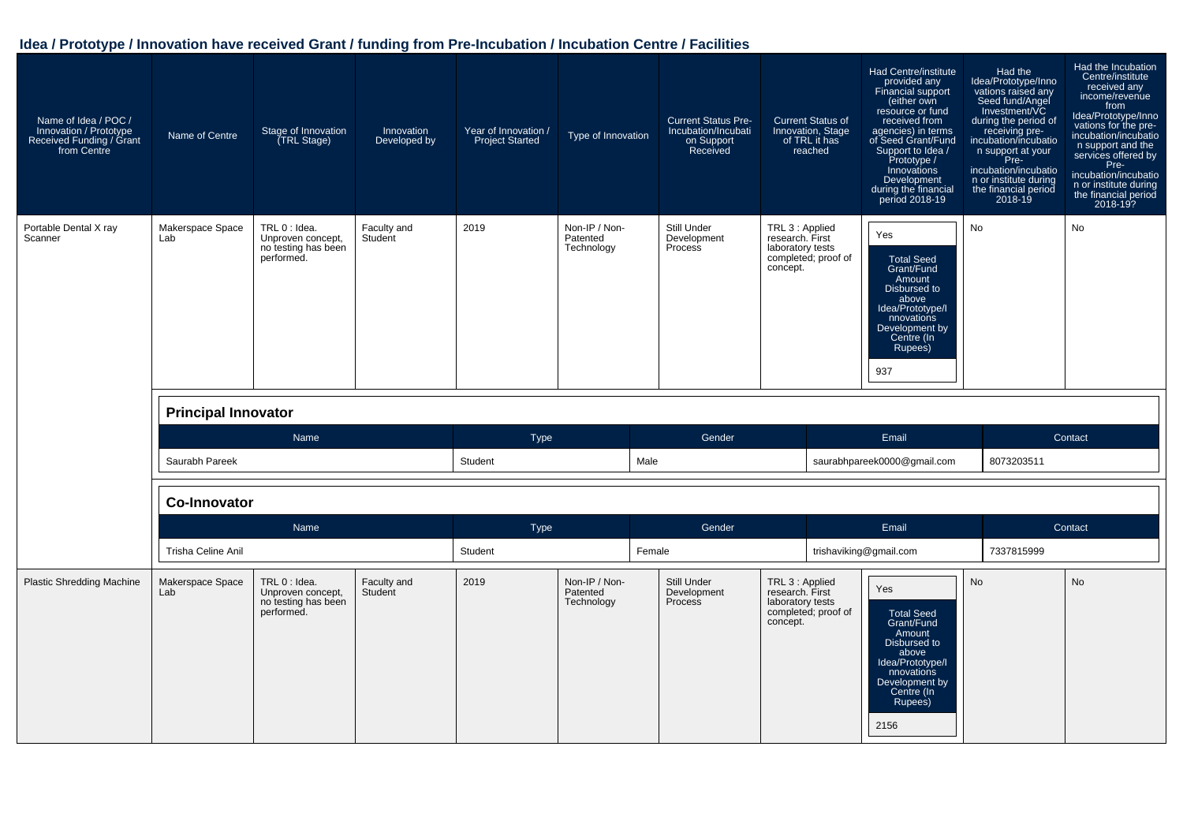## Idea / Prototype / Innovation have received Grant / funding from Pre-Incubation / Incubation Centre / Facilities

| Name of Idea / POC / Innovation / Prototype Received Funding / Grant from Centre | Name of Centre | Stage of Innovation (TRL Stage) | Innovation Developed by | Year of Innovation / Project Started | Type of Innovation | Current Status Pre-Incubation/Incubation Support Received | Current Status of Innovation, Stage of TRL it has reached | Had Centre/institute provided any Financial support (either own resource or fund received from agencies) in terms of Seed Grant/Fund Support to Idea / Prototype / Innovations Development during the financial period 2018-19 | Had the Idea/Prototype/Innovations raised any Seed fund/Angel Investment/VC during the period of receiving pre-incubation/incubation support at your Pre-incubation/incubation or institute during the financial period 2018-19 | Had the Incubation Centre/institute received any income/revenue from Idea/Prototype/Innovations for the pre-incubation/incubation support and the services offered by Pre-incubation/incubation or institute during the financial period 2018-19? |
|---|---|---|---|---|---|---|---|---|---|---|
| Portable Dental X ray Scanner | Makerspace Space Lab | TRL 0 : Idea. Unproven concept, no testing has been performed. | Faculty and Student | 2019 | Non-IP / Non-Patented Technology | Still Under Development Process | TRL 3 : Applied research. First laboratory tests completed; proof of concept. | Yes<br>Total Seed Grant/Fund Amount Disbursed to above Idea/Prototype/Innovations Development by Centre (In Rupees)<br>937 | No | No |

**Principal Innovator**

| Name | Type | Gender | Email | Contact |
|---|---|---|---|---|
| Saurabh Pareek | Student | Male | saurabhpareek0000@gmail.com | 8073203511 |

**Co-Innovator**

| Name | Type | Gender | Email | Contact |
|---|---|---|---|---|
| Trisha Celine Anil | Student | Female | trishaviking@gmail.com | 7337815999 |

| Name of Idea / POC / Innovation / Prototype Received Funding / Grant from Centre | Name of Centre | Stage of Innovation (TRL Stage) | Innovation Developed by | Year of Innovation / Project Started | Type of Innovation | Current Status Pre-Incubation/Incubation Support Received | Current Status of Innovation, Stage of TRL it has reached | Had Centre/institute provided any Financial support (either own resource or fund received from agencies) in terms of Seed Grant/Fund Support to Idea / Prototype / Innovations Development during the financial period 2018-19 | Had the Idea/Prototype/Innovations raised any Seed fund/Angel Investment/VC during the period of receiving pre-incubation/incubation support at your Pre-incubation/incubation or institute during the financial period 2018-19 | Had the Incubation Centre/institute received any income/revenue from Idea/Prototype/Innovations for the pre-incubation/incubation support and the services offered by Pre-incubation/incubation or institute during the financial period 2018-19? |
|---|---|---|---|---|---|---|---|---|---|---|
| Plastic Shredding Machine | Makerspace Space Lab | TRL 0 : Idea. Unproven concept, no testing has been performed. | Faculty and Student | 2019 | Non-IP / Non-Patented Technology | Still Under Development Process | TRL 3 : Applied research. First laboratory tests completed; proof of concept. | Yes<br>Total Seed Grant/Fund Amount Disbursed to above Idea/Prototype/Innovations Development by Centre (In Rupees)<br>2156 | No | No |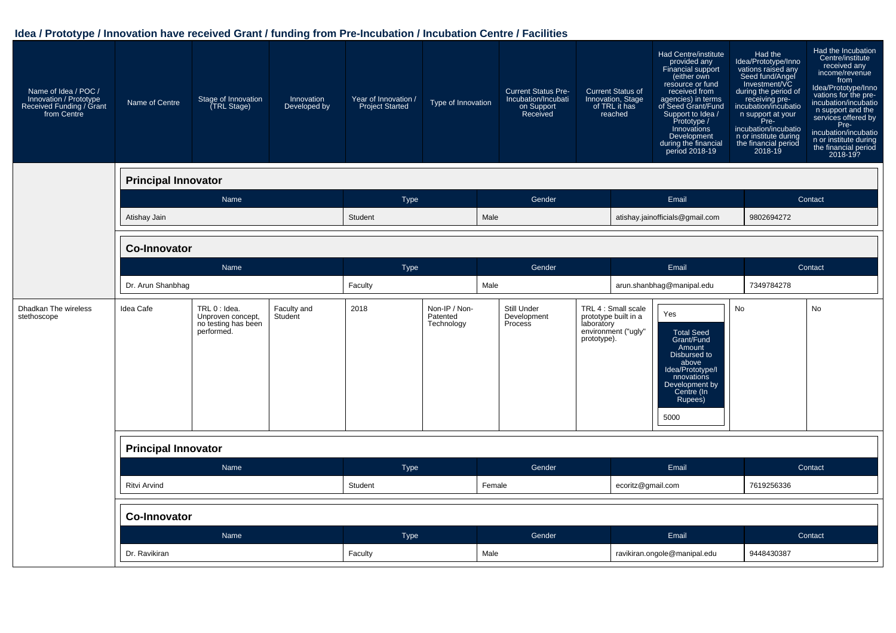## Idea / Prototype / Innovation have received Grant / funding from Pre-Incubation / Incubation Centre / Facilities

| Name of Idea / POC / Innovation / Prototype Received Funding / Grant from Centre | Name of Centre | Stage of Innovation (TRL Stage) | Innovation Developed by | Year of Innovation / Project Started | Type of Innovation | Current Status Pre-Incubation/Incubation Support Received | Current Status of Innovation, Stage of TRL it has reached | Had Centre/institute provided any Financial support (either own resource or fund received from agencies) in terms of Seed Grant/Fund Support to Idea / Prototype / Innovations Development during the financial period 2018-19 | Had the Idea/Prototype/Innovations raised any Seed fund/Angel Investment/VC during the period of receiving pre-incubation/incubation support at your Pre-incubation/incubation or institute during the financial period 2018-19 | Had the Incubation Centre/institute received any income/revenue from Idea/Prototype/Innovations for the pre-incubation/incubation support and the services offered by Pre-incubation/incubation or institute during the financial period 2018-19? |
|---|---|---|---|---|---|---|---|---|---|---|

**Principal Innovator**

| Name | Type | Gender | Email | Contact |
|---|---|---|---|---|
| Atishay Jain | Student | Male | atishay.jainofficials@gmail.com | 9802694272 |

**Co-Innovator**

| Name | Type | Gender | Email | Contact |
|---|---|---|---|---|
| Dr. Arun Shanbhag | Faculty | Male | arun.shanbhag@manipal.edu | 7349784278 |

| Name of Idea / POC / Innovation / Prototype Received Funding / Grant from Centre | Name of Centre | Stage of Innovation (TRL Stage) | Innovation Developed by | Year of Innovation / Project Started | Type of Innovation | Current Status Pre-Incubation/Incubation Support Received | Current Status of Innovation, Stage of TRL it has reached | Had Centre/institute provided any Financial support ... during the financial period 2018-19 | Had the Idea/Prototype/Innovations raised any Seed fund/Angel Investment/VC ... 2018-19 | Had the Incubation Centre/institute received any income/revenue ... 2018-19? |
|---|---|---|---|---|---|---|---|---|---|---|
| Dhadkan The wireless stethoscope | Idea Cafe | TRL 0 : Idea. Unproven concept, no testing has been performed. | Faculty and Student | 2018 | Non-IP / Non-Patented Technology | Still Under Development Process | TRL 4 : Small scale prototype built in a laboratory environment ("ugly" prototype). | Yes<br>Total Seed Grant/Fund Amount Disbursed to above Idea/Prototype/Innovations Development by Centre (In Rupees)<br>5000 | No | No |

**Principal Innovator**

| Name | Type | Gender | Email | Contact |
|---|---|---|---|---|
| Ritvi Arvind | Student | Female | ecoritz@gmail.com | 7619256336 |

**Co-Innovator**

| Name | Type | Gender | Email | Contact |
|---|---|---|---|---|
| Dr. Ravikiran | Faculty | Male | ravikiran.ongole@manipal.edu | 9448430387 |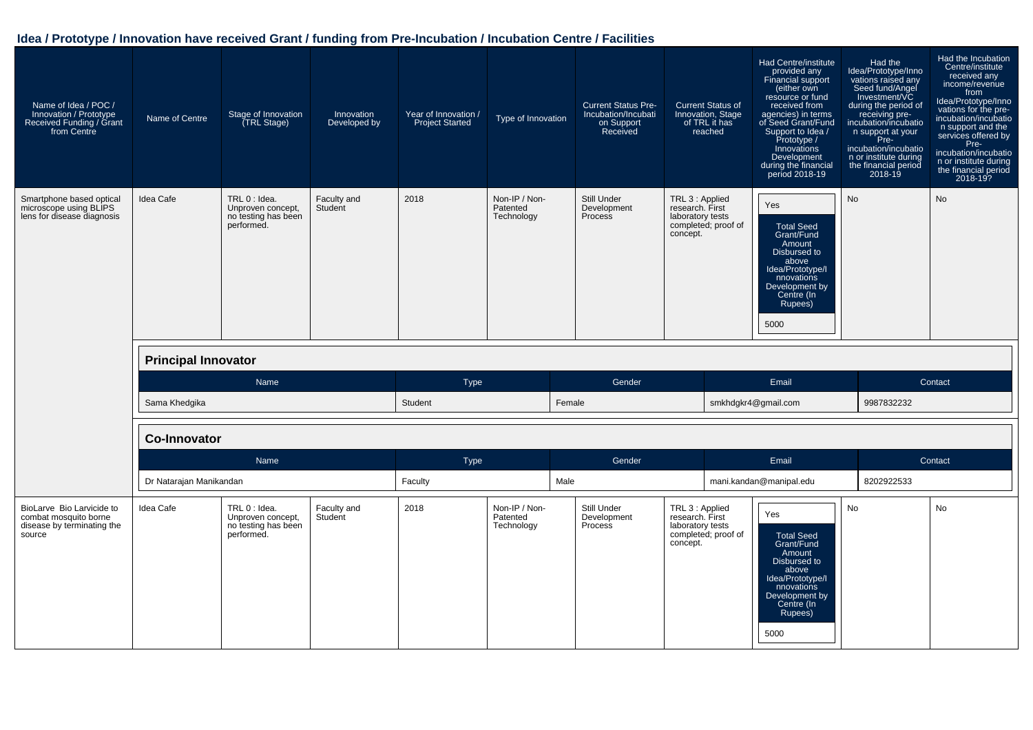## Idea / Prototype / Innovation have received Grant / funding from Pre-Incubation / Incubation Centre / Facilities

| Name of Idea / POC / Innovation / Prototype Received Funding / Grant from Centre | Name of Centre | Stage of Innovation (TRL Stage) | Innovation Developed by | Year of Innovation / Project Started | Type of Innovation | Current Status Pre-Incubation/Incubation Support Received | Current Status of Innovation, Stage of TRL it has reached | Had Centre/institute provided any Financial support (either own resource or fund received from agencies) in terms of Seed Grant/Fund Support to Idea / Prototype / Innovations Development during the financial period 2018-19 | Had the Idea/Prototype/Innovations raised any Seed fund/Angel Investment/VC during the period of receiving pre-incubation/incubation support at your Pre-incubation/incubation or institute during the financial period 2018-19 | Had the Incubation Centre/institute received any income/revenue from Idea/Prototype/Innovations for the pre-incubation/incubation support and the services offered by Pre-incubation/incubation or institute during the financial period 2018-19? |
|---|---|---|---|---|---|---|---|---|---|---|
| Smartphone based optical microscope using BLIPS lens for disease diagnosis | Idea Cafe | TRL 0 : Idea. Unproven concept, no testing has been performed. | Faculty and Student | 2018 | Non-IP / Non-Patented Technology | Still Under Development Process | TRL 3 : Applied research. First laboratory tests completed; proof of concept. | Yes<br>Total Seed Grant/Fund Amount Disbursed to above Idea/Prototype/Innovations Development by Centre (In Rupees)<br>5000 | No | No |

**Principal Innovator**

| Name | Type | Gender | Email | Contact |
|---|---|---|---|---|
| Sama Khedgika | Student | Female | smkhdgkr4@gmail.com | 9987832232 |

**Co-Innovator**

| Name | Type | Gender | Email | Contact |
|---|---|---|---|---|
| Dr Natarajan Manikandan | Faculty | Male | mani.kandan@manipal.edu | 8202922533 |

| Name of Idea / POC / Innovation / Prototype Received Funding / Grant from Centre | Name of Centre | Stage of Innovation (TRL Stage) | Innovation Developed by | Year of Innovation / Project Started | Type of Innovation | Current Status Pre-Incubation/Incubation Support Received | Current Status of Innovation, Stage of TRL it has reached | Had Centre/institute provided any Financial support (either own resource or fund received from agencies) in terms of Seed Grant/Fund Support to Idea / Prototype / Innovations Development during the financial period 2018-19 | Had the Idea/Prototype/Innovations raised any Seed fund/Angel Investment/VC during the period of receiving pre-incubation/incubation support at your Pre-incubation/incubation or institute during the financial period 2018-19 | Had the Incubation Centre/institute received any income/revenue from Idea/Prototype/Innovations for the pre-incubation/incubation support and the services offered by Pre-incubation/incubation or institute during the financial period 2018-19? |
|---|---|---|---|---|---|---|---|---|---|---|
| BioLarve Bio Larvicide to combat mosquito borne disease by terminating the source | Idea Cafe | TRL 0 : Idea. Unproven concept, no testing has been performed. | Faculty and Student | 2018 | Non-IP / Non-Patented Technology | Still Under Development Process | TRL 3 : Applied research. First laboratory tests completed; proof of concept. | Yes<br>Total Seed Grant/Fund Amount Disbursed to above Idea/Prototype/Innovations Development by Centre (In Rupees)<br>5000 | No | No |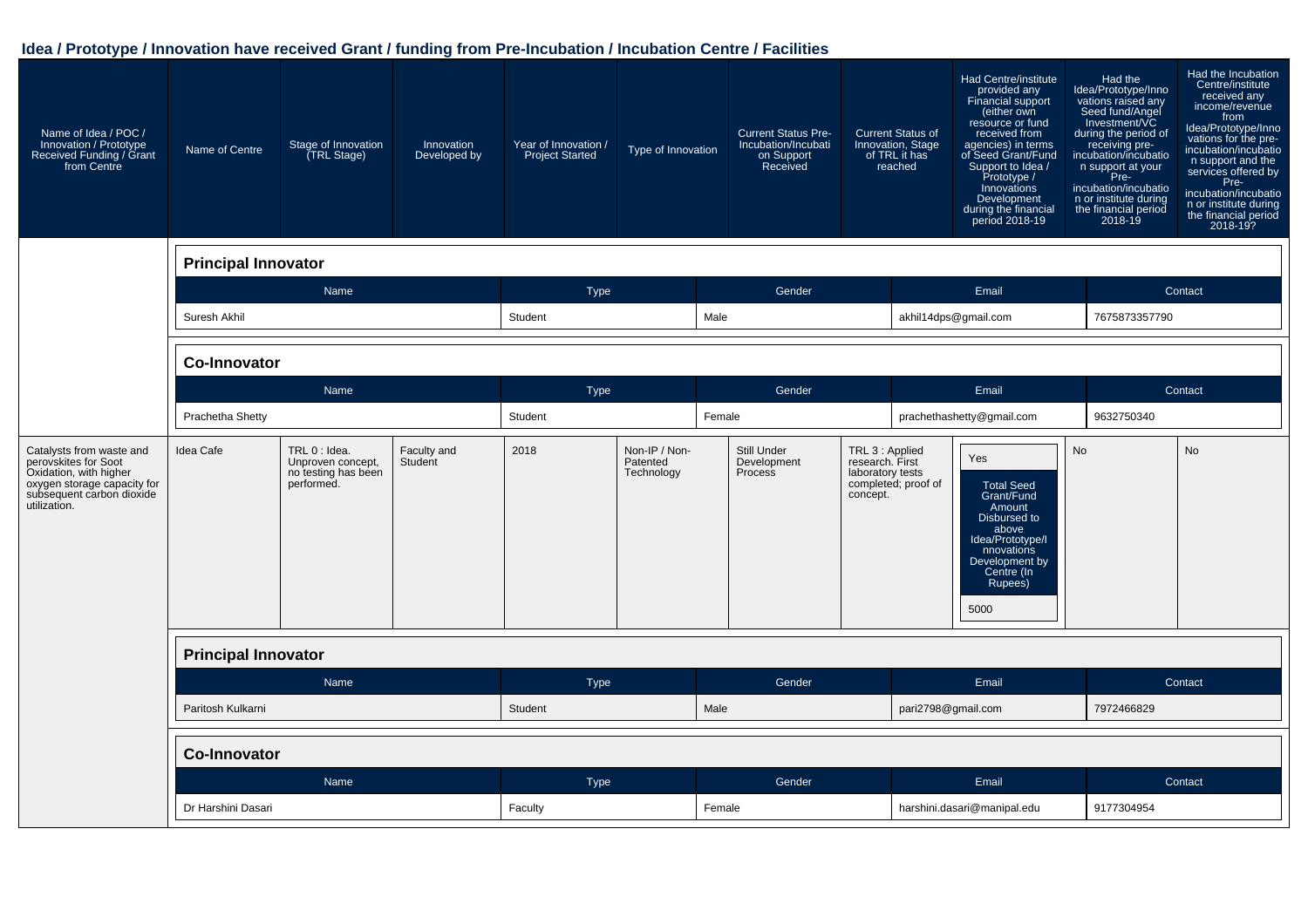## Idea / Prototype / Innovation have received Grant / funding from Pre-Incubation / Incubation Centre / Facilities

| Name of Idea / POC / Innovation / Prototype Received Funding / Grant from Centre | Name of Centre | Stage of Innovation (TRL Stage) | Innovation Developed by | Year of Innovation / Project Started | Type of Innovation | Current Status Pre-Incubation/Incubation Support Received | Current Status of Innovation, Stage of TRL it has reached | Had Centre/institute provided any Financial support (either own resource or fund received from agencies) in terms of Seed Grant/Fund Support to Idea / Prototype / Innovations Development during the financial period 2018-19 | Had the Idea/Prototype/Innovations raised any Seed fund/Angel Investment/VC during the period of receiving pre-incubation/incubation support at your Pre-incubation/incubation or institute during the financial period 2018-19 | Had the Incubation Centre/institute received any income/revenue from Idea/Prototype/Innovations for the pre-incubation/incubation support and the services offered by Pre-incubation/incubation or institute during the financial period 2018-19? |
|---|---|---|---|---|---|---|---|---|---|---|

**Principal Innovator**

| Name | Type | Gender | Email | Contact |
|---|---|---|---|---|
| Suresh Akhil | Student | Male | akhil14dps@gmail.com | 7675873357790 |

**Co-Innovator**

| Name | Type | Gender | Email | Contact |
|---|---|---|---|---|
| Prachetha Shetty | Student | Female | prachethashetty@gmail.com | 9632750340 |

| Name of Idea / POC / Innovation / Prototype Received Funding / Grant from Centre | Name of Centre | Stage of Innovation (TRL Stage) | Innovation Developed by | Year of Innovation / Project Started | Type of Innovation | Current Status Pre-Incubation/Incubation Support Received | Current Status of Innovation, Stage of TRL it has reached | Had Centre/institute provided any Financial support ... during the financial period 2018-19 | Had the Idea/Prototype/Innovations raised any Seed fund/Angel Investment/VC ... 2018-19 | Had the Incubation Centre/institute received any income/revenue ... 2018-19? |
|---|---|---|---|---|---|---|---|---|---|---|
| Catalysts from waste and perovskites for Soot Oxidation, with higher oxygen storage capacity for subsequent carbon dioxide utilization. | Idea Cafe | TRL 0 : Idea. Unproven concept, no testing has been performed. | Faculty and Student | 2018 | Non-IP / Non-Patented Technology | Still Under Development Process | TRL 3 : Applied research. First laboratory tests completed; proof of concept. | Yes<br>Total Seed Grant/Fund Amount Disbursed to above Idea/Prototype/Innovations Development by Centre (In Rupees)<br>5000 | No | No |

**Principal Innovator**

| Name | Type | Gender | Email | Contact |
|---|---|---|---|---|
| Paritosh Kulkarni | Student | Male | pari2798@gmail.com | 7972466829 |

**Co-Innovator**

| Name | Type | Gender | Email | Contact |
|---|---|---|---|---|
| Dr Harshini Dasari | Faculty | Female | harshini.dasari@manipal.edu | 9177304954 |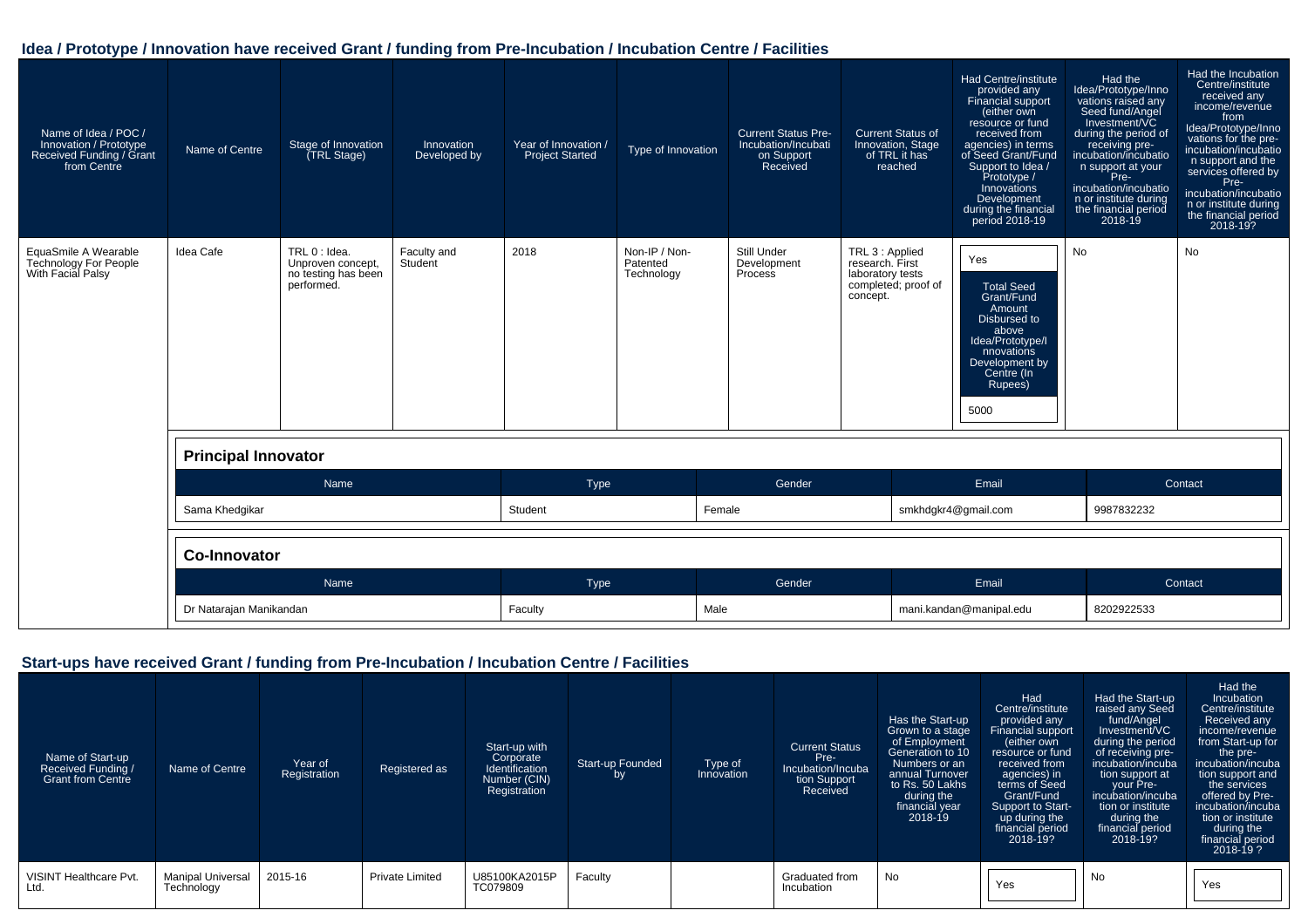## Idea / Prototype / Innovation have received Grant / funding from Pre-Incubation / Incubation Centre / Facilities

| Name of Idea / POC / Innovation / Prototype Received Funding / Grant from Centre | Name of Centre | Stage of Innovation (TRL Stage) | Innovation Developed by | Year of Innovation / Project Started | Type of Innovation | Current Status Pre-Incubation/Incubation Support Received | Current Status of Innovation, Stage of TRL it has reached | Had Centre/institute provided any Financial support (either own resource or fund received from agencies) in terms of Seed Grant/Fund Support to Idea / Prototype / Innovations Development during the financial period 2018-19 | Had the Idea/Prototype/Innovations raised any Seed fund/Angel Investment/VC during the period of receiving pre-incubation/incubation support at your Pre-incubation/incubation or institute during the financial period 2018-19 | Had the Incubation Centre/institute received any income/revenue from Idea/Prototype/Innovations for the pre-incubation/incubation support and the services offered by Pre-incubation/incubation or institute during the financial period 2018-19? |
|---|---|---|---|---|---|---|---|---|---|---|
| EquaSmile A Wearable Technology For People With Facial Palsy | Idea Cafe | TRL 0 : Idea. Unproven concept, no testing has been performed. | Faculty and Student | 2018 | Non-IP / Non-Patented Technology | Still Under Development Process | TRL 3 : Applied research. First laboratory tests completed; proof of concept. | Yes<br>Total Seed Grant/Fund Amount Disbursed to above Idea/Prototype/Innovations Development by Centre (In Rupees)<br>5000 | No | No |

**Principal Innovator**

| Name | Type | Gender | Email | Contact |
|---|---|---|---|---|
| Sama Khedgikar | Student | Female | smkhdgkr4@gmail.com | 9987832232 |

**Co-Innovator**

| Name | Type | Gender | Email | Contact |
|---|---|---|---|---|
| Dr Natarajan Manikandan | Faculty | Male | mani.kandan@manipal.edu | 8202922533 |

## Start-ups have received Grant / funding from Pre-Incubation / Incubation Centre / Facilities

| Name of Start-up Received Funding / Grant from Centre | Name of Centre | Year of Registration | Registered as | Start-up with Corporate Identification Number (CIN) Registration | Start-up Founded by | Type of Innovation | Current Status Pre-Incubation/Incubation Support Received | Has the Start-up Grown to a stage of Employment Generation to 10 Numbers or an annual Turnover to Rs. 50 Lakhs during the financial year 2018-19 | Had Centre/institute provided any Financial support (either own resource or fund received from agencies) in terms of Seed Grant/Fund Support to Start-up during the financial period 2018-19? | Had the Start-up raised any Seed fund/Angel Investment/VC during the period of receiving pre-incubation/incubation support at your Pre-incubation/incubation or institute during the financial period 2018-19? | Had the Incubation Centre/institute Received any income/revenue from Start-up for the pre-incubation/incubation support and the services offered by Pre-incubation/incubation or institute during the financial period 2018-19 ? |
|---|---|---|---|---|---|---|---|---|---|---|---|
| VISINT Healthcare Pvt. Ltd. | Manipal Universal Technology | 2015-16 | Private Limited | U85100KA2015PTC079809 | Faculty | | Graduated from Incubation | No | Yes | No | Yes |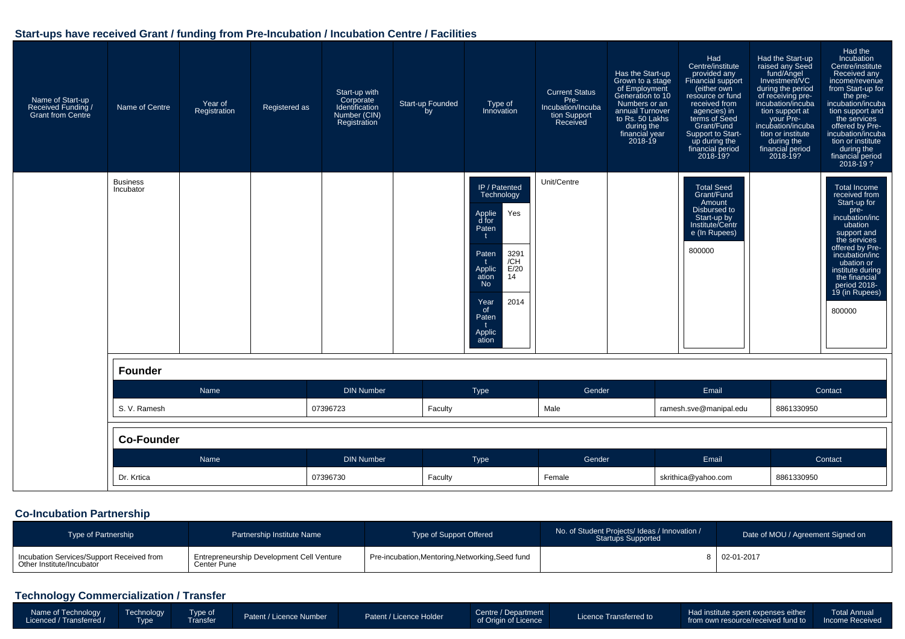## Start-ups have received Grant / funding from Pre-Incubation / Incubation Centre / Facilities

| Name of Start-up Received Funding / Grant from Centre | Name of Centre | Year of Registration | Registered as | Start-up with Corporate Identification Number (CIN) Registration | Start-up Founded by | Type of Innovation | Current Status Pre-Incubation/Incubation Support Received | Has the Start-up Grown to a stage of Employment Generation to 10 Numbers or an annual Turnover to Rs. 50 Lakhs during the financial year 2018-19 | Had Centre/institute provided any Financial support (either own resource or fund received from agencies) in terms of Seed Grant/Fund Support to Start-up during the financial period 2018-19? | Had the Start-up raised any Seed fund/Angel Investment/VC during the period of receiving pre-incubation/incubation support at your Pre-incubation/incubation or institute during the financial period 2018-19? | Had the Incubation Centre/institute Received any income/revenue from Start-up for the pre-incubation/incubation support and the services offered by Pre-incubation/incubation or institute during the financial period 2018-19 ? |
|---|---|---|---|---|---|---|---|---|---|---|---|
| | Business Incubator | | | | | IP / Patented Technology; Applied for Patent: Yes; Patent Application No: 3291/CHE/2014; Year of Patent Application: 2014 | Unit/Centre | | Total Seed Grant/Fund Amount Disbursed to Start-up by Institute/Centre (In Rupees): 800000 | | Total Income received from Start-up for pre-incubation/incubation support and the services offered by Pre-incubation/incubation or institute during the financial period 2018-19 (in Rupees): 800000 |

**Founder**

| Name | DIN Number | Type | Gender | Email | Contact |
|---|---|---|---|---|---|
| S. V. Ramesh | 07396723 | Faculty | Male | ramesh.sve@manipal.edu | 8861330950 |

**Co-Founder**

| Name | DIN Number | Type | Gender | Email | Contact |
|---|---|---|---|---|---|
| Dr. Krtica | 07396730 | Faculty | Female | skrithica@yahoo.com | 8861330950 |

## Co-Incubation Partnership

| Type of Partnership | Partnership Institute Name | Type of Support Offered | No. of Student Projects/ Ideas / Innovation / Startups Supported | Date of MOU / Agreement Signed on |
|---|---|---|---|---|
| Incubation Services/Support Received from Other Institute/Incubator | Entrepreneurship Development Cell Venture Center Pune | Pre-incubation,Mentoring,Networking,Seed fund | 8 | 02-01-2017 |

## Technology Commercialization / Transfer

| Name of Technology Licenced / Transferred / | Technology Type | Type of Transfer | Patent / Licence Number | Patent / Licence Holder | Centre / Department of Origin of Licence | Licence Transferred to | Had institute spent expenses either from own resource/received fund to | Total Annual Income Received |
|---|---|---|---|---|---|---|---|---|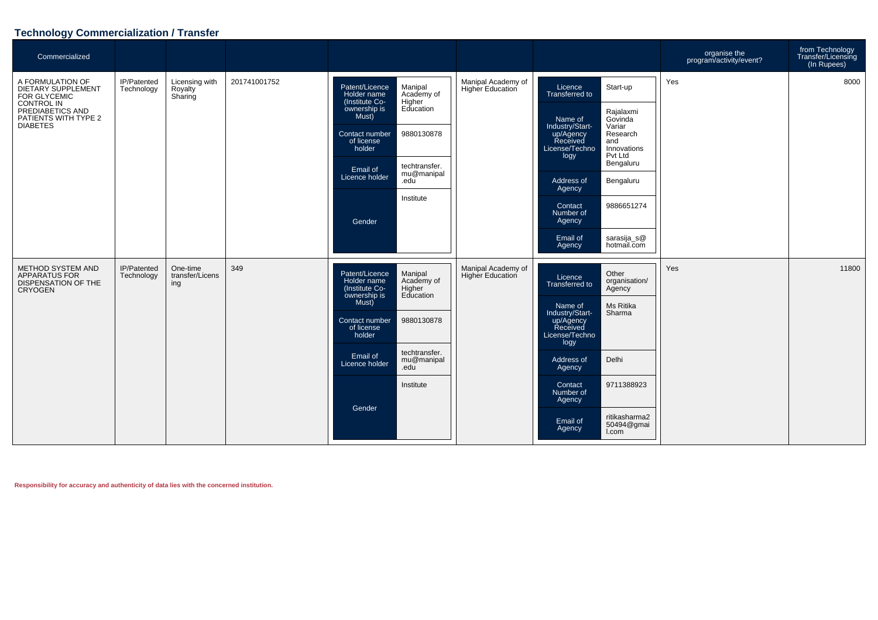## Technology Commercialization / Transfer

| Commercialized | | | | | | | | organise the program/activity/event? | from Technology Transfer/Licensing (In Rupees) |
|---|---|---|---|---|---|---|---|---|---|
| A FORMULATION OF DIETARY SUPPLEMENT FOR GLYCEMIC CONTROL IN PREDIABETICS AND PATIENTS WITH TYPE 2 DIABETES | IP/Patented Technology | Licensing with Royalty Sharing | 201741001752 | Patent/Licence Holder name (Institute Co-ownership is Must): Manipal Academy of Higher Education<br>Contact number of license holder: 9880130878<br>Email of Licence holder: techtransfer.mu@manipal.edu<br>Gender: Institute | Manipal Academy of Higher Education | Licence Transferred to: Start-up<br>Name of Industry/Start-up/Agency Received License/Technology: Rajalaxmi Govinda Variar Research and Innovations Pvt Ltd Bengaluru<br>Address of Agency: Bengaluru<br>Contact Number of Agency: 9886651274<br>Email of Agency: sarasija_s@hotmail.com | Yes | 8000 |
| METHOD SYSTEM AND APPARATUS FOR DISPENSATION OF THE CRYOGEN | IP/Patented Technology | One-time transfer/Licensing | 349 | Patent/Licence Holder name (Institute Co-ownership is Must): Manipal Academy of Higher Education<br>Contact number of license holder: 9880130878<br>Email of Licence holder: techtransfer.mu@manipal.edu<br>Gender: Institute | Manipal Academy of Higher Education | Licence Transferred to: Other organisation/ Agency<br>Name of Industry/Start-up/Agency Received License/Technology: Ms Ritika Sharma<br>Address of Agency: Delhi<br>Contact Number of Agency: 9711388923<br>Email of Agency: ritikasharma250494@gmail.com | Yes | 11800 |

**Responsibility for accuracy and authenticity of data lies with the concerned institution.**